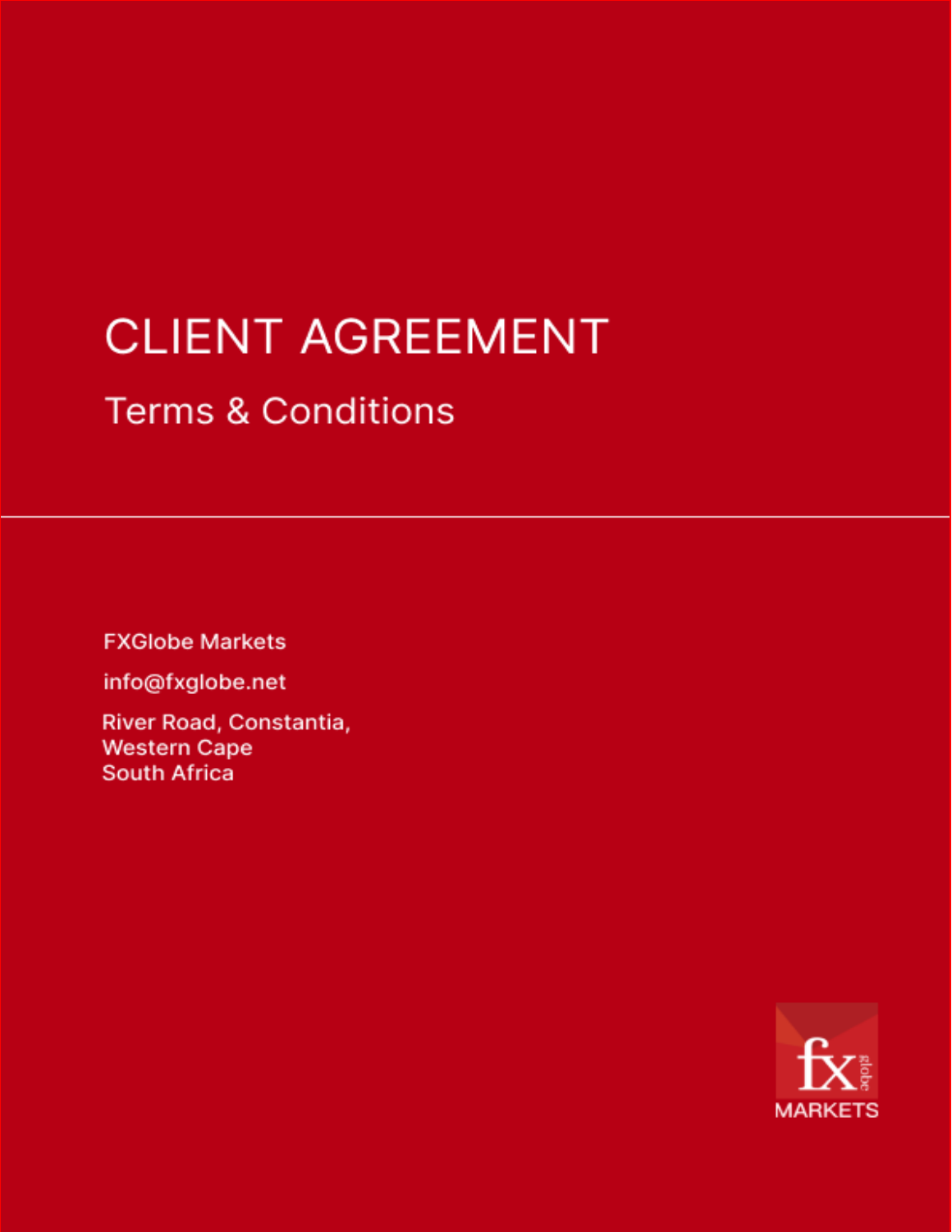# CLIENT AGREEMENT

## Terms & Conditions

FXGlobe Markets

info@fxglobe.net

River Road, Constantia,
Western Cape
South Africa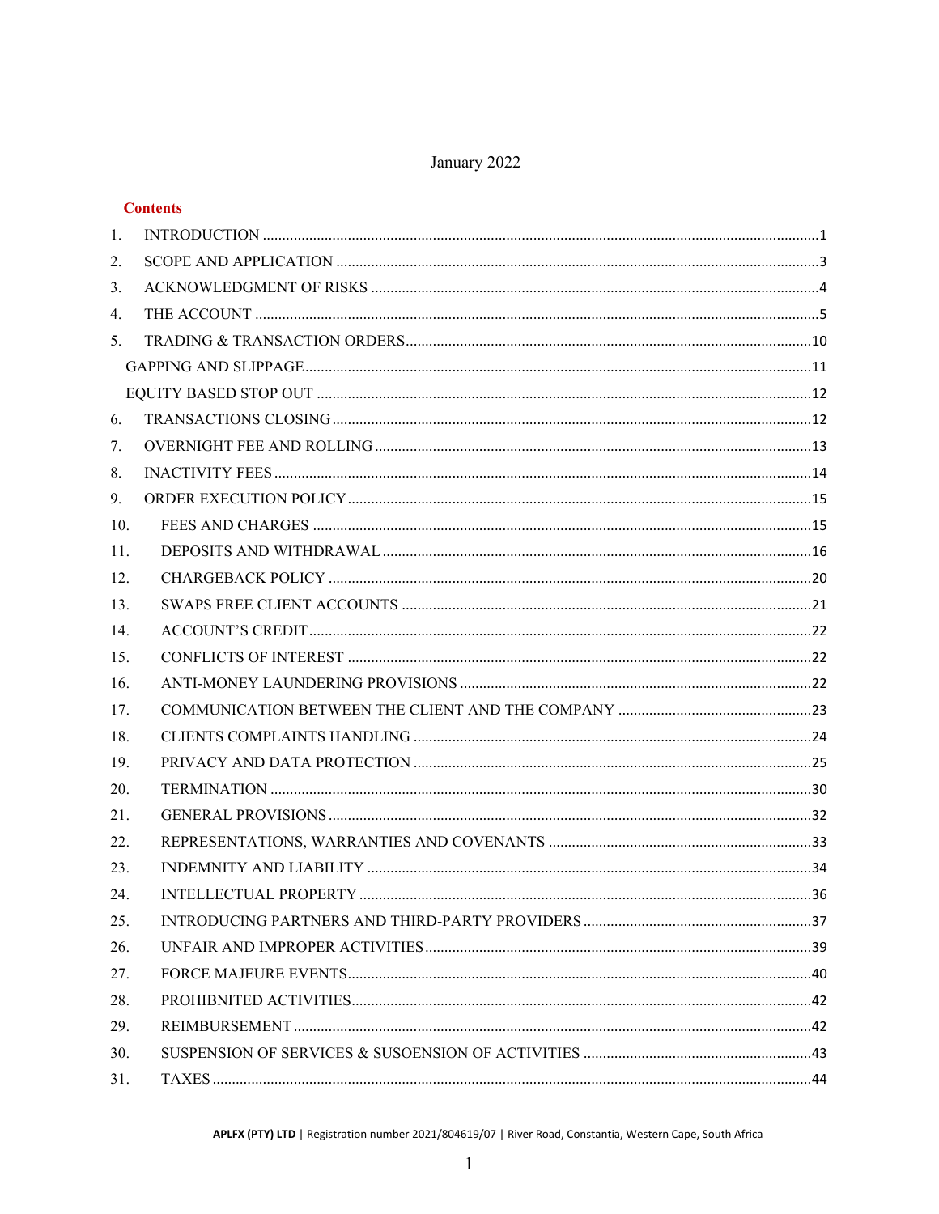January 2022

**Contents**

1. INTRODUCTION ..... 1
2. SCOPE AND APPLICATION ..... 3
3. ACKNOWLEDGMENT OF RISKS ..... 4
4. THE ACCOUNT ..... 5
5. TRADING & TRANSACTION ORDERS ..... 10
   - GAPPING AND SLIPPAGE ..... 11
   - EQUITY BASED STOP OUT ..... 12
6. TRANSACTIONS CLOSING ..... 12
7. OVERNIGHT FEE AND ROLLING ..... 13
8. INACTIVITY FEES ..... 14
9. ORDER EXECUTION POLICY ..... 15
10. FEES AND CHARGES ..... 15
11. DEPOSITS AND WITHDRAWAL ..... 16
12. CHARGEBACK POLICY ..... 20
13. SWAPS FREE CLIENT ACCOUNTS ..... 21
14. ACCOUNT'S CREDIT ..... 22
15. CONFLICTS OF INTEREST ..... 22
16. ANTI-MONEY LAUNDERING PROVISIONS ..... 22
17. COMMUNICATION BETWEEN THE CLIENT AND THE COMPANY ..... 23
18. CLIENTS COMPLAINTS HANDLING ..... 24
19. PRIVACY AND DATA PROTECTION ..... 25
20. TERMINATION ..... 30
21. GENERAL PROVISIONS ..... 32
22. REPRESENTATIONS, WARRANTIES AND COVENANTS ..... 33
23. INDEMNITY AND LIABILITY ..... 34
24. INTELLECTUAL PROPERTY ..... 36
25. INTRODUCING PARTNERS AND THIRD-PARTY PROVIDERS ..... 37
26. UNFAIR AND IMPROPER ACTIVITIES ..... 39
27. FORCE MAJEURE EVENTS ..... 40
28. PROHIBNITED ACTIVITIES ..... 42
29. REIMBURSEMENT ..... 42
30. SUSPENSION OF SERVICES & SUSOENSION OF ACTIVITIES ..... 43
31. TAXES ..... 44

**APLFX (PTY) LTD** | Registration number 2021/804619/07 | River Road, Constantia, Western Cape, South Africa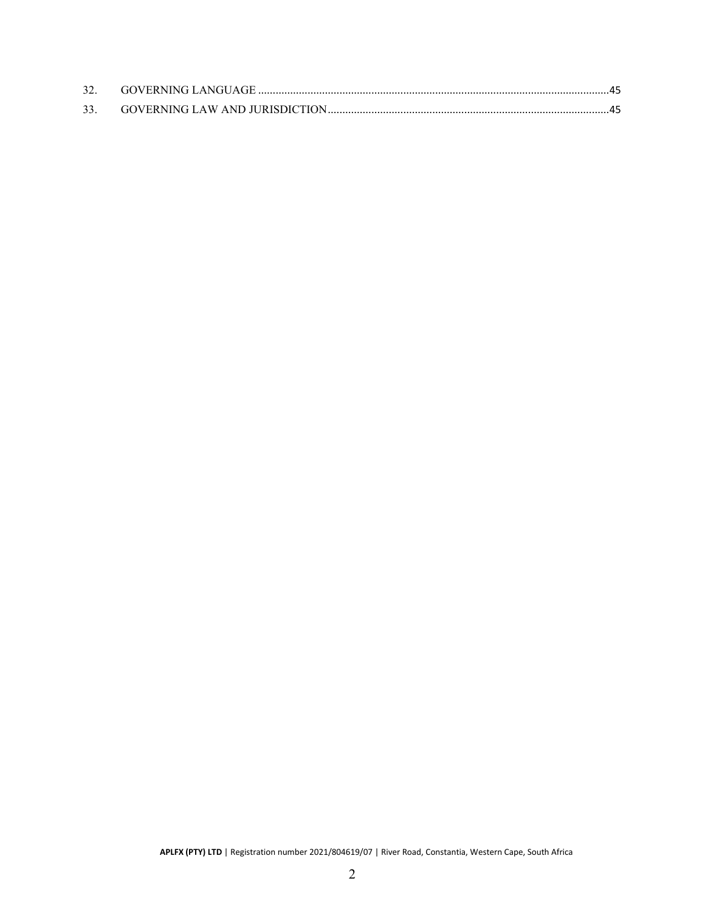32. GOVERNING LANGUAGE ........................................................................................................................45

33. GOVERNING LAW AND JURISDICTION................................................................................................45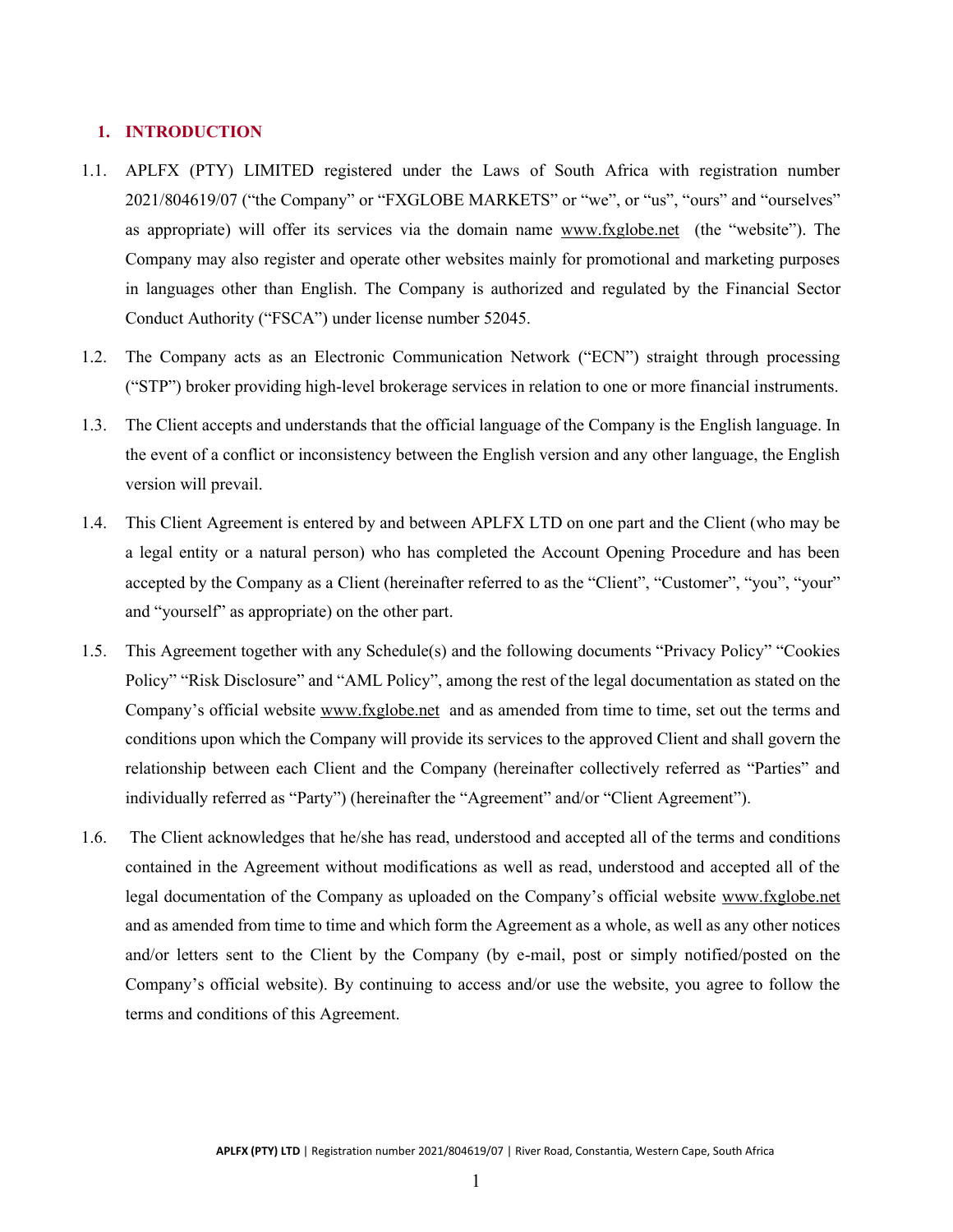## 1. INTRODUCTION

1.1. APLFX (PTY) LIMITED registered under the Laws of South Africa with registration number 2021/804619/07 ("the Company" or "FXGLOBE MARKETS" or "we", or "us", "ours" and "ourselves" as appropriate) will offer its services via the domain name www.fxglobe.net (the "website"). The Company may also register and operate other websites mainly for promotional and marketing purposes in languages other than English. The Company is authorized and regulated by the Financial Sector Conduct Authority ("FSCA") under license number 52045.

1.2. The Company acts as an Electronic Communication Network ("ECN") straight through processing ("STP") broker providing high-level brokerage services in relation to one or more financial instruments.

1.3. The Client accepts and understands that the official language of the Company is the English language. In the event of a conflict or inconsistency between the English version and any other language, the English version will prevail.

1.4. This Client Agreement is entered by and between APLFX LTD on one part and the Client (who may be a legal entity or a natural person) who has completed the Account Opening Procedure and has been accepted by the Company as a Client (hereinafter referred to as the "Client", "Customer", "you", "your" and "yourself" as appropriate) on the other part.

1.5. This Agreement together with any Schedule(s) and the following documents "Privacy Policy" "Cookies Policy" "Risk Disclosure" and "AML Policy", among the rest of the legal documentation as stated on the Company's official website www.fxglobe.net and as amended from time to time, set out the terms and conditions upon which the Company will provide its services to the approved Client and shall govern the relationship between each Client and the Company (hereinafter collectively referred as "Parties" and individually referred as "Party") (hereinafter the "Agreement" and/or "Client Agreement").

1.6. The Client acknowledges that he/she has read, understood and accepted all of the terms and conditions contained in the Agreement without modifications as well as read, understood and accepted all of the legal documentation of the Company as uploaded on the Company's official website www.fxglobe.net and as amended from time to time and which form the Agreement as a whole, as well as any other notices and/or letters sent to the Client by the Company (by e-mail, post or simply notified/posted on the Company's official website). By continuing to access and/or use the website, you agree to follow the terms and conditions of this Agreement.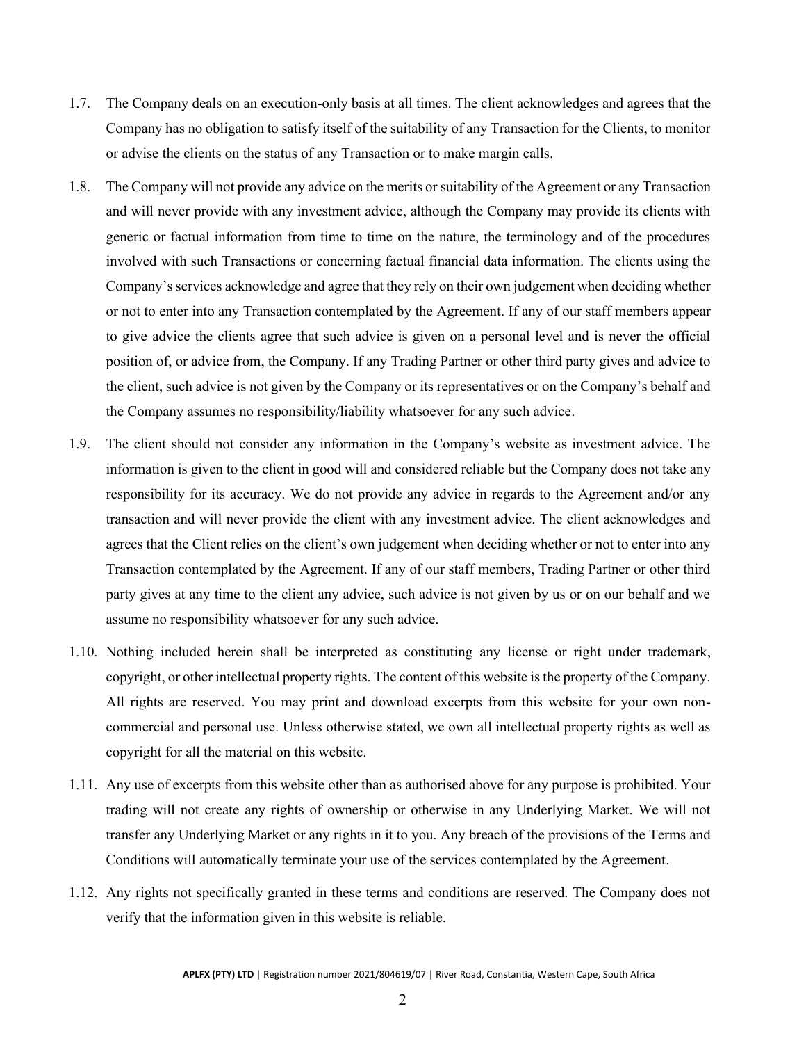1.7. The Company deals on an execution-only basis at all times. The client acknowledges and agrees that the Company has no obligation to satisfy itself of the suitability of any Transaction for the Clients, to monitor or advise the clients on the status of any Transaction or to make margin calls.

1.8. The Company will not provide any advice on the merits or suitability of the Agreement or any Transaction and will never provide with any investment advice, although the Company may provide its clients with generic or factual information from time to time on the nature, the terminology and of the procedures involved with such Transactions or concerning factual financial data information. The clients using the Company's services acknowledge and agree that they rely on their own judgement when deciding whether or not to enter into any Transaction contemplated by the Agreement. If any of our staff members appear to give advice the clients agree that such advice is given on a personal level and is never the official position of, or advice from, the Company. If any Trading Partner or other third party gives and advice to the client, such advice is not given by the Company or its representatives or on the Company's behalf and the Company assumes no responsibility/liability whatsoever for any such advice.

1.9. The client should not consider any information in the Company's website as investment advice. The information is given to the client in good will and considered reliable but the Company does not take any responsibility for its accuracy. We do not provide any advice in regards to the Agreement and/or any transaction and will never provide the client with any investment advice. The client acknowledges and agrees that the Client relies on the client's own judgement when deciding whether or not to enter into any Transaction contemplated by the Agreement. If any of our staff members, Trading Partner or other third party gives at any time to the client any advice, such advice is not given by us or on our behalf and we assume no responsibility whatsoever for any such advice.

1.10. Nothing included herein shall be interpreted as constituting any license or right under trademark, copyright, or other intellectual property rights. The content of this website is the property of the Company. All rights are reserved. You may print and download excerpts from this website for your own non-commercial and personal use. Unless otherwise stated, we own all intellectual property rights as well as copyright for all the material on this website.

1.11. Any use of excerpts from this website other than as authorised above for any purpose is prohibited. Your trading will not create any rights of ownership or otherwise in any Underlying Market. We will not transfer any Underlying Market or any rights in it to you. Any breach of the provisions of the Terms and Conditions will automatically terminate your use of the services contemplated by the Agreement.

1.12. Any rights not specifically granted in these terms and conditions are reserved. The Company does not verify that the information given in this website is reliable.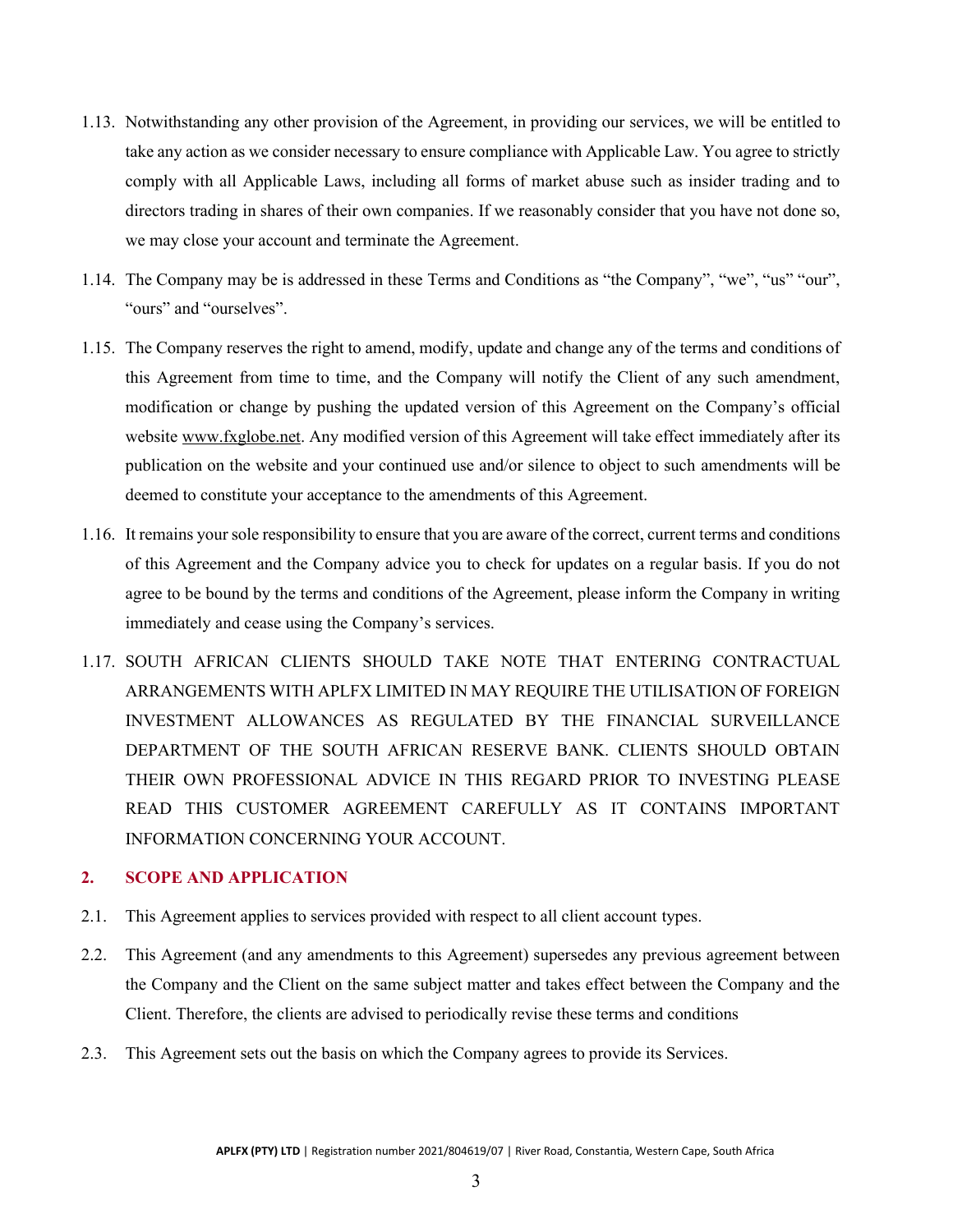1.13. Notwithstanding any other provision of the Agreement, in providing our services, we will be entitled to take any action as we consider necessary to ensure compliance with Applicable Law. You agree to strictly comply with all Applicable Laws, including all forms of market abuse such as insider trading and to directors trading in shares of their own companies. If we reasonably consider that you have not done so, we may close your account and terminate the Agreement.

1.14. The Company may be is addressed in these Terms and Conditions as "the Company", "we", "us" "our", "ours" and "ourselves".

1.15. The Company reserves the right to amend, modify, update and change any of the terms and conditions of this Agreement from time to time, and the Company will notify the Client of any such amendment, modification or change by pushing the updated version of this Agreement on the Company's official website www.fxglobe.net. Any modified version of this Agreement will take effect immediately after its publication on the website and your continued use and/or silence to object to such amendments will be deemed to constitute your acceptance to the amendments of this Agreement.

1.16. It remains your sole responsibility to ensure that you are aware of the correct, current terms and conditions of this Agreement and the Company advice you to check for updates on a regular basis. If you do not agree to be bound by the terms and conditions of the Agreement, please inform the Company in writing immediately and cease using the Company's services.

1.17. SOUTH AFRICAN CLIENTS SHOULD TAKE NOTE THAT ENTERING CONTRACTUAL ARRANGEMENTS WITH APLFX LIMITED IN MAY REQUIRE THE UTILISATION OF FOREIGN INVESTMENT ALLOWANCES AS REGULATED BY THE FINANCIAL SURVEILLANCE DEPARTMENT OF THE SOUTH AFRICAN RESERVE BANK. CLIENTS SHOULD OBTAIN THEIR OWN PROFESSIONAL ADVICE IN THIS REGARD PRIOR TO INVESTING PLEASE READ THIS CUSTOMER AGREEMENT CAREFULLY AS IT CONTAINS IMPORTANT INFORMATION CONCERNING YOUR ACCOUNT.

## 2. SCOPE AND APPLICATION

2.1. This Agreement applies to services provided with respect to all client account types.

2.2. This Agreement (and any amendments to this Agreement) supersedes any previous agreement between the Company and the Client on the same subject matter and takes effect between the Company and the Client. Therefore, the clients are advised to periodically revise these terms and conditions

2.3. This Agreement sets out the basis on which the Company agrees to provide its Services.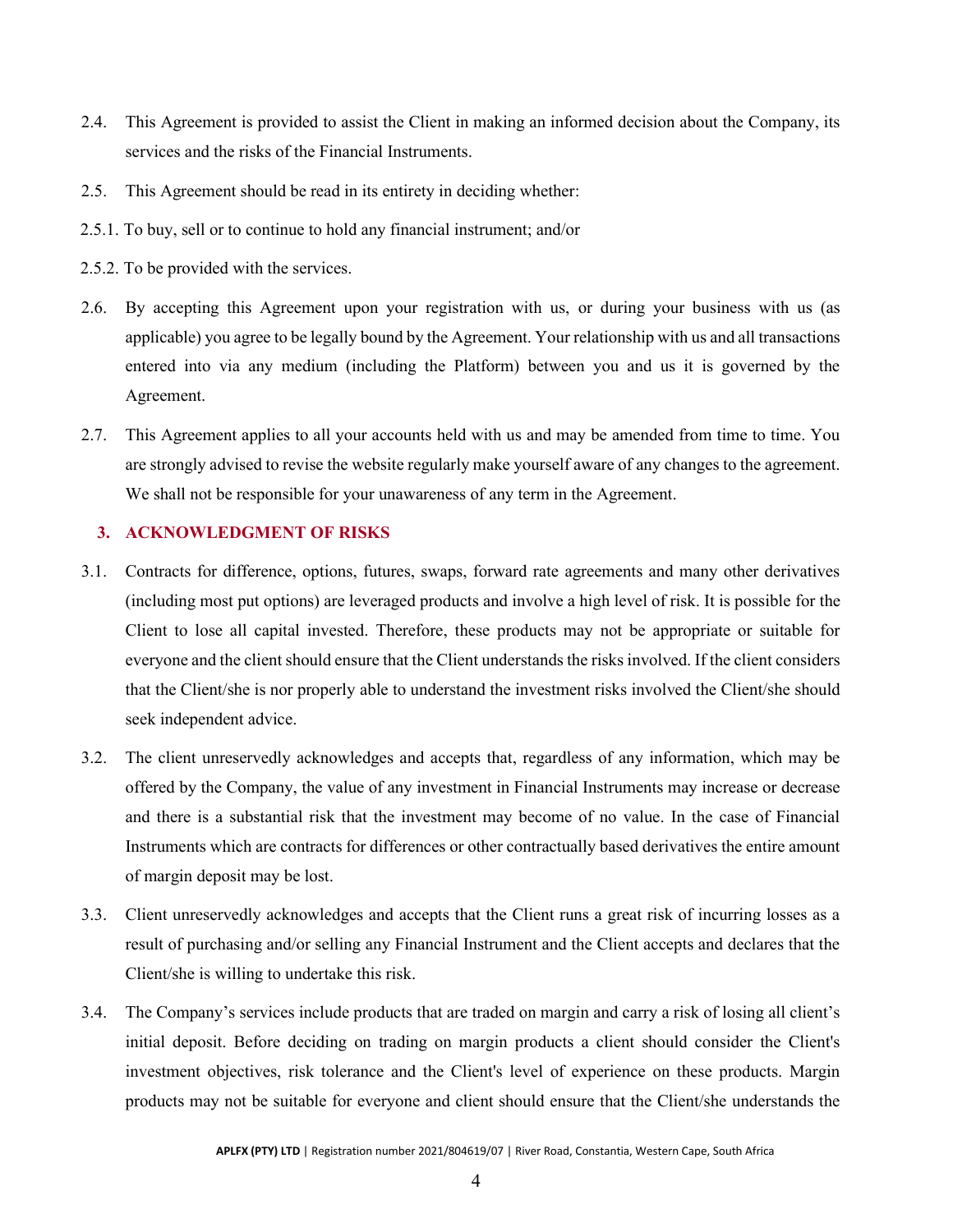2.4. This Agreement is provided to assist the Client in making an informed decision about the Company, its services and the risks of the Financial Instruments.

2.5. This Agreement should be read in its entirety in deciding whether:

2.5.1. To buy, sell or to continue to hold any financial instrument; and/or

2.5.2. To be provided with the services.

2.6. By accepting this Agreement upon your registration with us, or during your business with us (as applicable) you agree to be legally bound by the Agreement. Your relationship with us and all transactions entered into via any medium (including the Platform) between you and us it is governed by the Agreement.

2.7. This Agreement applies to all your accounts held with us and may be amended from time to time. You are strongly advised to revise the website regularly make yourself aware of any changes to the agreement. We shall not be responsible for your unawareness of any term in the Agreement.

## 3. ACKNOWLEDGMENT OF RISKS

3.1. Contracts for difference, options, futures, swaps, forward rate agreements and many other derivatives (including most put options) are leveraged products and involve a high level of risk. It is possible for the Client to lose all capital invested. Therefore, these products may not be appropriate or suitable for everyone and the client should ensure that the Client understands the risks involved. If the client considers that the Client/she is nor properly able to understand the investment risks involved the Client/she should seek independent advice.

3.2. The client unreservedly acknowledges and accepts that, regardless of any information, which may be offered by the Company, the value of any investment in Financial Instruments may increase or decrease and there is a substantial risk that the investment may become of no value. In the case of Financial Instruments which are contracts for differences or other contractually based derivatives the entire amount of margin deposit may be lost.

3.3. Client unreservedly acknowledges and accepts that the Client runs a great risk of incurring losses as a result of purchasing and/or selling any Financial Instrument and the Client accepts and declares that the Client/she is willing to undertake this risk.

3.4. The Company's services include products that are traded on margin and carry a risk of losing all client's initial deposit. Before deciding on trading on margin products a client should consider the Client's investment objectives, risk tolerance and the Client's level of experience on these products. Margin products may not be suitable for everyone and client should ensure that the Client/she understands the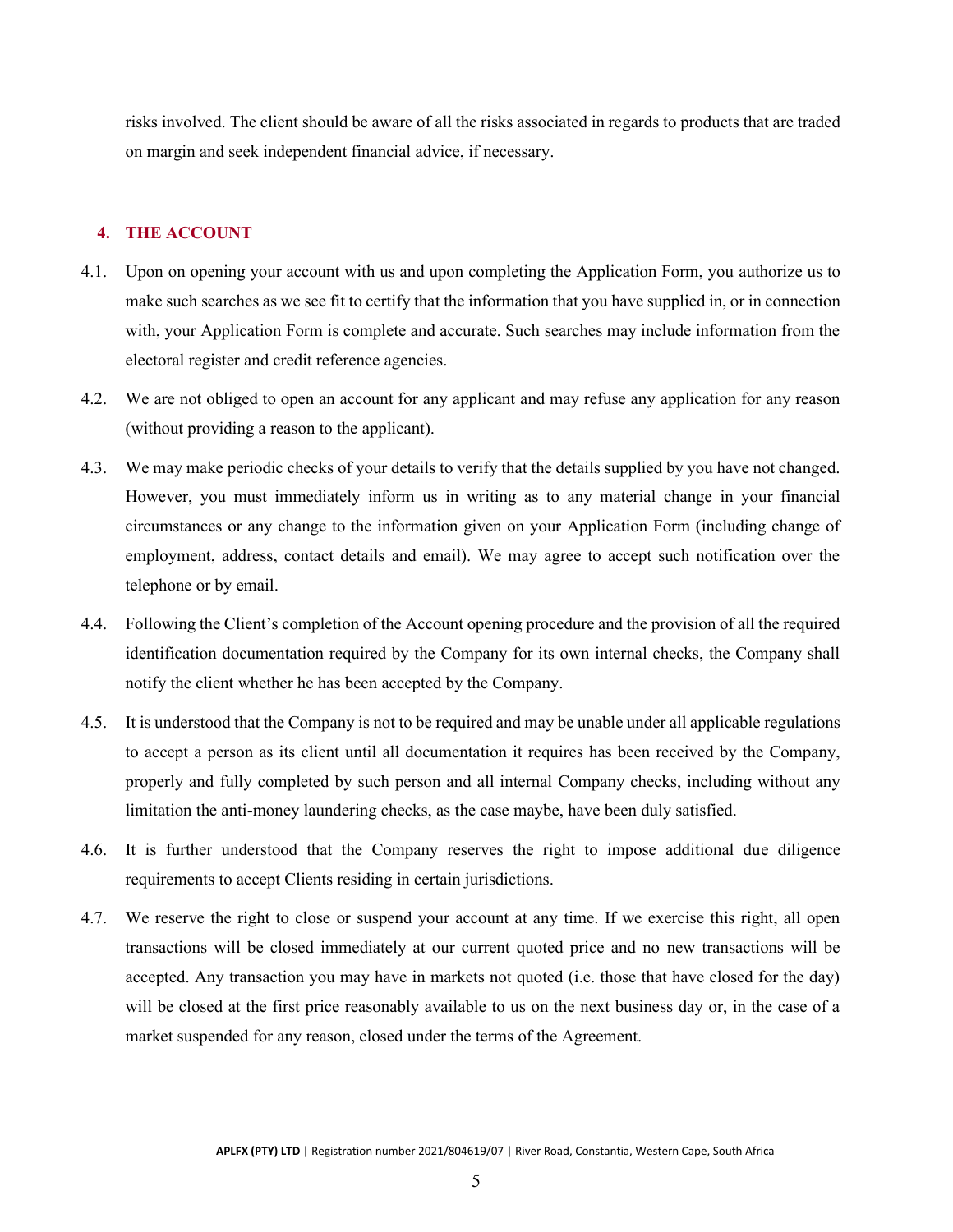risks involved. The client should be aware of all the risks associated in regards to products that are traded on margin and seek independent financial advice, if necessary.

## 4. THE ACCOUNT

4.1. Upon on opening your account with us and upon completing the Application Form, you authorize us to make such searches as we see fit to certify that the information that you have supplied in, or in connection with, your Application Form is complete and accurate. Such searches may include information from the electoral register and credit reference agencies.

4.2. We are not obliged to open an account for any applicant and may refuse any application for any reason (without providing a reason to the applicant).

4.3. We may make periodic checks of your details to verify that the details supplied by you have not changed. However, you must immediately inform us in writing as to any material change in your financial circumstances or any change to the information given on your Application Form (including change of employment, address, contact details and email). We may agree to accept such notification over the telephone or by email.

4.4. Following the Client's completion of the Account opening procedure and the provision of all the required identification documentation required by the Company for its own internal checks, the Company shall notify the client whether he has been accepted by the Company.

4.5. It is understood that the Company is not to be required and may be unable under all applicable regulations to accept a person as its client until all documentation it requires has been received by the Company, properly and fully completed by such person and all internal Company checks, including without any limitation the anti-money laundering checks, as the case maybe, have been duly satisfied.

4.6. It is further understood that the Company reserves the right to impose additional due diligence requirements to accept Clients residing in certain jurisdictions.

4.7. We reserve the right to close or suspend your account at any time. If we exercise this right, all open transactions will be closed immediately at our current quoted price and no new transactions will be accepted. Any transaction you may have in markets not quoted (i.e. those that have closed for the day) will be closed at the first price reasonably available to us on the next business day or, in the case of a market suspended for any reason, closed under the terms of the Agreement.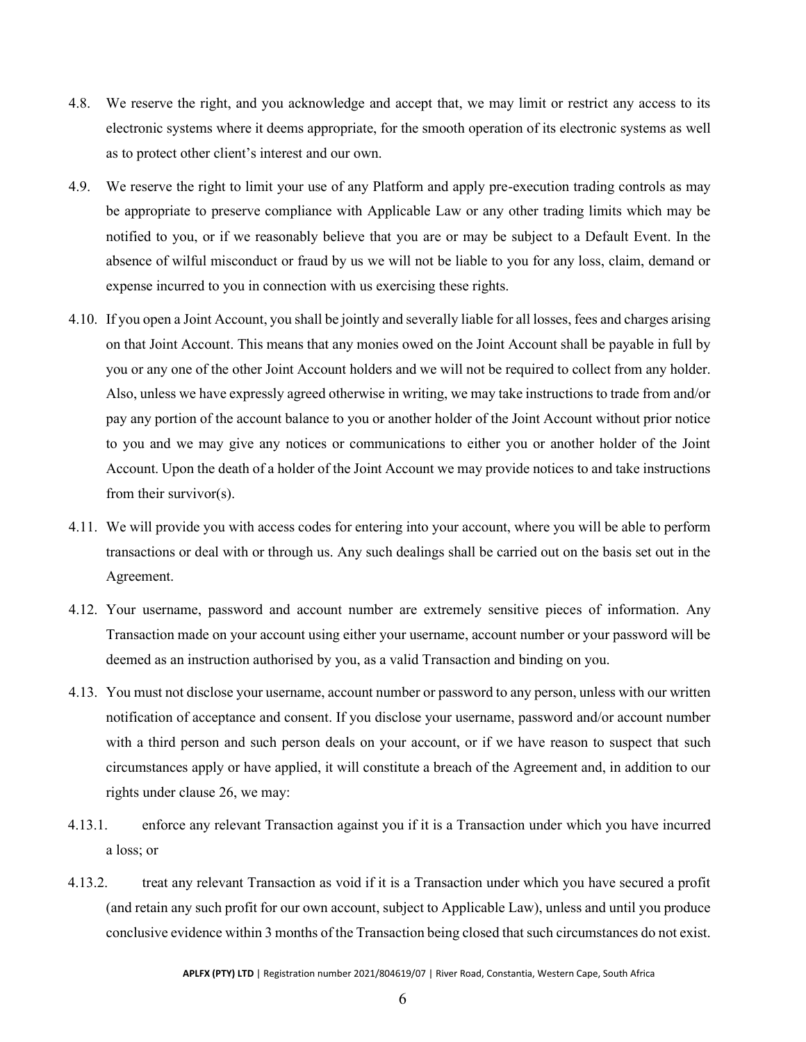4.8. We reserve the right, and you acknowledge and accept that, we may limit or restrict any access to its electronic systems where it deems appropriate, for the smooth operation of its electronic systems as well as to protect other client's interest and our own.

4.9. We reserve the right to limit your use of any Platform and apply pre-execution trading controls as may be appropriate to preserve compliance with Applicable Law or any other trading limits which may be notified to you, or if we reasonably believe that you are or may be subject to a Default Event. In the absence of wilful misconduct or fraud by us we will not be liable to you for any loss, claim, demand or expense incurred to you in connection with us exercising these rights.

4.10. If you open a Joint Account, you shall be jointly and severally liable for all losses, fees and charges arising on that Joint Account. This means that any monies owed on the Joint Account shall be payable in full by you or any one of the other Joint Account holders and we will not be required to collect from any holder. Also, unless we have expressly agreed otherwise in writing, we may take instructions to trade from and/or pay any portion of the account balance to you or another holder of the Joint Account without prior notice to you and we may give any notices or communications to either you or another holder of the Joint Account. Upon the death of a holder of the Joint Account we may provide notices to and take instructions from their survivor(s).

4.11. We will provide you with access codes for entering into your account, where you will be able to perform transactions or deal with or through us. Any such dealings shall be carried out on the basis set out in the Agreement.

4.12. Your username, password and account number are extremely sensitive pieces of information. Any Transaction made on your account using either your username, account number or your password will be deemed as an instruction authorised by you, as a valid Transaction and binding on you.

4.13. You must not disclose your username, account number or password to any person, unless with our written notification of acceptance and consent. If you disclose your username, password and/or account number with a third person and such person deals on your account, or if we have reason to suspect that such circumstances apply or have applied, it will constitute a breach of the Agreement and, in addition to our rights under clause 26, we may:

4.13.1. enforce any relevant Transaction against you if it is a Transaction under which you have incurred a loss; or

4.13.2. treat any relevant Transaction as void if it is a Transaction under which you have secured a profit (and retain any such profit for our own account, subject to Applicable Law), unless and until you produce conclusive evidence within 3 months of the Transaction being closed that such circumstances do not exist.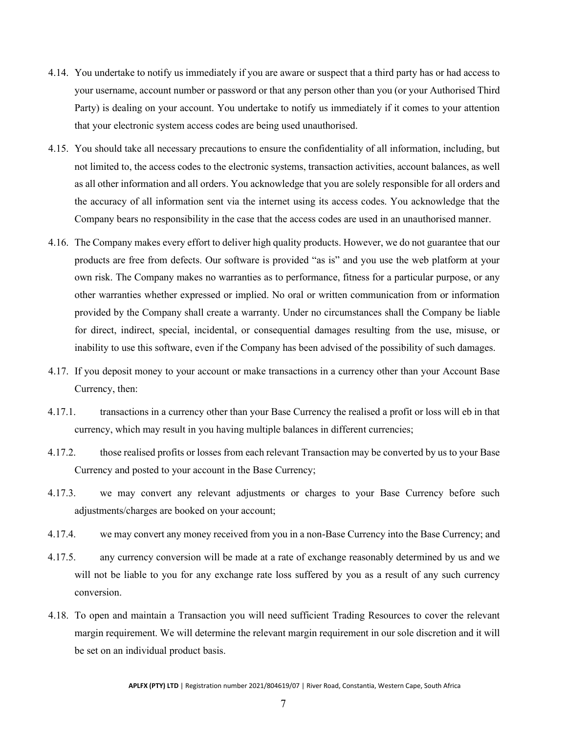4.14. You undertake to notify us immediately if you are aware or suspect that a third party has or had access to your username, account number or password or that any person other than you (or your Authorised Third Party) is dealing on your account. You undertake to notify us immediately if it comes to your attention that your electronic system access codes are being used unauthorised.

4.15. You should take all necessary precautions to ensure the confidentiality of all information, including, but not limited to, the access codes to the electronic systems, transaction activities, account balances, as well as all other information and all orders. You acknowledge that you are solely responsible for all orders and the accuracy of all information sent via the internet using its access codes. You acknowledge that the Company bears no responsibility in the case that the access codes are used in an unauthorised manner.

4.16. The Company makes every effort to deliver high quality products. However, we do not guarantee that our products are free from defects. Our software is provided "as is" and you use the web platform at your own risk. The Company makes no warranties as to performance, fitness for a particular purpose, or any other warranties whether expressed or implied. No oral or written communication from or information provided by the Company shall create a warranty. Under no circumstances shall the Company be liable for direct, indirect, special, incidental, or consequential damages resulting from the use, misuse, or inability to use this software, even if the Company has been advised of the possibility of such damages.

4.17. If you deposit money to your account or make transactions in a currency other than your Account Base Currency, then:

4.17.1. transactions in a currency other than your Base Currency the realised a profit or loss will eb in that currency, which may result in you having multiple balances in different currencies;

4.17.2. those realised profits or losses from each relevant Transaction may be converted by us to your Base Currency and posted to your account in the Base Currency;

4.17.3. we may convert any relevant adjustments or charges to your Base Currency before such adjustments/charges are booked on your account;

4.17.4. we may convert any money received from you in a non-Base Currency into the Base Currency; and

4.17.5. any currency conversion will be made at a rate of exchange reasonably determined by us and we will not be liable to you for any exchange rate loss suffered by you as a result of any such currency conversion.

4.18. To open and maintain a Transaction you will need sufficient Trading Resources to cover the relevant margin requirement. We will determine the relevant margin requirement in our sole discretion and it will be set on an individual product basis.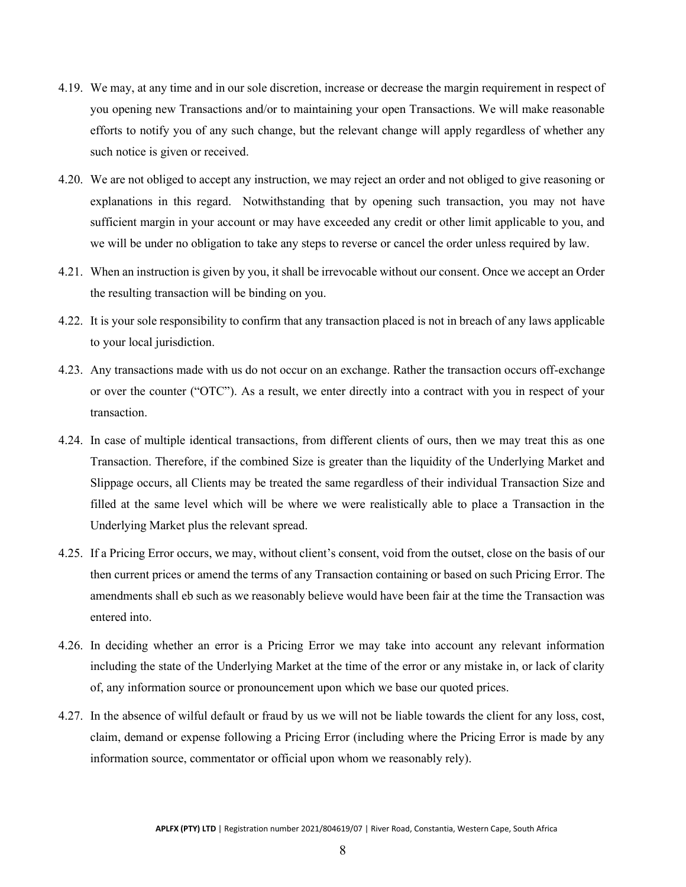4.19. We may, at any time and in our sole discretion, increase or decrease the margin requirement in respect of you opening new Transactions and/or to maintaining your open Transactions. We will make reasonable efforts to notify you of any such change, but the relevant change will apply regardless of whether any such notice is given or received.

4.20. We are not obliged to accept any instruction, we may reject an order and not obliged to give reasoning or explanations in this regard. Notwithstanding that by opening such transaction, you may not have sufficient margin in your account or may have exceeded any credit or other limit applicable to you, and we will be under no obligation to take any steps to reverse or cancel the order unless required by law.

4.21. When an instruction is given by you, it shall be irrevocable without our consent. Once we accept an Order the resulting transaction will be binding on you.

4.22. It is your sole responsibility to confirm that any transaction placed is not in breach of any laws applicable to your local jurisdiction.

4.23. Any transactions made with us do not occur on an exchange. Rather the transaction occurs off-exchange or over the counter ("OTC"). As a result, we enter directly into a contract with you in respect of your transaction.

4.24. In case of multiple identical transactions, from different clients of ours, then we may treat this as one Transaction. Therefore, if the combined Size is greater than the liquidity of the Underlying Market and Slippage occurs, all Clients may be treated the same regardless of their individual Transaction Size and filled at the same level which will be where we were realistically able to place a Transaction in the Underlying Market plus the relevant spread.

4.25. If a Pricing Error occurs, we may, without client's consent, void from the outset, close on the basis of our then current prices or amend the terms of any Transaction containing or based on such Pricing Error. The amendments shall eb such as we reasonably believe would have been fair at the time the Transaction was entered into.

4.26. In deciding whether an error is a Pricing Error we may take into account any relevant information including the state of the Underlying Market at the time of the error or any mistake in, or lack of clarity of, any information source or pronouncement upon which we base our quoted prices.

4.27. In the absence of wilful default or fraud by us we will not be liable towards the client for any loss, cost, claim, demand or expense following a Pricing Error (including where the Pricing Error is made by any information source, commentator or official upon whom we reasonably rely).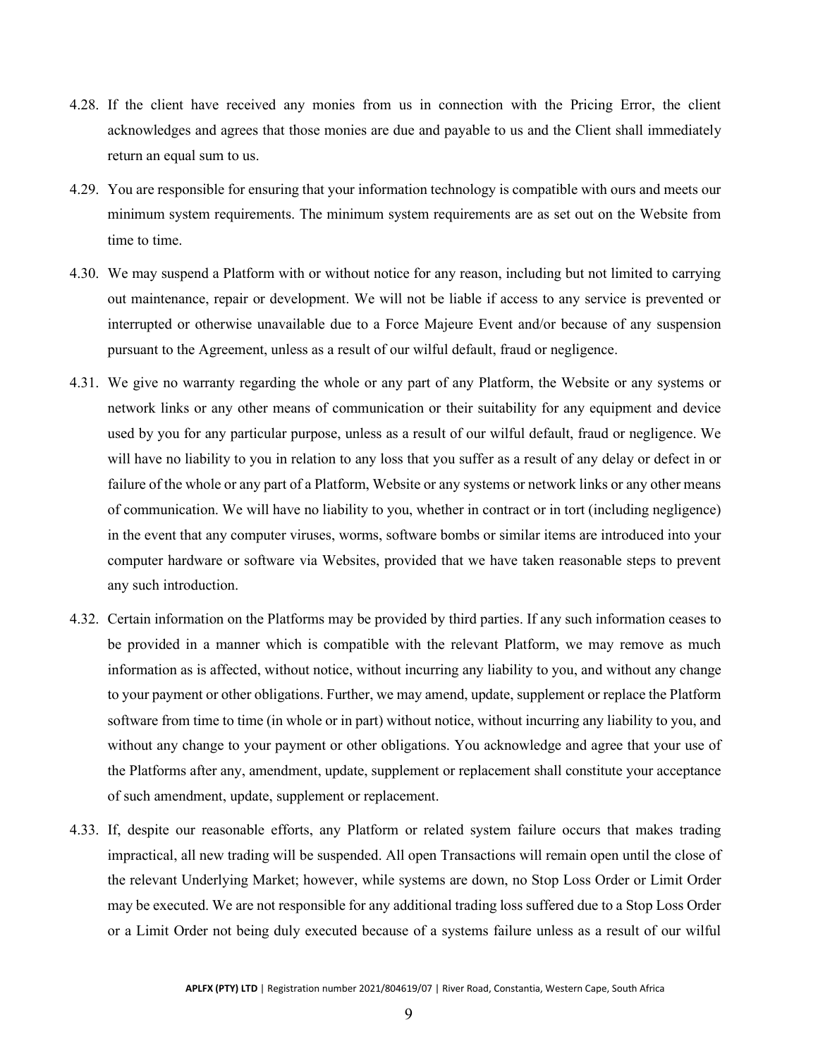4.28. If the client have received any monies from us in connection with the Pricing Error, the client acknowledges and agrees that those monies are due and payable to us and the Client shall immediately return an equal sum to us.

4.29. You are responsible for ensuring that your information technology is compatible with ours and meets our minimum system requirements. The minimum system requirements are as set out on the Website from time to time.

4.30. We may suspend a Platform with or without notice for any reason, including but not limited to carrying out maintenance, repair or development. We will not be liable if access to any service is prevented or interrupted or otherwise unavailable due to a Force Majeure Event and/or because of any suspension pursuant to the Agreement, unless as a result of our wilful default, fraud or negligence.

4.31. We give no warranty regarding the whole or any part of any Platform, the Website or any systems or network links or any other means of communication or their suitability for any equipment and device used by you for any particular purpose, unless as a result of our wilful default, fraud or negligence. We will have no liability to you in relation to any loss that you suffer as a result of any delay or defect in or failure of the whole or any part of a Platform, Website or any systems or network links or any other means of communication. We will have no liability to you, whether in contract or in tort (including negligence) in the event that any computer viruses, worms, software bombs or similar items are introduced into your computer hardware or software via Websites, provided that we have taken reasonable steps to prevent any such introduction.

4.32. Certain information on the Platforms may be provided by third parties. If any such information ceases to be provided in a manner which is compatible with the relevant Platform, we may remove as much information as is affected, without notice, without incurring any liability to you, and without any change to your payment or other obligations. Further, we may amend, update, supplement or replace the Platform software from time to time (in whole or in part) without notice, without incurring any liability to you, and without any change to your payment or other obligations. You acknowledge and agree that your use of the Platforms after any, amendment, update, supplement or replacement shall constitute your acceptance of such amendment, update, supplement or replacement.

4.33. If, despite our reasonable efforts, any Platform or related system failure occurs that makes trading impractical, all new trading will be suspended. All open Transactions will remain open until the close of the relevant Underlying Market; however, while systems are down, no Stop Loss Order or Limit Order may be executed. We are not responsible for any additional trading loss suffered due to a Stop Loss Order or a Limit Order not being duly executed because of a systems failure unless as a result of our wilful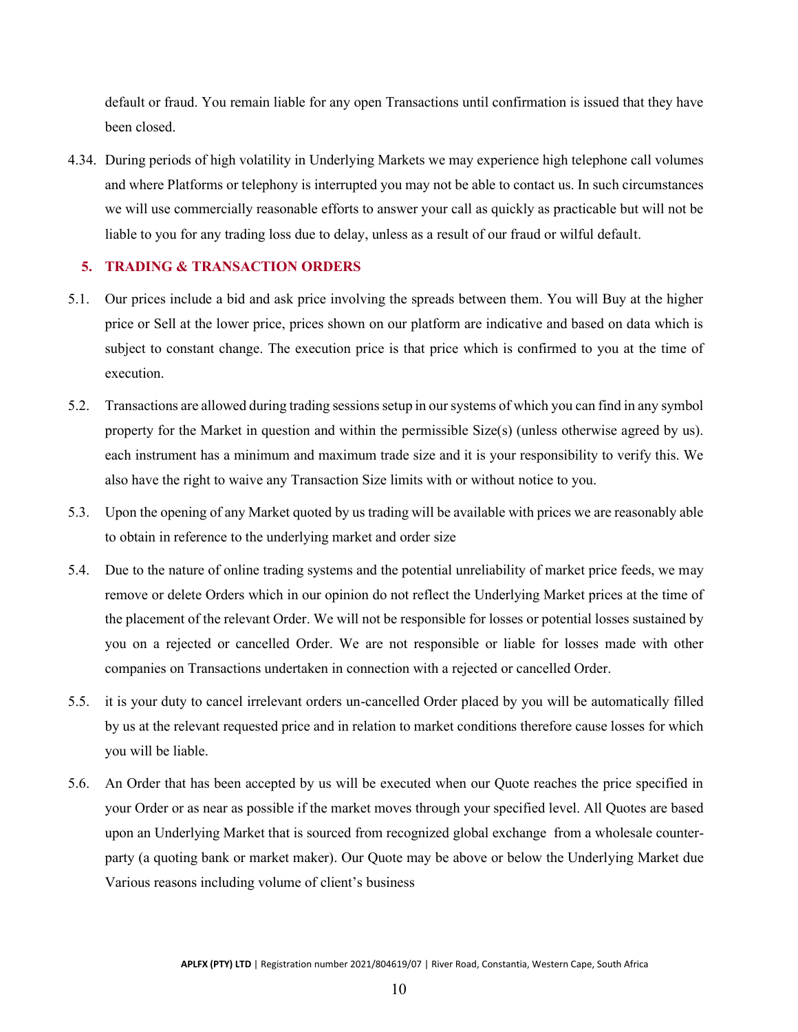default or fraud. You remain liable for any open Transactions until confirmation is issued that they have been closed.

4.34. During periods of high volatility in Underlying Markets we may experience high telephone call volumes and where Platforms or telephony is interrupted you may not be able to contact us. In such circumstances we will use commercially reasonable efforts to answer your call as quickly as practicable but will not be liable to you for any trading loss due to delay, unless as a result of our fraud or wilful default.

## 5. TRADING & TRANSACTION ORDERS

5.1. Our prices include a bid and ask price involving the spreads between them. You will Buy at the higher price or Sell at the lower price, prices shown on our platform are indicative and based on data which is subject to constant change. The execution price is that price which is confirmed to you at the time of execution.

5.2. Transactions are allowed during trading sessions setup in our systems of which you can find in any symbol property for the Market in question and within the permissible Size(s) (unless otherwise agreed by us). each instrument has a minimum and maximum trade size and it is your responsibility to verify this. We also have the right to waive any Transaction Size limits with or without notice to you.

5.3. Upon the opening of any Market quoted by us trading will be available with prices we are reasonably able to obtain in reference to the underlying market and order size

5.4. Due to the nature of online trading systems and the potential unreliability of market price feeds, we may remove or delete Orders which in our opinion do not reflect the Underlying Market prices at the time of the placement of the relevant Order. We will not be responsible for losses or potential losses sustained by you on a rejected or cancelled Order. We are not responsible or liable for losses made with other companies on Transactions undertaken in connection with a rejected or cancelled Order.

5.5. it is your duty to cancel irrelevant orders un-cancelled Order placed by you will be automatically filled by us at the relevant requested price and in relation to market conditions therefore cause losses for which you will be liable.

5.6. An Order that has been accepted by us will be executed when our Quote reaches the price specified in your Order or as near as possible if the market moves through your specified level. All Quotes are based upon an Underlying Market that is sourced from recognized global exchange from a wholesale counter-party (a quoting bank or market maker). Our Quote may be above or below the Underlying Market due Various reasons including volume of client's business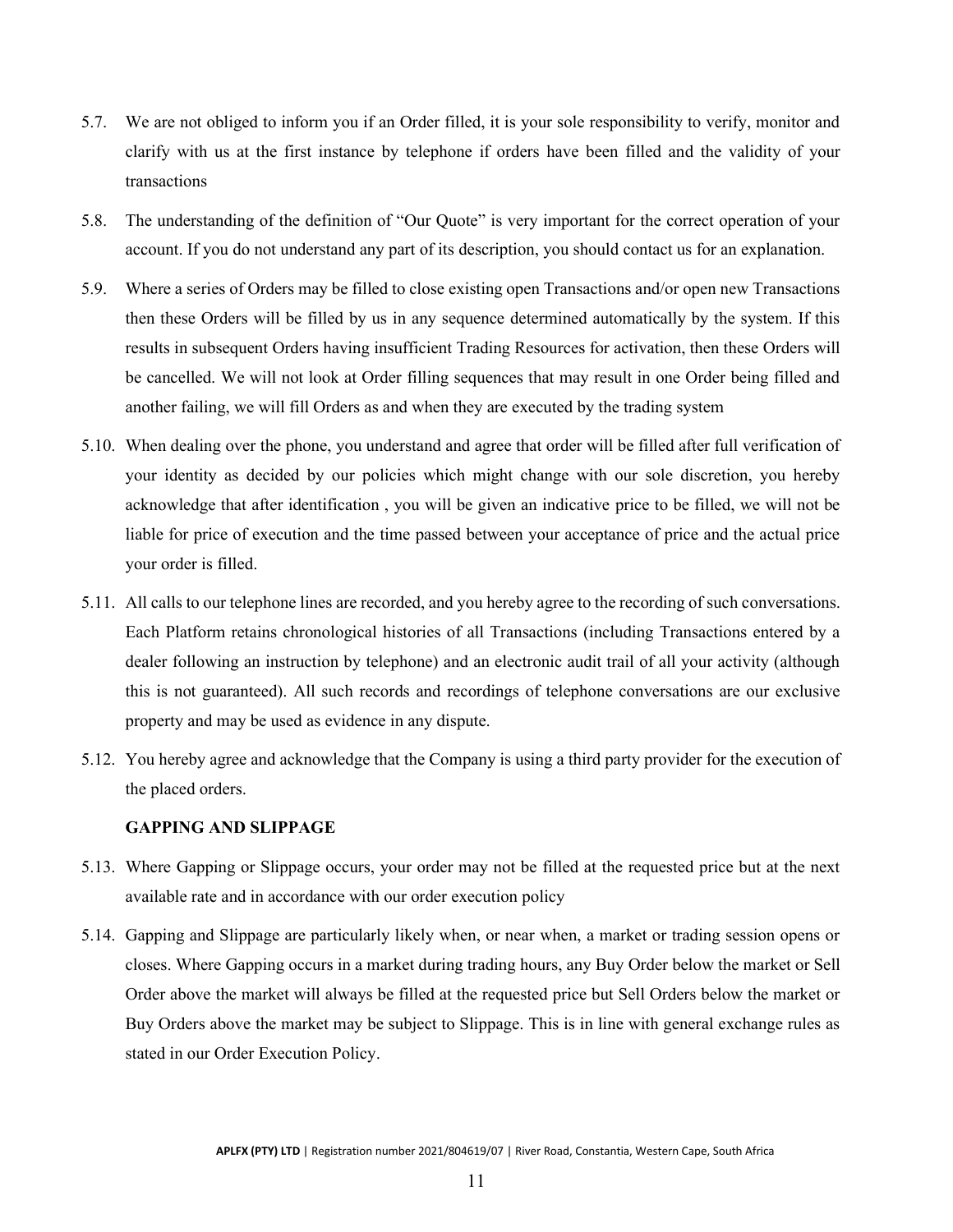5.7. We are not obliged to inform you if an Order filled, it is your sole responsibility to verify, monitor and clarify with us at the first instance by telephone if orders have been filled and the validity of your transactions

5.8. The understanding of the definition of "Our Quote" is very important for the correct operation of your account. If you do not understand any part of its description, you should contact us for an explanation.

5.9. Where a series of Orders may be filled to close existing open Transactions and/or open new Transactions then these Orders will be filled by us in any sequence determined automatically by the system. If this results in subsequent Orders having insufficient Trading Resources for activation, then these Orders will be cancelled. We will not look at Order filling sequences that may result in one Order being filled and another failing, we will fill Orders as and when they are executed by the trading system

5.10. When dealing over the phone, you understand and agree that order will be filled after full verification of your identity as decided by our policies which might change with our sole discretion, you hereby acknowledge that after identification , you will be given an indicative price to be filled, we will not be liable for price of execution and the time passed between your acceptance of price and the actual price your order is filled.

5.11. All calls to our telephone lines are recorded, and you hereby agree to the recording of such conversations. Each Platform retains chronological histories of all Transactions (including Transactions entered by a dealer following an instruction by telephone) and an electronic audit trail of all your activity (although this is not guaranteed). All such records and recordings of telephone conversations are our exclusive property and may be used as evidence in any dispute.

5.12. You hereby agree and acknowledge that the Company is using a third party provider for the execution of the placed orders.

**GAPPING AND SLIPPAGE**

5.13. Where Gapping or Slippage occurs, your order may not be filled at the requested price but at the next available rate and in accordance with our order execution policy

5.14. Gapping and Slippage are particularly likely when, or near when, a market or trading session opens or closes. Where Gapping occurs in a market during trading hours, any Buy Order below the market or Sell Order above the market will always be filled at the requested price but Sell Orders below the market or Buy Orders above the market may be subject to Slippage. This is in line with general exchange rules as stated in our Order Execution Policy.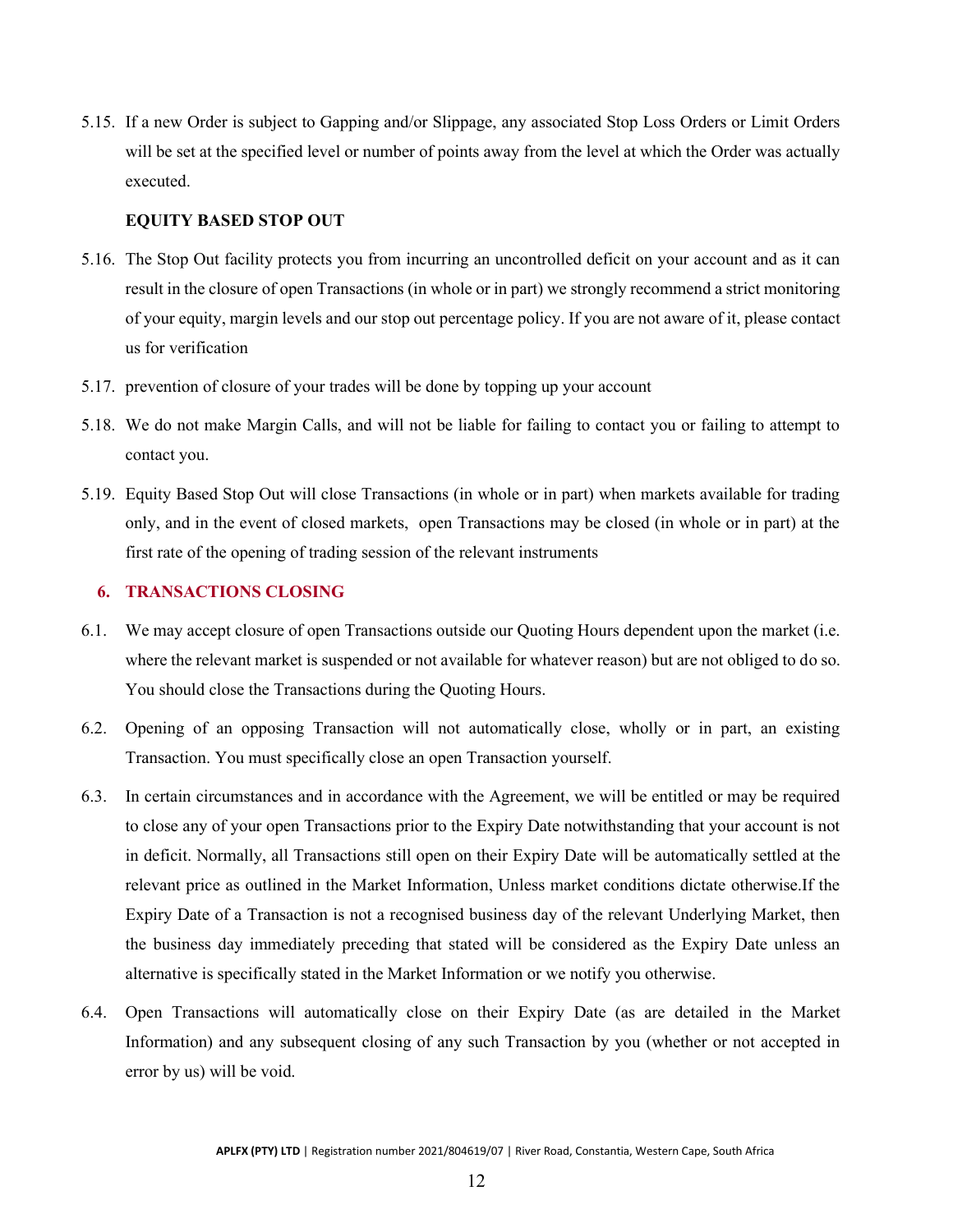5.15. If a new Order is subject to Gapping and/or Slippage, any associated Stop Loss Orders or Limit Orders will be set at the specified level or number of points away from the level at which the Order was actually executed.

**EQUITY BASED STOP OUT**

5.16. The Stop Out facility protects you from incurring an uncontrolled deficit on your account and as it can result in the closure of open Transactions (in whole or in part) we strongly recommend a strict monitoring of your equity, margin levels and our stop out percentage policy. If you are not aware of it, please contact us for verification

5.17. prevention of closure of your trades will be done by topping up your account

5.18. We do not make Margin Calls, and will not be liable for failing to contact you or failing to attempt to contact you.

5.19. Equity Based Stop Out will close Transactions (in whole or in part) when markets available for trading only, and in the event of closed markets, open Transactions may be closed (in whole or in part) at the first rate of the opening of trading session of the relevant instruments

## 6. TRANSACTIONS CLOSING

6.1. We may accept closure of open Transactions outside our Quoting Hours dependent upon the market (i.e. where the relevant market is suspended or not available for whatever reason) but are not obliged to do so. You should close the Transactions during the Quoting Hours.

6.2. Opening of an opposing Transaction will not automatically close, wholly or in part, an existing Transaction. You must specifically close an open Transaction yourself.

6.3. In certain circumstances and in accordance with the Agreement, we will be entitled or may be required to close any of your open Transactions prior to the Expiry Date notwithstanding that your account is not in deficit. Normally, all Transactions still open on their Expiry Date will be automatically settled at the relevant price as outlined in the Market Information, Unless market conditions dictate otherwise.If the Expiry Date of a Transaction is not a recognised business day of the relevant Underlying Market, then the business day immediately preceding that stated will be considered as the Expiry Date unless an alternative is specifically stated in the Market Information or we notify you otherwise.

6.4. Open Transactions will automatically close on their Expiry Date (as are detailed in the Market Information) and any subsequent closing of any such Transaction by you (whether or not accepted in error by us) will be void.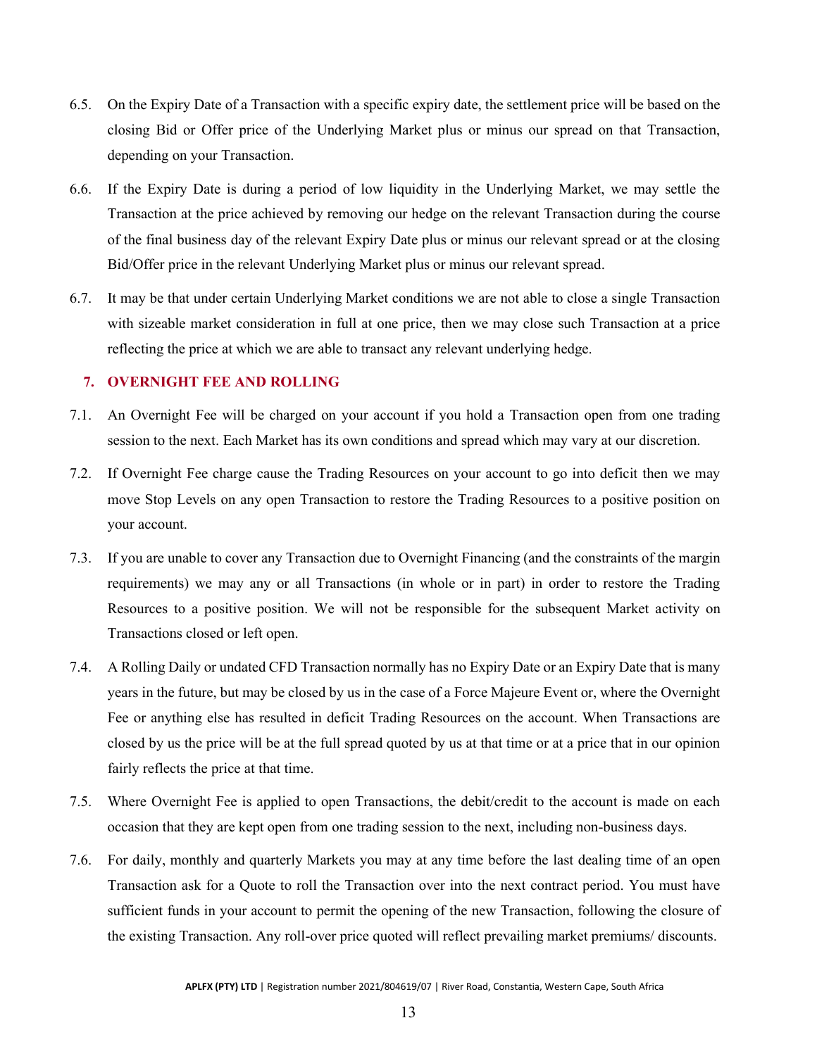6.5. On the Expiry Date of a Transaction with a specific expiry date, the settlement price will be based on the closing Bid or Offer price of the Underlying Market plus or minus our spread on that Transaction, depending on your Transaction.

6.6. If the Expiry Date is during a period of low liquidity in the Underlying Market, we may settle the Transaction at the price achieved by removing our hedge on the relevant Transaction during the course of the final business day of the relevant Expiry Date plus or minus our relevant spread or at the closing Bid/Offer price in the relevant Underlying Market plus or minus our relevant spread.

6.7. It may be that under certain Underlying Market conditions we are not able to close a single Transaction with sizeable market consideration in full at one price, then we may close such Transaction at a price reflecting the price at which we are able to transact any relevant underlying hedge.

## 7. OVERNIGHT FEE AND ROLLING

7.1. An Overnight Fee will be charged on your account if you hold a Transaction open from one trading session to the next. Each Market has its own conditions and spread which may vary at our discretion.

7.2. If Overnight Fee charge cause the Trading Resources on your account to go into deficit then we may move Stop Levels on any open Transaction to restore the Trading Resources to a positive position on your account.

7.3. If you are unable to cover any Transaction due to Overnight Financing (and the constraints of the margin requirements) we may any or all Transactions (in whole or in part) in order to restore the Trading Resources to a positive position. We will not be responsible for the subsequent Market activity on Transactions closed or left open.

7.4. A Rolling Daily or undated CFD Transaction normally has no Expiry Date or an Expiry Date that is many years in the future, but may be closed by us in the case of a Force Majeure Event or, where the Overnight Fee or anything else has resulted in deficit Trading Resources on the account. When Transactions are closed by us the price will be at the full spread quoted by us at that time or at a price that in our opinion fairly reflects the price at that time.

7.5. Where Overnight Fee is applied to open Transactions, the debit/credit to the account is made on each occasion that they are kept open from one trading session to the next, including non-business days.

7.6. For daily, monthly and quarterly Markets you may at any time before the last dealing time of an open Transaction ask for a Quote to roll the Transaction over into the next contract period. You must have sufficient funds in your account to permit the opening of the new Transaction, following the closure of the existing Transaction. Any roll-over price quoted will reflect prevailing market premiums/ discounts.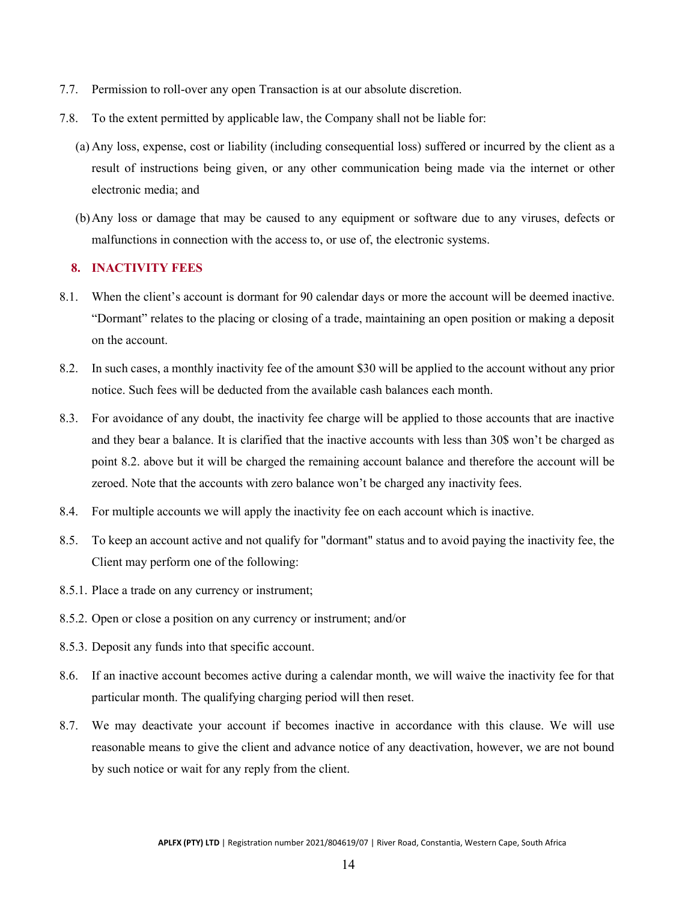7.7. Permission to roll-over any open Transaction is at our absolute discretion.

7.8. To the extent permitted by applicable law, the Company shall not be liable for:

(a) Any loss, expense, cost or liability (including consequential loss) suffered or incurred by the client as a result of instructions being given, or any other communication being made via the internet or other electronic media; and

(b) Any loss or damage that may be caused to any equipment or software due to any viruses, defects or malfunctions in connection with the access to, or use of, the electronic systems.

## 8. INACTIVITY FEES

8.1. When the client's account is dormant for 90 calendar days or more the account will be deemed inactive. "Dormant" relates to the placing or closing of a trade, maintaining an open position or making a deposit on the account.

8.2. In such cases, a monthly inactivity fee of the amount $30 will be applied to the account without any prior notice. Such fees will be deducted from the available cash balances each month.

8.3. For avoidance of any doubt, the inactivity fee charge will be applied to those accounts that are inactive and they bear a balance. It is clarified that the inactive accounts with less than 30$ won't be charged as point 8.2. above but it will be charged the remaining account balance and therefore the account will be zeroed. Note that the accounts with zero balance won't be charged any inactivity fees.

8.4. For multiple accounts we will apply the inactivity fee on each account which is inactive.

8.5. To keep an account active and not qualify for "dormant" status and to avoid paying the inactivity fee, the Client may perform one of the following:

8.5.1. Place a trade on any currency or instrument;

8.5.2. Open or close a position on any currency or instrument; and/or

8.5.3. Deposit any funds into that specific account.

8.6. If an inactive account becomes active during a calendar month, we will waive the inactivity fee for that particular month. The qualifying charging period will then reset.

8.7. We may deactivate your account if becomes inactive in accordance with this clause. We will use reasonable means to give the client and advance notice of any deactivation, however, we are not bound by such notice or wait for any reply from the client.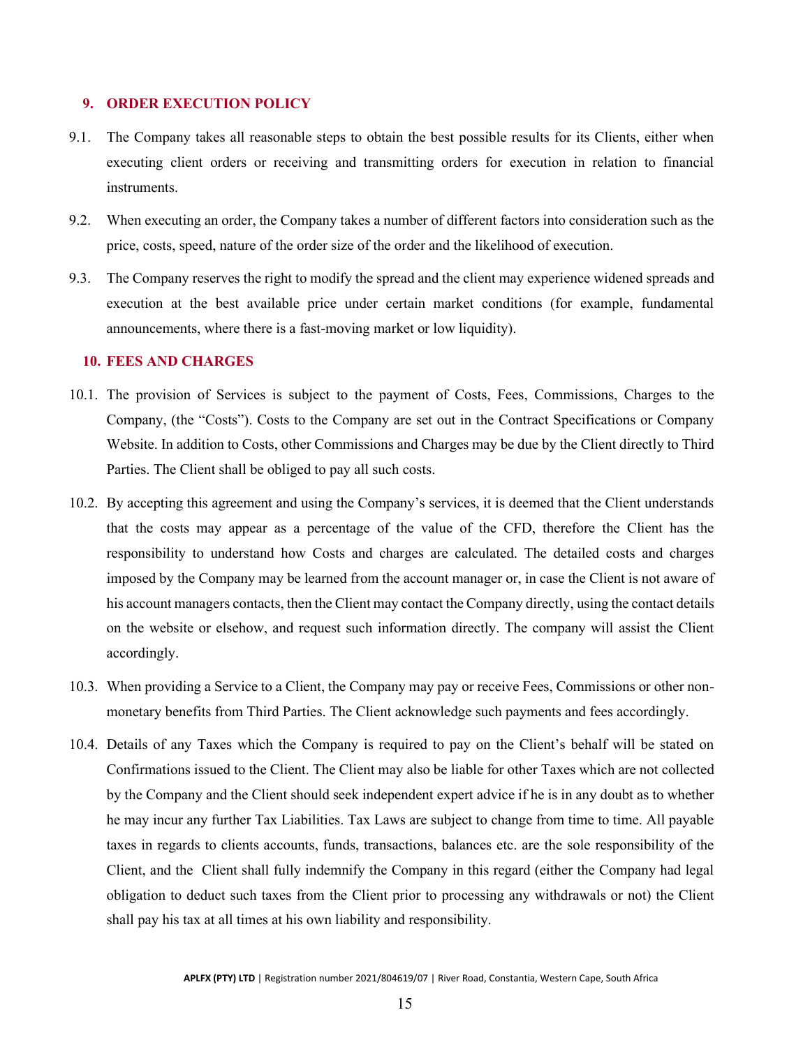## 9. ORDER EXECUTION POLICY

9.1. The Company takes all reasonable steps to obtain the best possible results for its Clients, either when executing client orders or receiving and transmitting orders for execution in relation to financial instruments.

9.2. When executing an order, the Company takes a number of different factors into consideration such as the price, costs, speed, nature of the order size of the order and the likelihood of execution.

9.3. The Company reserves the right to modify the spread and the client may experience widened spreads and execution at the best available price under certain market conditions (for example, fundamental announcements, where there is a fast-moving market or low liquidity).

## 10. FEES AND CHARGES

10.1. The provision of Services is subject to the payment of Costs, Fees, Commissions, Charges to the Company, (the "Costs"). Costs to the Company are set out in the Contract Specifications or Company Website. In addition to Costs, other Commissions and Charges may be due by the Client directly to Third Parties. The Client shall be obliged to pay all such costs.

10.2. By accepting this agreement and using the Company's services, it is deemed that the Client understands that the costs may appear as a percentage of the value of the CFD, therefore the Client has the responsibility to understand how Costs and charges are calculated. The detailed costs and charges imposed by the Company may be learned from the account manager or, in case the Client is not aware of his account managers contacts, then the Client may contact the Company directly, using the contact details on the website or elsehow, and request such information directly. The company will assist the Client accordingly.

10.3. When providing a Service to a Client, the Company may pay or receive Fees, Commissions or other non-monetary benefits from Third Parties. The Client acknowledge such payments and fees accordingly.

10.4. Details of any Taxes which the Company is required to pay on the Client's behalf will be stated on Confirmations issued to the Client. The Client may also be liable for other Taxes which are not collected by the Company and the Client should seek independent expert advice if he is in any doubt as to whether he may incur any further Tax Liabilities. Tax Laws are subject to change from time to time. All payable taxes in regards to clients accounts, funds, transactions, balances etc. are the sole responsibility of the Client, and the Client shall fully indemnify the Company in this regard (either the Company had legal obligation to deduct such taxes from the Client prior to processing any withdrawals or not) the Client shall pay his tax at all times at his own liability and responsibility.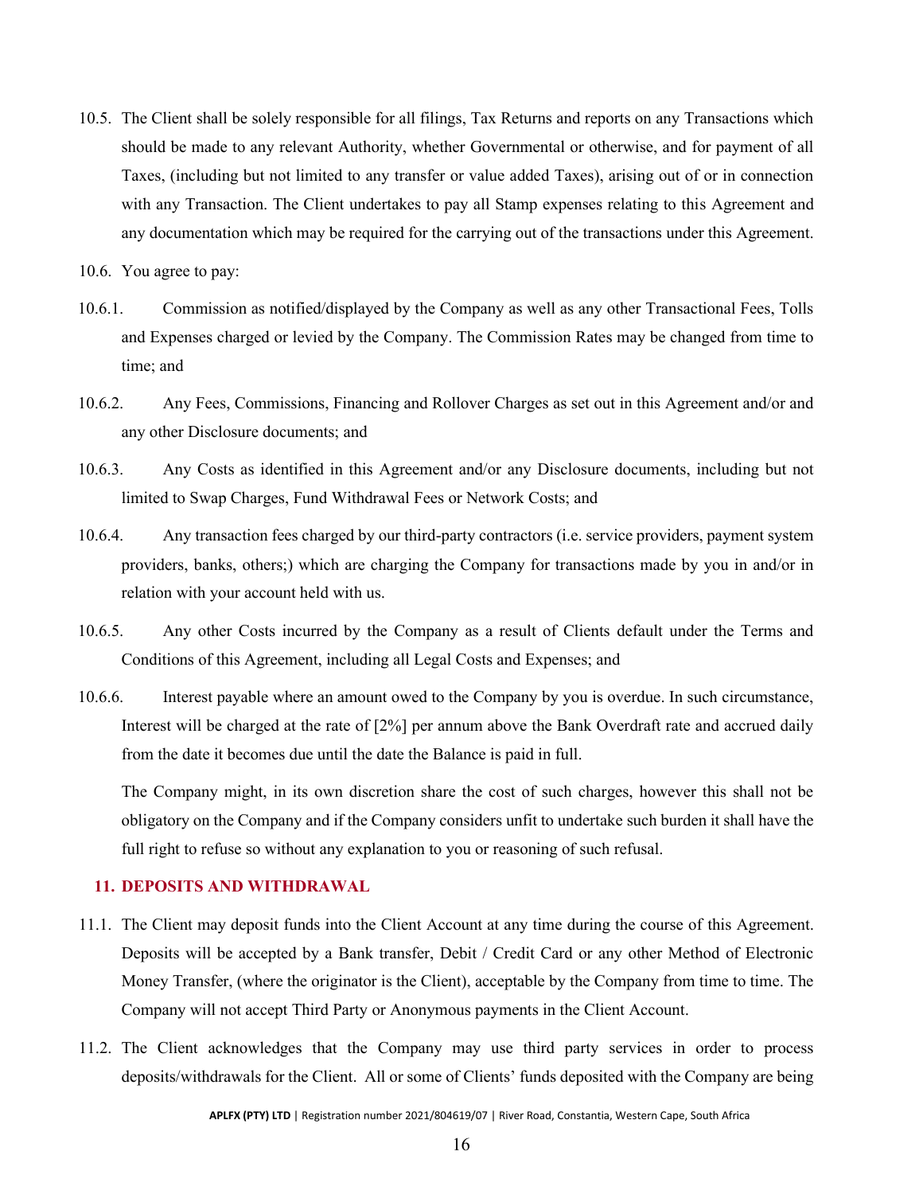10.5. The Client shall be solely responsible for all filings, Tax Returns and reports on any Transactions which should be made to any relevant Authority, whether Governmental or otherwise, and for payment of all Taxes, (including but not limited to any transfer or value added Taxes), arising out of or in connection with any Transaction. The Client undertakes to pay all Stamp expenses relating to this Agreement and any documentation which may be required for the carrying out of the transactions under this Agreement.

10.6. You agree to pay:

10.6.1. Commission as notified/displayed by the Company as well as any other Transactional Fees, Tolls and Expenses charged or levied by the Company. The Commission Rates may be changed from time to time; and

10.6.2. Any Fees, Commissions, Financing and Rollover Charges as set out in this Agreement and/or and any other Disclosure documents; and

10.6.3. Any Costs as identified in this Agreement and/or any Disclosure documents, including but not limited to Swap Charges, Fund Withdrawal Fees or Network Costs; and

10.6.4. Any transaction fees charged by our third-party contractors (i.e. service providers, payment system providers, banks, others;) which are charging the Company for transactions made by you in and/or in relation with your account held with us.

10.6.5. Any other Costs incurred by the Company as a result of Clients default under the Terms and Conditions of this Agreement, including all Legal Costs and Expenses; and

10.6.6. Interest payable where an amount owed to the Company by you is overdue. In such circumstance, Interest will be charged at the rate of [2%] per annum above the Bank Overdraft rate and accrued daily from the date it becomes due until the date the Balance is paid in full.

The Company might, in its own discretion share the cost of such charges, however this shall not be obligatory on the Company and if the Company considers unfit to undertake such burden it shall have the full right to refuse so without any explanation to you or reasoning of such refusal.

## 11. DEPOSITS AND WITHDRAWAL

11.1. The Client may deposit funds into the Client Account at any time during the course of this Agreement. Deposits will be accepted by a Bank transfer, Debit / Credit Card or any other Method of Electronic Money Transfer, (where the originator is the Client), acceptable by the Company from time to time. The Company will not accept Third Party or Anonymous payments in the Client Account.

11.2. The Client acknowledges that the Company may use third party services in order to process deposits/withdrawals for the Client. All or some of Clients' funds deposited with the Company are being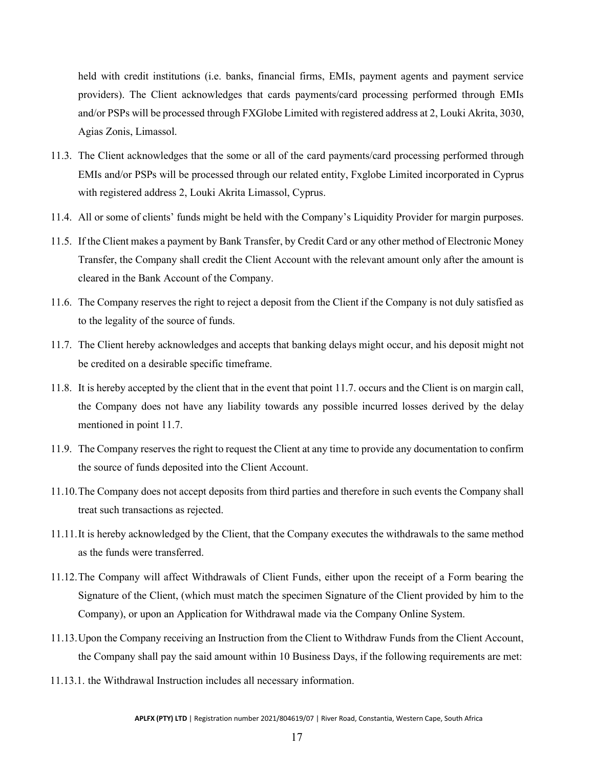held with credit institutions (i.e. banks, financial firms, EMIs, payment agents and payment service providers). The Client acknowledges that cards payments/card processing performed through EMIs and/or PSPs will be processed through FXGlobe Limited with registered address at 2, Louki Akrita, 3030, Agias Zonis, Limassol.

11.3. The Client acknowledges that the some or all of the card payments/card processing performed through EMIs and/or PSPs will be processed through our related entity, Fxglobe Limited incorporated in Cyprus with registered address 2, Louki Akrita Limassol, Cyprus.

11.4. All or some of clients' funds might be held with the Company's Liquidity Provider for margin purposes.

11.5. If the Client makes a payment by Bank Transfer, by Credit Card or any other method of Electronic Money Transfer, the Company shall credit the Client Account with the relevant amount only after the amount is cleared in the Bank Account of the Company.

11.6. The Company reserves the right to reject a deposit from the Client if the Company is not duly satisfied as to the legality of the source of funds.

11.7. The Client hereby acknowledges and accepts that banking delays might occur, and his deposit might not be credited on a desirable specific timeframe.

11.8. It is hereby accepted by the client that in the event that point 11.7. occurs and the Client is on margin call, the Company does not have any liability towards any possible incurred losses derived by the delay mentioned in point 11.7.

11.9. The Company reserves the right to request the Client at any time to provide any documentation to confirm the source of funds deposited into the Client Account.

11.10. The Company does not accept deposits from third parties and therefore in such events the Company shall treat such transactions as rejected.

11.11. It is hereby acknowledged by the Client, that the Company executes the withdrawals to the same method as the funds were transferred.

11.12. The Company will affect Withdrawals of Client Funds, either upon the receipt of a Form bearing the Signature of the Client, (which must match the specimen Signature of the Client provided by him to the Company), or upon an Application for Withdrawal made via the Company Online System.

11.13. Upon the Company receiving an Instruction from the Client to Withdraw Funds from the Client Account, the Company shall pay the said amount within 10 Business Days, if the following requirements are met:

11.13.1. the Withdrawal Instruction includes all necessary information.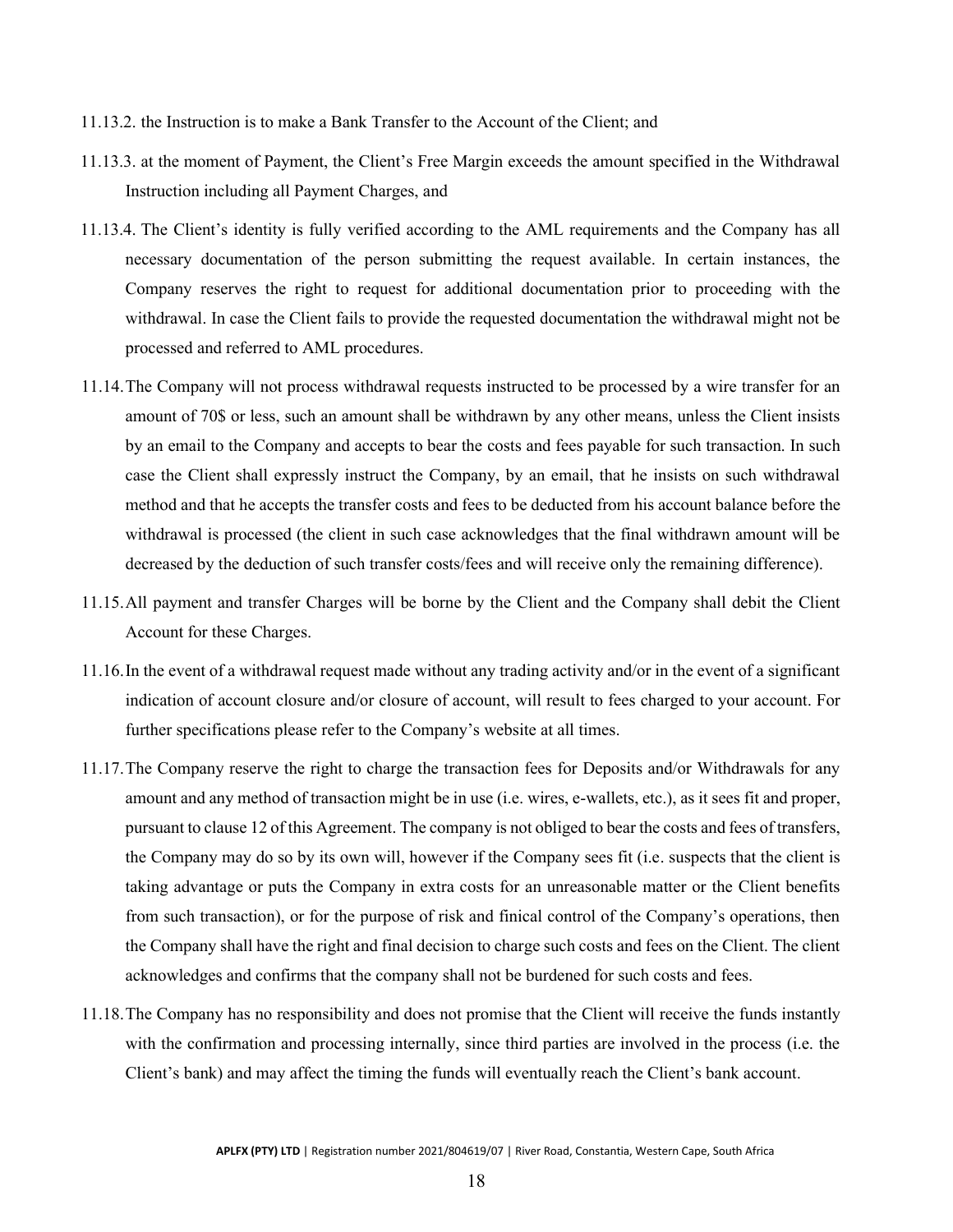11.13.2. the Instruction is to make a Bank Transfer to the Account of the Client; and

11.13.3. at the moment of Payment, the Client's Free Margin exceeds the amount specified in the Withdrawal Instruction including all Payment Charges, and

11.13.4. The Client's identity is fully verified according to the AML requirements and the Company has all necessary documentation of the person submitting the request available. In certain instances, the Company reserves the right to request for additional documentation prior to proceeding with the withdrawal. In case the Client fails to provide the requested documentation the withdrawal might not be processed and referred to AML procedures.

11.14. The Company will not process withdrawal requests instructed to be processed by a wire transfer for an amount of 70$ or less, such an amount shall be withdrawn by any other means, unless the Client insists by an email to the Company and accepts to bear the costs and fees payable for such transaction. In such case the Client shall expressly instruct the Company, by an email, that he insists on such withdrawal method and that he accepts the transfer costs and fees to be deducted from his account balance before the withdrawal is processed (the client in such case acknowledges that the final withdrawn amount will be decreased by the deduction of such transfer costs/fees and will receive only the remaining difference).

11.15. All payment and transfer Charges will be borne by the Client and the Company shall debit the Client Account for these Charges.

11.16. In the event of a withdrawal request made without any trading activity and/or in the event of a significant indication of account closure and/or closure of account, will result to fees charged to your account. For further specifications please refer to the Company's website at all times.

11.17. The Company reserve the right to charge the transaction fees for Deposits and/or Withdrawals for any amount and any method of transaction might be in use (i.e. wires, e-wallets, etc.), as it sees fit and proper, pursuant to clause 12 of this Agreement. The company is not obliged to bear the costs and fees of transfers, the Company may do so by its own will, however if the Company sees fit (i.e. suspects that the client is taking advantage or puts the Company in extra costs for an unreasonable matter or the Client benefits from such transaction), or for the purpose of risk and finical control of the Company's operations, then the Company shall have the right and final decision to charge such costs and fees on the Client. The client acknowledges and confirms that the company shall not be burdened for such costs and fees.

11.18. The Company has no responsibility and does not promise that the Client will receive the funds instantly with the confirmation and processing internally, since third parties are involved in the process (i.e. the Client's bank) and may affect the timing the funds will eventually reach the Client's bank account.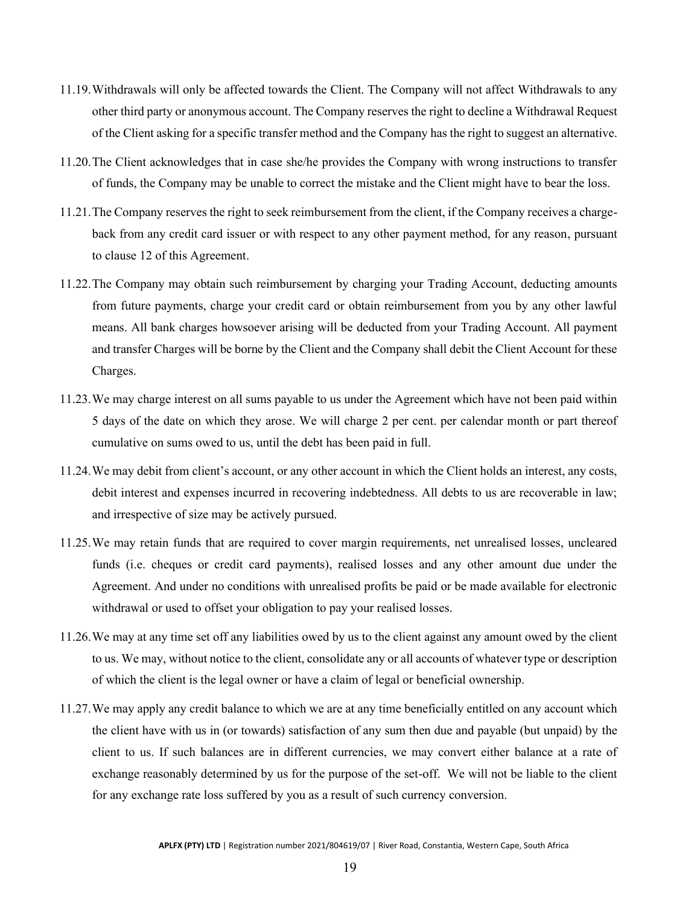11.19. Withdrawals will only be affected towards the Client. The Company will not affect Withdrawals to any other third party or anonymous account. The Company reserves the right to decline a Withdrawal Request of the Client asking for a specific transfer method and the Company has the right to suggest an alternative.

11.20. The Client acknowledges that in case she/he provides the Company with wrong instructions to transfer of funds, the Company may be unable to correct the mistake and the Client might have to bear the loss.

11.21. The Company reserves the right to seek reimbursement from the client, if the Company receives a charge-back from any credit card issuer or with respect to any other payment method, for any reason, pursuant to clause 12 of this Agreement.

11.22. The Company may obtain such reimbursement by charging your Trading Account, deducting amounts from future payments, charge your credit card or obtain reimbursement from you by any other lawful means. All bank charges howsoever arising will be deducted from your Trading Account. All payment and transfer Charges will be borne by the Client and the Company shall debit the Client Account for these Charges.

11.23. We may charge interest on all sums payable to us under the Agreement which have not been paid within 5 days of the date on which they arose. We will charge 2 per cent. per calendar month or part thereof cumulative on sums owed to us, until the debt has been paid in full.

11.24. We may debit from client's account, or any other account in which the Client holds an interest, any costs, debit interest and expenses incurred in recovering indebtedness. All debts to us are recoverable in law; and irrespective of size may be actively pursued.

11.25. We may retain funds that are required to cover margin requirements, net unrealised losses, uncleared funds (i.e. cheques or credit card payments), realised losses and any other amount due under the Agreement. And under no conditions with unrealised profits be paid or be made available for electronic withdrawal or used to offset your obligation to pay your realised losses.

11.26. We may at any time set off any liabilities owed by us to the client against any amount owed by the client to us. We may, without notice to the client, consolidate any or all accounts of whatever type or description of which the client is the legal owner or have a claim of legal or beneficial ownership.

11.27. We may apply any credit balance to which we are at any time beneficially entitled on any account which the client have with us in (or towards) satisfaction of any sum then due and payable (but unpaid) by the client to us. If such balances are in different currencies, we may convert either balance at a rate of exchange reasonably determined by us for the purpose of the set-off. We will not be liable to the client for any exchange rate loss suffered by you as a result of such currency conversion.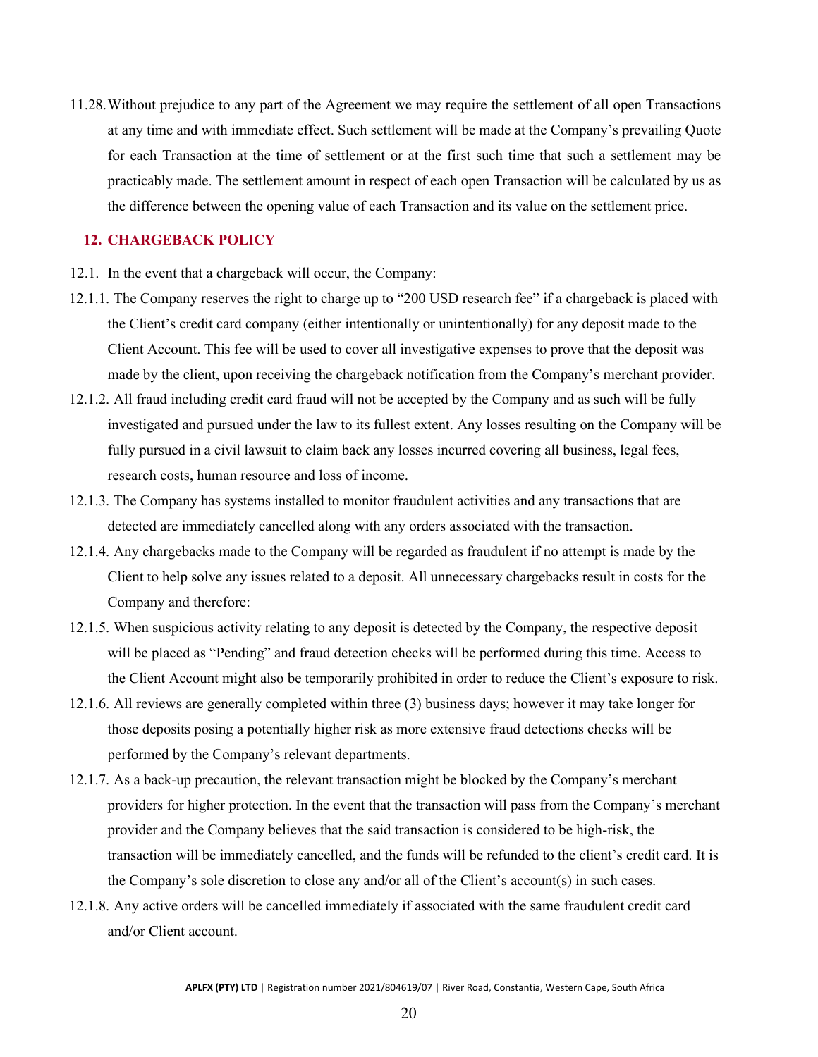11.28. Without prejudice to any part of the Agreement we may require the settlement of all open Transactions at any time and with immediate effect. Such settlement will be made at the Company's prevailing Quote for each Transaction at the time of settlement or at the first such time that such a settlement may be practicably made. The settlement amount in respect of each open Transaction will be calculated by us as the difference between the opening value of each Transaction and its value on the settlement price.

## 12. CHARGEBACK POLICY

12.1. In the event that a chargeback will occur, the Company:

12.1.1. The Company reserves the right to charge up to "200 USD research fee" if a chargeback is placed with the Client's credit card company (either intentionally or unintentionally) for any deposit made to the Client Account. This fee will be used to cover all investigative expenses to prove that the deposit was made by the client, upon receiving the chargeback notification from the Company's merchant provider.

12.1.2. All fraud including credit card fraud will not be accepted by the Company and as such will be fully investigated and pursued under the law to its fullest extent. Any losses resulting on the Company will be fully pursued in a civil lawsuit to claim back any losses incurred covering all business, legal fees, research costs, human resource and loss of income.

12.1.3. The Company has systems installed to monitor fraudulent activities and any transactions that are detected are immediately cancelled along with any orders associated with the transaction.

12.1.4. Any chargebacks made to the Company will be regarded as fraudulent if no attempt is made by the Client to help solve any issues related to a deposit. All unnecessary chargebacks result in costs for the Company and therefore:

12.1.5. When suspicious activity relating to any deposit is detected by the Company, the respective deposit will be placed as "Pending" and fraud detection checks will be performed during this time. Access to the Client Account might also be temporarily prohibited in order to reduce the Client's exposure to risk.

12.1.6. All reviews are generally completed within three (3) business days; however it may take longer for those deposits posing a potentially higher risk as more extensive fraud detections checks will be performed by the Company's relevant departments.

12.1.7. As a back-up precaution, the relevant transaction might be blocked by the Company's merchant providers for higher protection. In the event that the transaction will pass from the Company's merchant provider and the Company believes that the said transaction is considered to be high-risk, the transaction will be immediately cancelled, and the funds will be refunded to the client's credit card. It is the Company's sole discretion to close any and/or all of the Client's account(s) in such cases.

12.1.8. Any active orders will be cancelled immediately if associated with the same fraudulent credit card and/or Client account.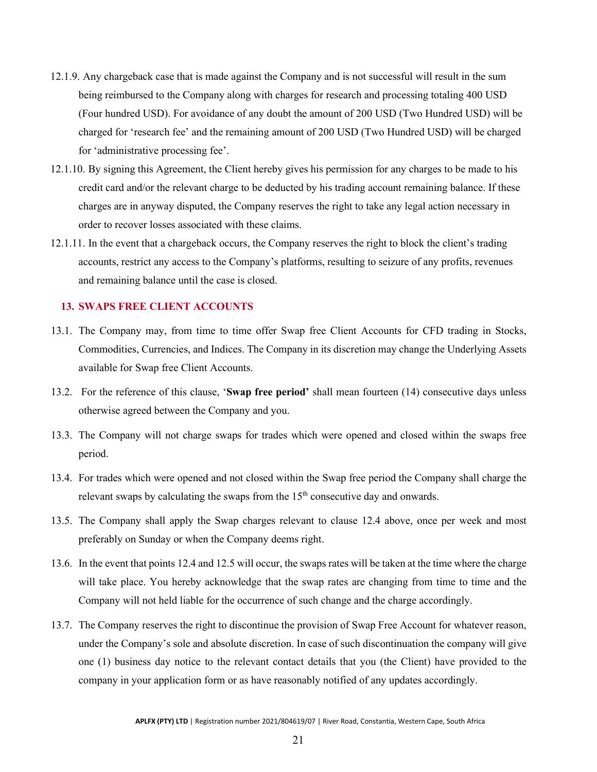12.1.9. Any chargeback case that is made against the Company and is not successful will result in the sum being reimbursed to the Company along with charges for research and processing totaling 400 USD (Four hundred USD). For avoidance of any doubt the amount of 200 USD (Two Hundred USD) will be charged for 'research fee' and the remaining amount of 200 USD (Two Hundred USD) will be charged for 'administrative processing fee'.

12.1.10. By signing this Agreement, the Client hereby gives his permission for any charges to be made to his credit card and/or the relevant charge to be deducted by his trading account remaining balance. If these charges are in anyway disputed, the Company reserves the right to take any legal action necessary in order to recover losses associated with these claims.

12.1.11. In the event that a chargeback occurs, the Company reserves the right to block the client's trading accounts, restrict any access to the Company's platforms, resulting to seizure of any profits, revenues and remaining balance until the case is closed.

## 13. SWAPS FREE CLIENT ACCOUNTS

13.1. The Company may, from time to time offer Swap free Client Accounts for CFD trading in Stocks, Commodities, Currencies, and Indices. The Company in its discretion may change the Underlying Assets available for Swap free Client Accounts.

13.2. For the reference of this clause, '**Swap free period'** shall mean fourteen (14) consecutive days unless otherwise agreed between the Company and you.

13.3. The Company will not charge swaps for trades which were opened and closed within the swaps free period.

13.4. For trades which were opened and not closed within the Swap free period the Company shall charge the relevant swaps by calculating the swaps from the 15th consecutive day and onwards.

13.5. The Company shall apply the Swap charges relevant to clause 12.4 above, once per week and most preferably on Sunday or when the Company deems right.

13.6. In the event that points 12.4 and 12.5 will occur, the swaps rates will be taken at the time where the charge will take place. You hereby acknowledge that the swap rates are changing from time to time and the Company will not held liable for the occurrence of such change and the charge accordingly.

13.7. The Company reserves the right to discontinue the provision of Swap Free Account for whatever reason, under the Company's sole and absolute discretion. In case of such discontinuation the company will give one (1) business day notice to the relevant contact details that you (the Client) have provided to the company in your application form or as have reasonably notified of any updates accordingly.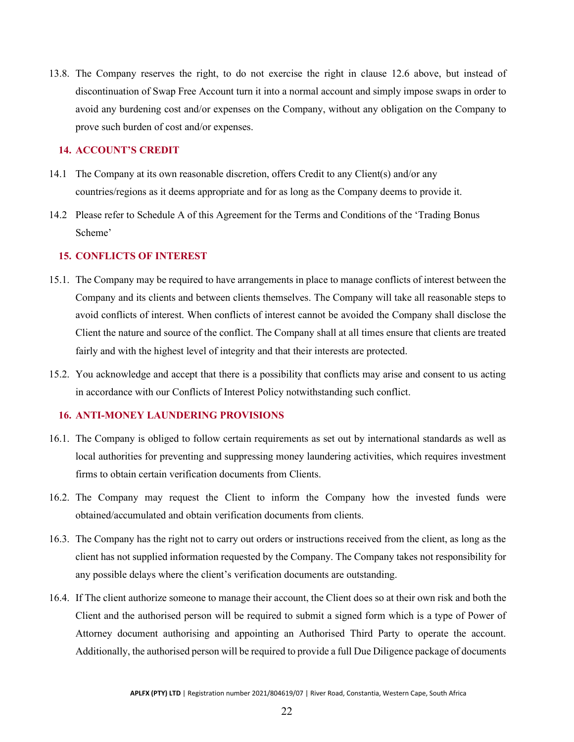13.8. The Company reserves the right, to do not exercise the right in clause 12.6 above, but instead of discontinuation of Swap Free Account turn it into a normal account and simply impose swaps in order to avoid any burdening cost and/or expenses on the Company, without any obligation on the Company to prove such burden of cost and/or expenses.

## 14. ACCOUNT'S CREDIT

14.1 The Company at its own reasonable discretion, offers Credit to any Client(s) and/or any countries/regions as it deems appropriate and for as long as the Company deems to provide it.

14.2 Please refer to Schedule A of this Agreement for the Terms and Conditions of the 'Trading Bonus Scheme'

## 15. CONFLICTS OF INTEREST

15.1. The Company may be required to have arrangements in place to manage conflicts of interest between the Company and its clients and between clients themselves. The Company will take all reasonable steps to avoid conflicts of interest. When conflicts of interest cannot be avoided the Company shall disclose the Client the nature and source of the conflict. The Company shall at all times ensure that clients are treated fairly and with the highest level of integrity and that their interests are protected.

15.2. You acknowledge and accept that there is a possibility that conflicts may arise and consent to us acting in accordance with our Conflicts of Interest Policy notwithstanding such conflict.

## 16. ANTI-MONEY LAUNDERING PROVISIONS

16.1. The Company is obliged to follow certain requirements as set out by international standards as well as local authorities for preventing and suppressing money laundering activities, which requires investment firms to obtain certain verification documents from Clients.

16.2. The Company may request the Client to inform the Company how the invested funds were obtained/accumulated and obtain verification documents from clients.

16.3. The Company has the right not to carry out orders or instructions received from the client, as long as the client has not supplied information requested by the Company. The Company takes not responsibility for any possible delays where the client's verification documents are outstanding.

16.4. If The client authorize someone to manage their account, the Client does so at their own risk and both the Client and the authorised person will be required to submit a signed form which is a type of Power of Attorney document authorising and appointing an Authorised Third Party to operate the account. Additionally, the authorised person will be required to provide a full Due Diligence package of documents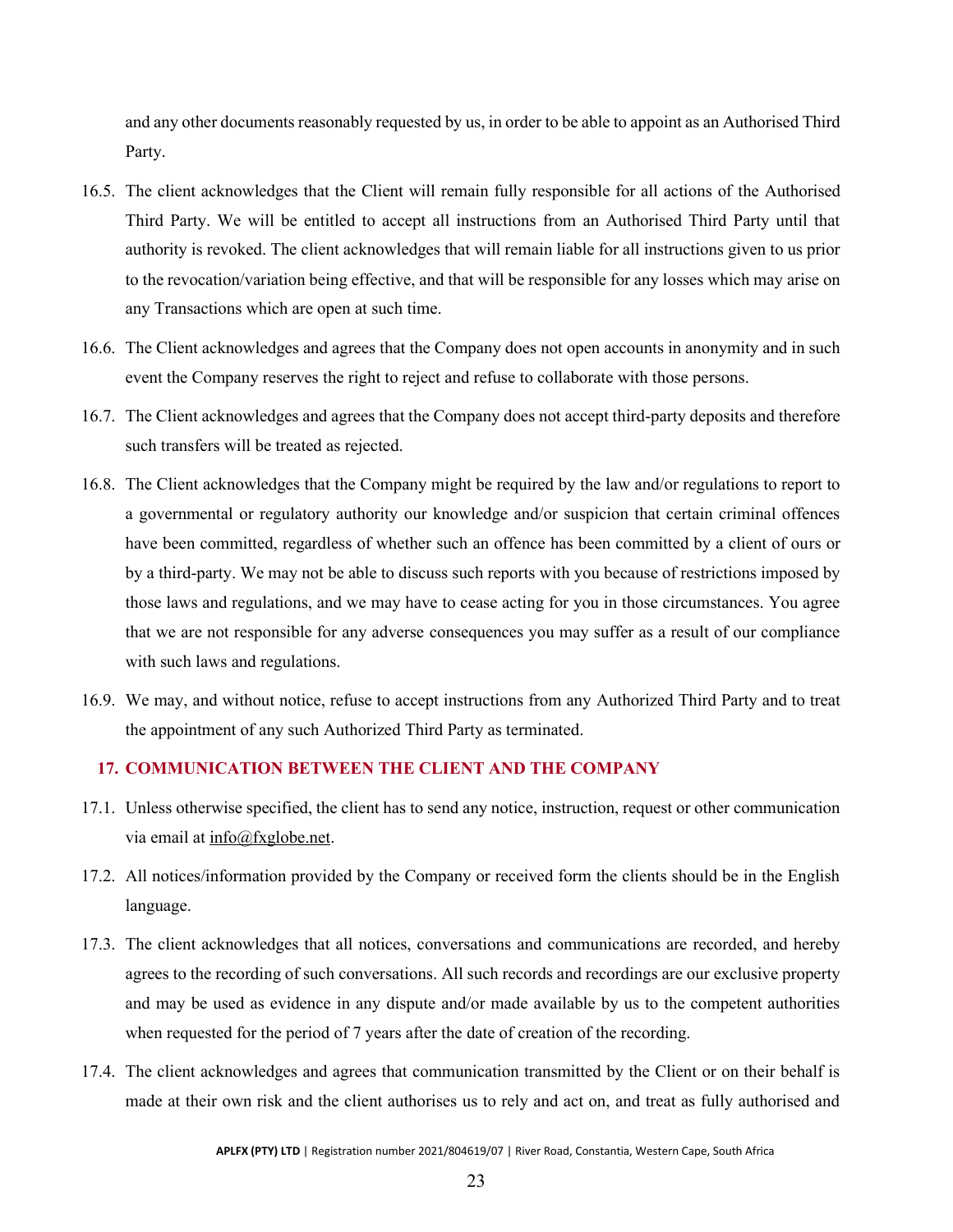and any other documents reasonably requested by us, in order to be able to appoint as an Authorised Third Party.

16.5. The client acknowledges that the Client will remain fully responsible for all actions of the Authorised Third Party. We will be entitled to accept all instructions from an Authorised Third Party until that authority is revoked. The client acknowledges that will remain liable for all instructions given to us prior to the revocation/variation being effective, and that will be responsible for any losses which may arise on any Transactions which are open at such time.

16.6. The Client acknowledges and agrees that the Company does not open accounts in anonymity and in such event the Company reserves the right to reject and refuse to collaborate with those persons.

16.7. The Client acknowledges and agrees that the Company does not accept third-party deposits and therefore such transfers will be treated as rejected.

16.8. The Client acknowledges that the Company might be required by the law and/or regulations to report to a governmental or regulatory authority our knowledge and/or suspicion that certain criminal offences have been committed, regardless of whether such an offence has been committed by a client of ours or by a third-party. We may not be able to discuss such reports with you because of restrictions imposed by those laws and regulations, and we may have to cease acting for you in those circumstances. You agree that we are not responsible for any adverse consequences you may suffer as a result of our compliance with such laws and regulations.

16.9. We may, and without notice, refuse to accept instructions from any Authorized Third Party and to treat the appointment of any such Authorized Third Party as terminated.

## 17. COMMUNICATION BETWEEN THE CLIENT AND THE COMPANY

17.1. Unless otherwise specified, the client has to send any notice, instruction, request or other communication via email at info@fxglobe.net.

17.2. All notices/information provided by the Company or received form the clients should be in the English language.

17.3. The client acknowledges that all notices, conversations and communications are recorded, and hereby agrees to the recording of such conversations. All such records and recordings are our exclusive property and may be used as evidence in any dispute and/or made available by us to the competent authorities when requested for the period of 7 years after the date of creation of the recording.

17.4. The client acknowledges and agrees that communication transmitted by the Client or on their behalf is made at their own risk and the client authorises us to rely and act on, and treat as fully authorised and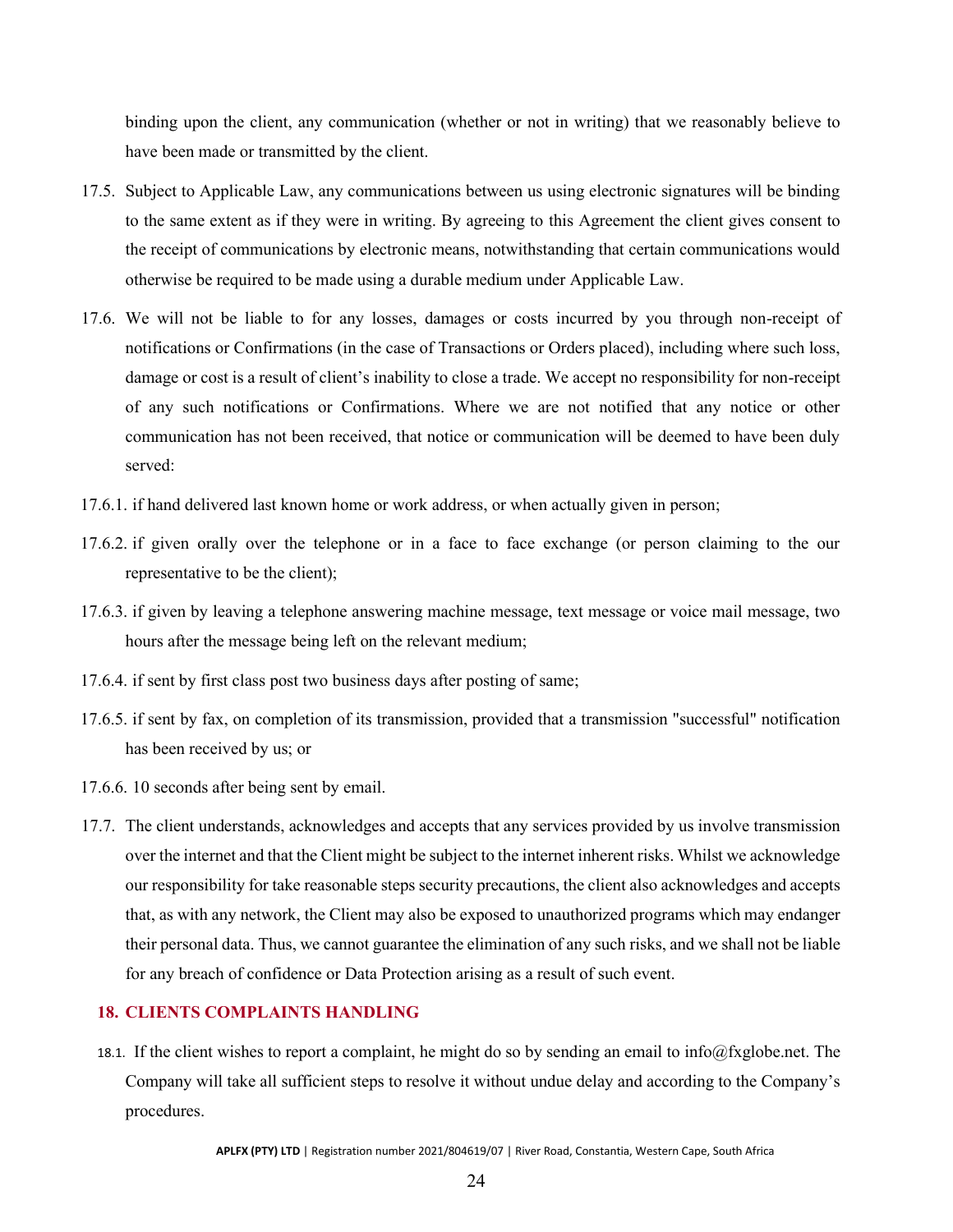binding upon the client, any communication (whether or not in writing) that we reasonably believe to have been made or transmitted by the client.

17.5. Subject to Applicable Law, any communications between us using electronic signatures will be binding to the same extent as if they were in writing. By agreeing to this Agreement the client gives consent to the receipt of communications by electronic means, notwithstanding that certain communications would otherwise be required to be made using a durable medium under Applicable Law.

17.6. We will not be liable to for any losses, damages or costs incurred by you through non-receipt of notifications or Confirmations (in the case of Transactions or Orders placed), including where such loss, damage or cost is a result of client's inability to close a trade. We accept no responsibility for non-receipt of any such notifications or Confirmations. Where we are not notified that any notice or other communication has not been received, that notice or communication will be deemed to have been duly served:

17.6.1. if hand delivered last known home or work address, or when actually given in person;

17.6.2. if given orally over the telephone or in a face to face exchange (or person claiming to the our representative to be the client);

17.6.3. if given by leaving a telephone answering machine message, text message or voice mail message, two hours after the message being left on the relevant medium;

17.6.4. if sent by first class post two business days after posting of same;

17.6.5. if sent by fax, on completion of its transmission, provided that a transmission "successful" notification has been received by us; or

17.6.6. 10 seconds after being sent by email.

17.7. The client understands, acknowledges and accepts that any services provided by us involve transmission over the internet and that the Client might be subject to the internet inherent risks. Whilst we acknowledge our responsibility for take reasonable steps security precautions, the client also acknowledges and accepts that, as with any network, the Client may also be exposed to unauthorized programs which may endanger their personal data. Thus, we cannot guarantee the elimination of any such risks, and we shall not be liable for any breach of confidence or Data Protection arising as a result of such event.

## 18. CLIENTS COMPLAINTS HANDLING

18.1. If the client wishes to report a complaint, he might do so by sending an email to info@fxglobe.net. The Company will take all sufficient steps to resolve it without undue delay and according to the Company's procedures.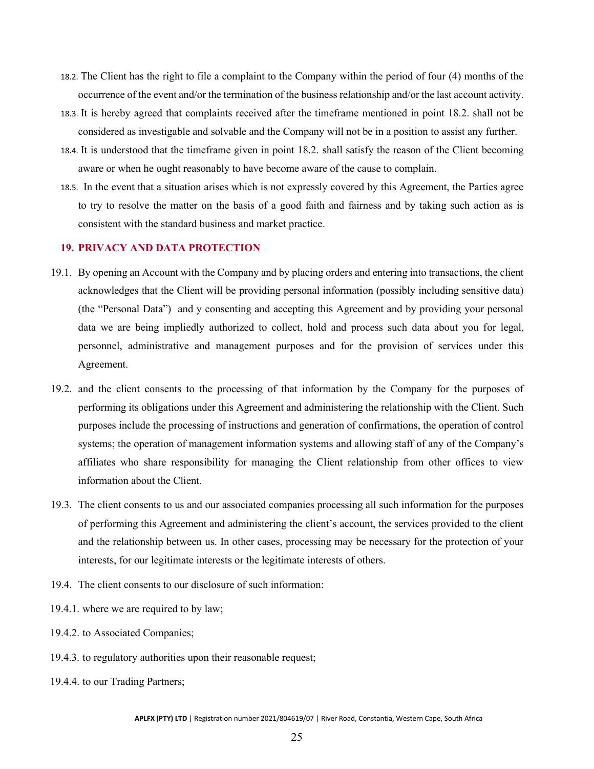18.2. The Client has the right to file a complaint to the Company within the period of four (4) months of the occurrence of the event and/or the termination of the business relationship and/or the last account activity.

18.3. It is hereby agreed that complaints received after the timeframe mentioned in point 18.2. shall not be considered as investigable and solvable and the Company will not be in a position to assist any further.

18.4. It is understood that the timeframe given in point 18.2. shall satisfy the reason of the Client becoming aware or when he ought reasonably to have become aware of the cause to complain.

18.5. In the event that a situation arises which is not expressly covered by this Agreement, the Parties agree to try to resolve the matter on the basis of a good faith and fairness and by taking such action as is consistent with the standard business and market practice.

## 19. PRIVACY AND DATA PROTECTION

19.1. By opening an Account with the Company and by placing orders and entering into transactions, the client acknowledges that the Client will be providing personal information (possibly including sensitive data) (the "Personal Data") and y consenting and accepting this Agreement and by providing your personal data we are being impliedly authorized to collect, hold and process such data about you for legal, personnel, administrative and management purposes and for the provision of services under this Agreement.

19.2. and the client consents to the processing of that information by the Company for the purposes of performing its obligations under this Agreement and administering the relationship with the Client. Such purposes include the processing of instructions and generation of confirmations, the operation of control systems; the operation of management information systems and allowing staff of any of the Company's affiliates who share responsibility for managing the Client relationship from other offices to view information about the Client.

19.3. The client consents to us and our associated companies processing all such information for the purposes of performing this Agreement and administering the client's account, the services provided to the client and the relationship between us. In other cases, processing may be necessary for the protection of your interests, for our legitimate interests or the legitimate interests of others.

19.4. The client consents to our disclosure of such information:

19.4.1. where we are required to by law;

19.4.2. to Associated Companies;

19.4.3. to regulatory authorities upon their reasonable request;

19.4.4. to our Trading Partners;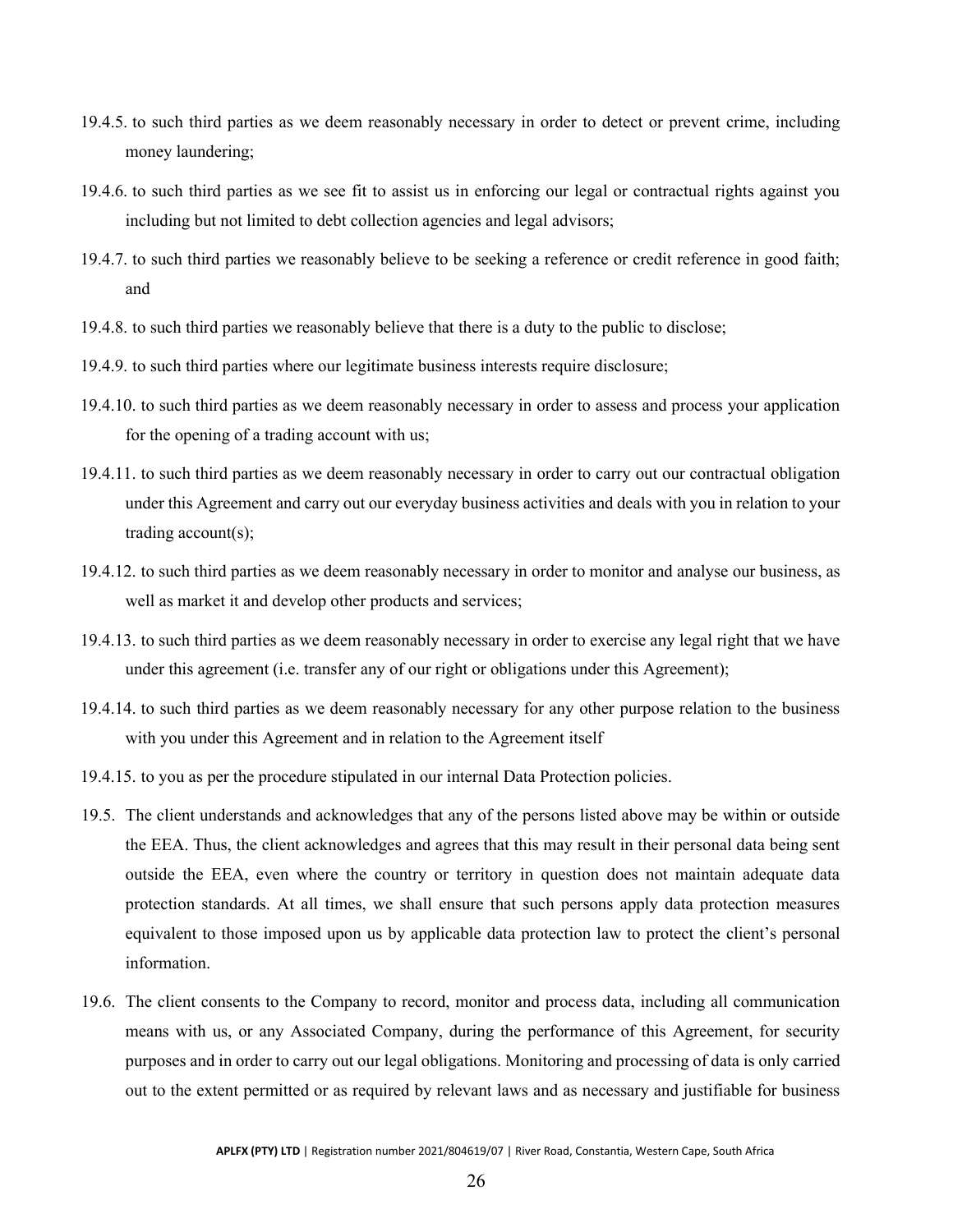19.4.5. to such third parties as we deem reasonably necessary in order to detect or prevent crime, including money laundering;

19.4.6. to such third parties as we see fit to assist us in enforcing our legal or contractual rights against you including but not limited to debt collection agencies and legal advisors;

19.4.7. to such third parties we reasonably believe to be seeking a reference or credit reference in good faith; and

19.4.8. to such third parties we reasonably believe that there is a duty to the public to disclose;

19.4.9. to such third parties where our legitimate business interests require disclosure;

19.4.10. to such third parties as we deem reasonably necessary in order to assess and process your application for the opening of a trading account with us;

19.4.11. to such third parties as we deem reasonably necessary in order to carry out our contractual obligation under this Agreement and carry out our everyday business activities and deals with you in relation to your trading account(s);

19.4.12. to such third parties as we deem reasonably necessary in order to monitor and analyse our business, as well as market it and develop other products and services;

19.4.13. to such third parties as we deem reasonably necessary in order to exercise any legal right that we have under this agreement (i.e. transfer any of our right or obligations under this Agreement);

19.4.14. to such third parties as we deem reasonably necessary for any other purpose relation to the business with you under this Agreement and in relation to the Agreement itself

19.4.15. to you as per the procedure stipulated in our internal Data Protection policies.

19.5. The client understands and acknowledges that any of the persons listed above may be within or outside the EEA. Thus, the client acknowledges and agrees that this may result in their personal data being sent outside the EEA, even where the country or territory in question does not maintain adequate data protection standards. At all times, we shall ensure that such persons apply data protection measures equivalent to those imposed upon us by applicable data protection law to protect the client's personal information.

19.6. The client consents to the Company to record, monitor and process data, including all communication means with us, or any Associated Company, during the performance of this Agreement, for security purposes and in order to carry out our legal obligations. Monitoring and processing of data is only carried out to the extent permitted or as required by relevant laws and as necessary and justifiable for business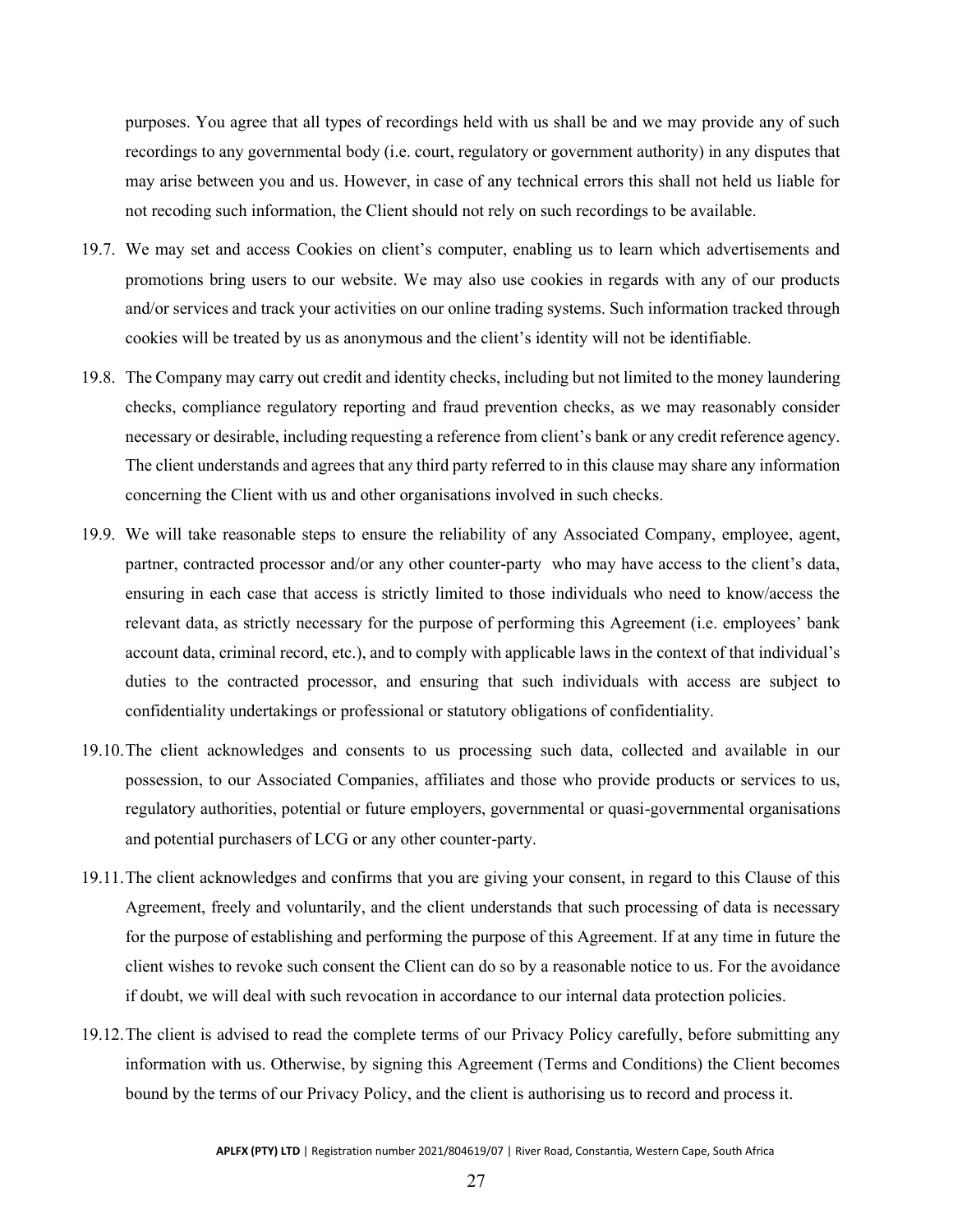purposes. You agree that all types of recordings held with us shall be and we may provide any of such recordings to any governmental body (i.e. court, regulatory or government authority) in any disputes that may arise between you and us. However, in case of any technical errors this shall not held us liable for not recoding such information, the Client should not rely on such recordings to be available.

19.7. We may set and access Cookies on client's computer, enabling us to learn which advertisements and promotions bring users to our website. We may also use cookies in regards with any of our products and/or services and track your activities on our online trading systems. Such information tracked through cookies will be treated by us as anonymous and the client's identity will not be identifiable.

19.8. The Company may carry out credit and identity checks, including but not limited to the money laundering checks, compliance regulatory reporting and fraud prevention checks, as we may reasonably consider necessary or desirable, including requesting a reference from client's bank or any credit reference agency. The client understands and agrees that any third party referred to in this clause may share any information concerning the Client with us and other organisations involved in such checks.

19.9. We will take reasonable steps to ensure the reliability of any Associated Company, employee, agent, partner, contracted processor and/or any other counter-party who may have access to the client's data, ensuring in each case that access is strictly limited to those individuals who need to know/access the relevant data, as strictly necessary for the purpose of performing this Agreement (i.e. employees' bank account data, criminal record, etc.), and to comply with applicable laws in the context of that individual's duties to the contracted processor, and ensuring that such individuals with access are subject to confidentiality undertakings or professional or statutory obligations of confidentiality.

19.10. The client acknowledges and consents to us processing such data, collected and available in our possession, to our Associated Companies, affiliates and those who provide products or services to us, regulatory authorities, potential or future employers, governmental or quasi-governmental organisations and potential purchasers of LCG or any other counter-party.

19.11. The client acknowledges and confirms that you are giving your consent, in regard to this Clause of this Agreement, freely and voluntarily, and the client understands that such processing of data is necessary for the purpose of establishing and performing the purpose of this Agreement. If at any time in future the client wishes to revoke such consent the Client can do so by a reasonable notice to us. For the avoidance if doubt, we will deal with such revocation in accordance to our internal data protection policies.

19.12. The client is advised to read the complete terms of our Privacy Policy carefully, before submitting any information with us. Otherwise, by signing this Agreement (Terms and Conditions) the Client becomes bound by the terms of our Privacy Policy, and the client is authorising us to record and process it.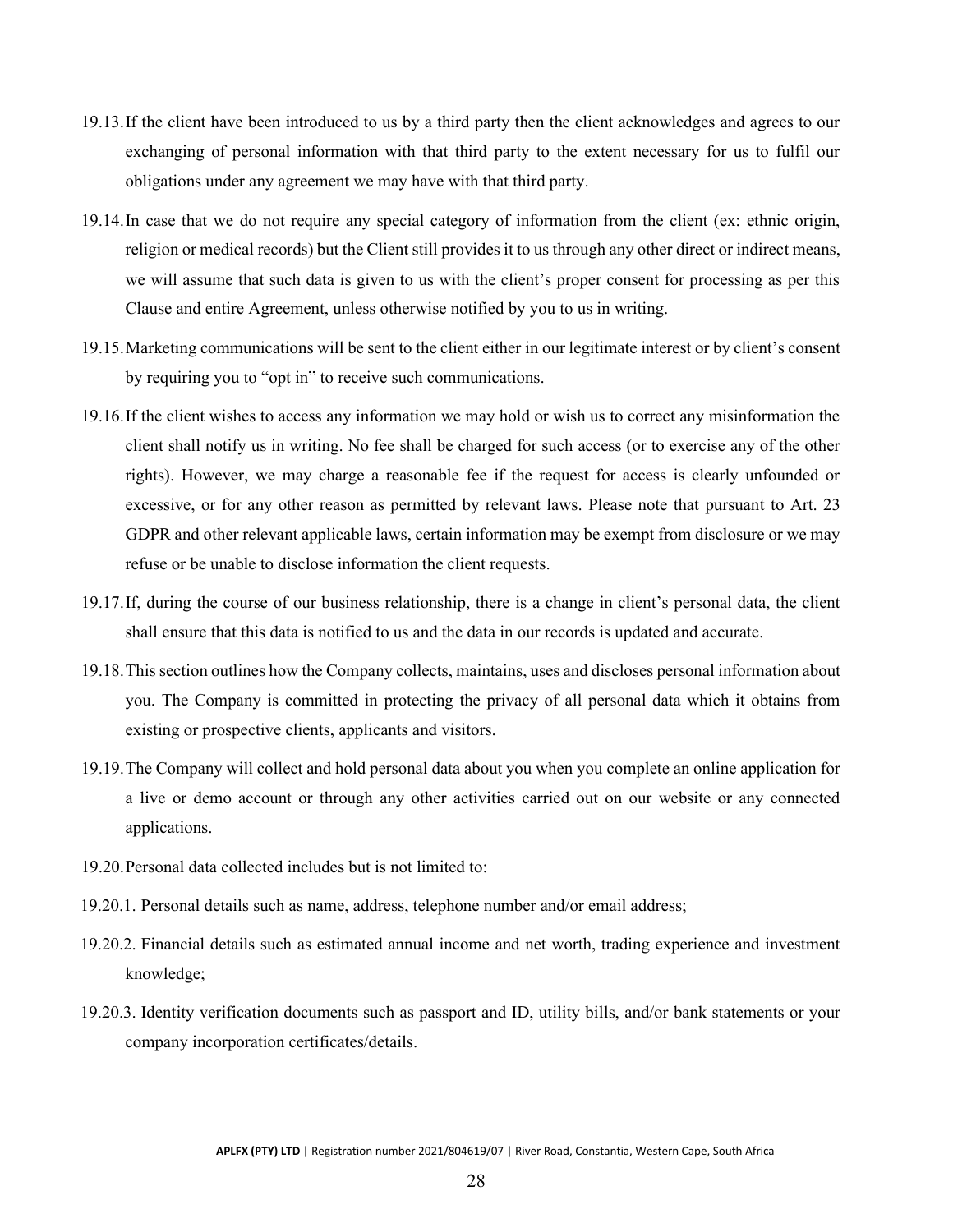19.13. If the client have been introduced to us by a third party then the client acknowledges and agrees to our exchanging of personal information with that third party to the extent necessary for us to fulfil our obligations under any agreement we may have with that third party.

19.14. In case that we do not require any special category of information from the client (ex: ethnic origin, religion or medical records) but the Client still provides it to us through any other direct or indirect means, we will assume that such data is given to us with the client's proper consent for processing as per this Clause and entire Agreement, unless otherwise notified by you to us in writing.

19.15. Marketing communications will be sent to the client either in our legitimate interest or by client's consent by requiring you to "opt in" to receive such communications.

19.16. If the client wishes to access any information we may hold or wish us to correct any misinformation the client shall notify us in writing. No fee shall be charged for such access (or to exercise any of the other rights). However, we may charge a reasonable fee if the request for access is clearly unfounded or excessive, or for any other reason as permitted by relevant laws. Please note that pursuant to Art. 23 GDPR and other relevant applicable laws, certain information may be exempt from disclosure or we may refuse or be unable to disclose information the client requests.

19.17. If, during the course of our business relationship, there is a change in client's personal data, the client shall ensure that this data is notified to us and the data in our records is updated and accurate.

19.18. This section outlines how the Company collects, maintains, uses and discloses personal information about you. The Company is committed in protecting the privacy of all personal data which it obtains from existing or prospective clients, applicants and visitors.

19.19. The Company will collect and hold personal data about you when you complete an online application for a live or demo account or through any other activities carried out on our website or any connected applications.

19.20. Personal data collected includes but is not limited to:

19.20.1. Personal details such as name, address, telephone number and/or email address;

19.20.2. Financial details such as estimated annual income and net worth, trading experience and investment knowledge;

19.20.3. Identity verification documents such as passport and ID, utility bills, and/or bank statements or your company incorporation certificates/details.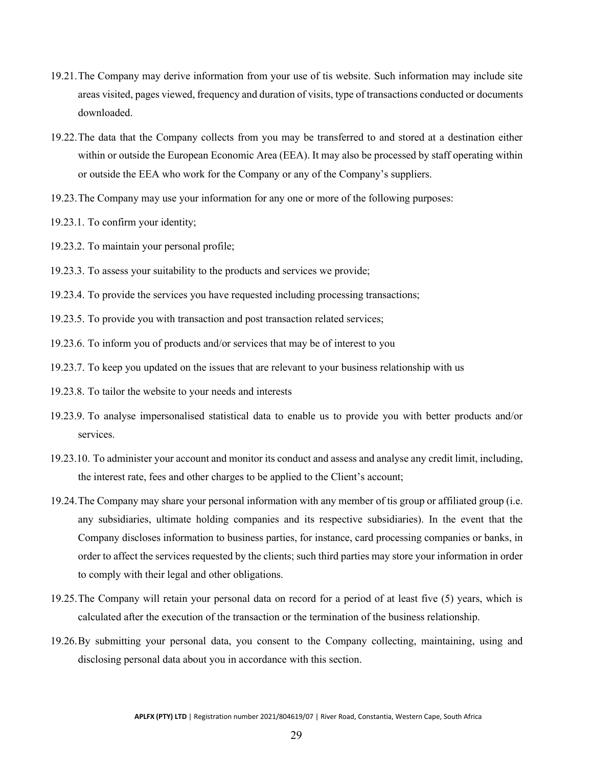19.21. The Company may derive information from your use of tis website. Such information may include site areas visited, pages viewed, frequency and duration of visits, type of transactions conducted or documents downloaded.

19.22. The data that the Company collects from you may be transferred to and stored at a destination either within or outside the European Economic Area (EEA). It may also be processed by staff operating within or outside the EEA who work for the Company or any of the Company's suppliers.

19.23. The Company may use your information for any one or more of the following purposes:

19.23.1. To confirm your identity;

19.23.2. To maintain your personal profile;

19.23.3. To assess your suitability to the products and services we provide;

19.23.4. To provide the services you have requested including processing transactions;

19.23.5. To provide you with transaction and post transaction related services;

19.23.6. To inform you of products and/or services that may be of interest to you

19.23.7. To keep you updated on the issues that are relevant to your business relationship with us

19.23.8. To tailor the website to your needs and interests

19.23.9. To analyse impersonalised statistical data to enable us to provide you with better products and/or services.

19.23.10. To administer your account and monitor its conduct and assess and analyse any credit limit, including, the interest rate, fees and other charges to be applied to the Client's account;

19.24. The Company may share your personal information with any member of tis group or affiliated group (i.e. any subsidiaries, ultimate holding companies and its respective subsidiaries). In the event that the Company discloses information to business parties, for instance, card processing companies or banks, in order to affect the services requested by the clients; such third parties may store your information in order to comply with their legal and other obligations.

19.25. The Company will retain your personal data on record for a period of at least five (5) years, which is calculated after the execution of the transaction or the termination of the business relationship.

19.26. By submitting your personal data, you consent to the Company collecting, maintaining, using and disclosing personal data about you in accordance with this section.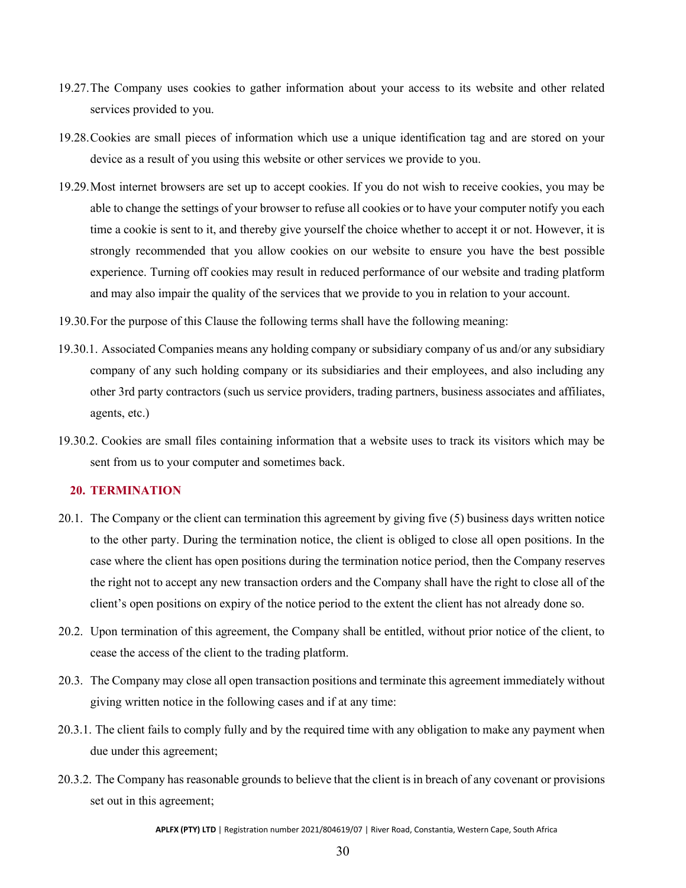19.27. The Company uses cookies to gather information about your access to its website and other related services provided to you.

19.28. Cookies are small pieces of information which use a unique identification tag and are stored on your device as a result of you using this website or other services we provide to you.

19.29. Most internet browsers are set up to accept cookies. If you do not wish to receive cookies, you may be able to change the settings of your browser to refuse all cookies or to have your computer notify you each time a cookie is sent to it, and thereby give yourself the choice whether to accept it or not. However, it is strongly recommended that you allow cookies on our website to ensure you have the best possible experience. Turning off cookies may result in reduced performance of our website and trading platform and may also impair the quality of the services that we provide to you in relation to your account.

19.30. For the purpose of this Clause the following terms shall have the following meaning:

19.30.1. Associated Companies means any holding company or subsidiary company of us and/or any subsidiary company of any such holding company or its subsidiaries and their employees, and also including any other 3rd party contractors (such us service providers, trading partners, business associates and affiliates, agents, etc.)

19.30.2. Cookies are small files containing information that a website uses to track its visitors which may be sent from us to your computer and sometimes back.

## 20. TERMINATION

20.1. The Company or the client can termination this agreement by giving five (5) business days written notice to the other party. During the termination notice, the client is obliged to close all open positions. In the case where the client has open positions during the termination notice period, then the Company reserves the right not to accept any new transaction orders and the Company shall have the right to close all of the client's open positions on expiry of the notice period to the extent the client has not already done so.

20.2. Upon termination of this agreement, the Company shall be entitled, without prior notice of the client, to cease the access of the client to the trading platform.

20.3. The Company may close all open transaction positions and terminate this agreement immediately without giving written notice in the following cases and if at any time:

20.3.1. The client fails to comply fully and by the required time with any obligation to make any payment when due under this agreement;

20.3.2. The Company has reasonable grounds to believe that the client is in breach of any covenant or provisions set out in this agreement;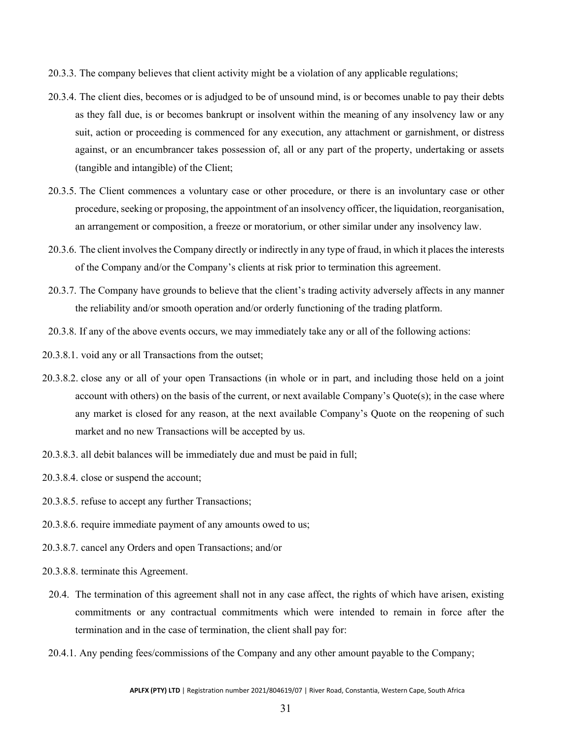20.3.3. The company believes that client activity might be a violation of any applicable regulations;

20.3.4. The client dies, becomes or is adjudged to be of unsound mind, is or becomes unable to pay their debts as they fall due, is or becomes bankrupt or insolvent within the meaning of any insolvency law or any suit, action or proceeding is commenced for any execution, any attachment or garnishment, or distress against, or an encumbrancer takes possession of, all or any part of the property, undertaking or assets (tangible and intangible) of the Client;

20.3.5. The Client commences a voluntary case or other procedure, or there is an involuntary case or other procedure, seeking or proposing, the appointment of an insolvency officer, the liquidation, reorganisation, an arrangement or composition, a freeze or moratorium, or other similar under any insolvency law.

20.3.6. The client involves the Company directly or indirectly in any type of fraud, in which it places the interests of the Company and/or the Company's clients at risk prior to termination this agreement.

20.3.7. The Company have grounds to believe that the client's trading activity adversely affects in any manner the reliability and/or smooth operation and/or orderly functioning of the trading platform.

20.3.8. If any of the above events occurs, we may immediately take any or all of the following actions:

20.3.8.1. void any or all Transactions from the outset;

20.3.8.2. close any or all of your open Transactions (in whole or in part, and including those held on a joint account with others) on the basis of the current, or next available Company's Quote(s); in the case where any market is closed for any reason, at the next available Company's Quote on the reopening of such market and no new Transactions will be accepted by us.

20.3.8.3. all debit balances will be immediately due and must be paid in full;

20.3.8.4. close or suspend the account;

20.3.8.5. refuse to accept any further Transactions;

20.3.8.6. require immediate payment of any amounts owed to us;

20.3.8.7. cancel any Orders and open Transactions; and/or

20.3.8.8. terminate this Agreement.

20.4. The termination of this agreement shall not in any case affect, the rights of which have arisen, existing commitments or any contractual commitments which were intended to remain in force after the termination and in the case of termination, the client shall pay for:

20.4.1. Any pending fees/commissions of the Company and any other amount payable to the Company;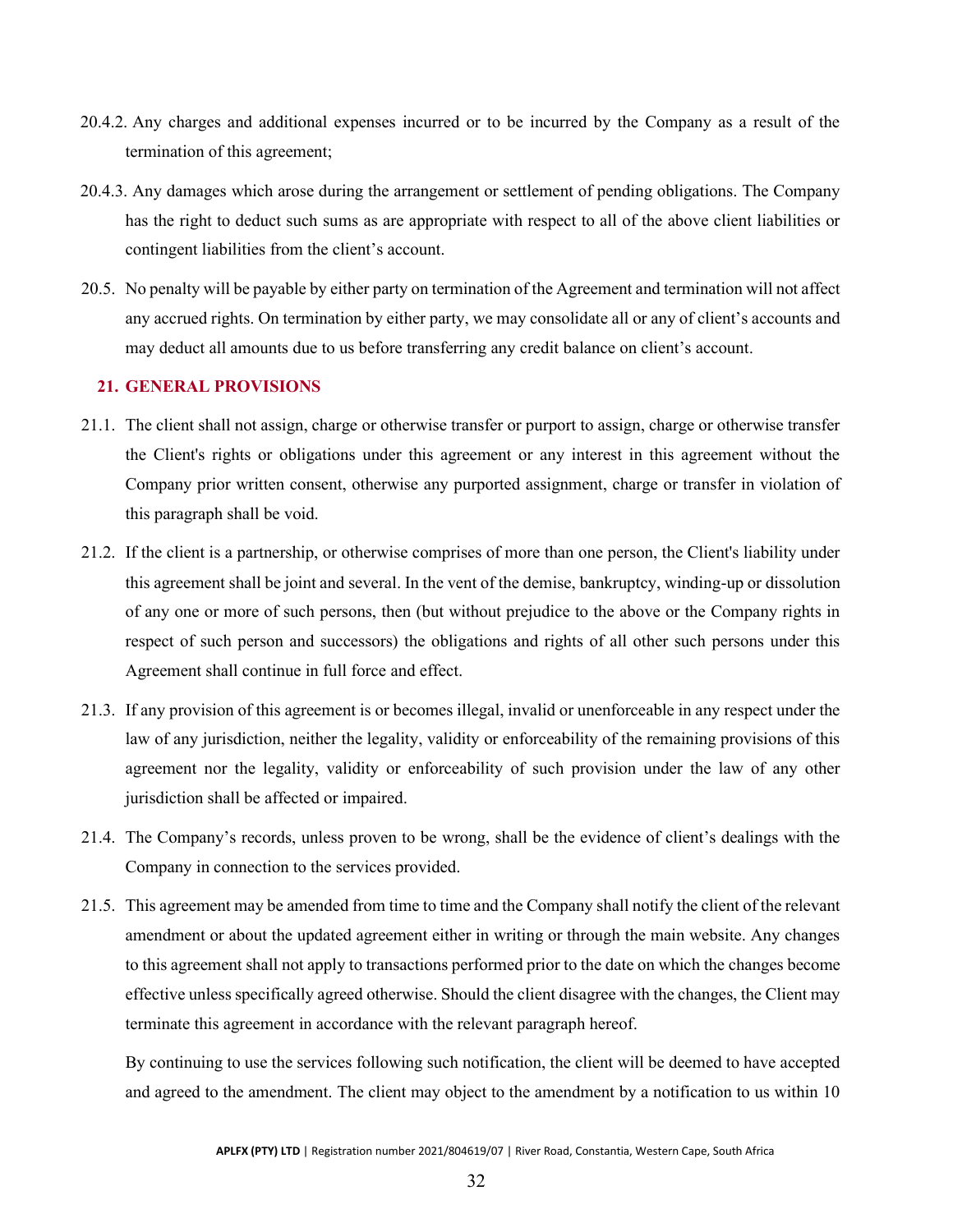20.4.2. Any charges and additional expenses incurred or to be incurred by the Company as a result of the termination of this agreement;

20.4.3. Any damages which arose during the arrangement or settlement of pending obligations. The Company has the right to deduct such sums as are appropriate with respect to all of the above client liabilities or contingent liabilities from the client's account.

20.5. No penalty will be payable by either party on termination of the Agreement and termination will not affect any accrued rights. On termination by either party, we may consolidate all or any of client's accounts and may deduct all amounts due to us before transferring any credit balance on client's account.

## 21. GENERAL PROVISIONS

21.1. The client shall not assign, charge or otherwise transfer or purport to assign, charge or otherwise transfer the Client's rights or obligations under this agreement or any interest in this agreement without the Company prior written consent, otherwise any purported assignment, charge or transfer in violation of this paragraph shall be void.

21.2. If the client is a partnership, or otherwise comprises of more than one person, the Client's liability under this agreement shall be joint and several. In the vent of the demise, bankruptcy, winding-up or dissolution of any one or more of such persons, then (but without prejudice to the above or the Company rights in respect of such person and successors) the obligations and rights of all other such persons under this Agreement shall continue in full force and effect.

21.3. If any provision of this agreement is or becomes illegal, invalid or unenforceable in any respect under the law of any jurisdiction, neither the legality, validity or enforceability of the remaining provisions of this agreement nor the legality, validity or enforceability of such provision under the law of any other jurisdiction shall be affected or impaired.

21.4. The Company's records, unless proven to be wrong, shall be the evidence of client's dealings with the Company in connection to the services provided.

21.5. This agreement may be amended from time to time and the Company shall notify the client of the relevant amendment or about the updated agreement either in writing or through the main website. Any changes to this agreement shall not apply to transactions performed prior to the date on which the changes become effective unless specifically agreed otherwise. Should the client disagree with the changes, the Client may terminate this agreement in accordance with the relevant paragraph hereof.

By continuing to use the services following such notification, the client will be deemed to have accepted and agreed to the amendment. The client may object to the amendment by a notification to us within 10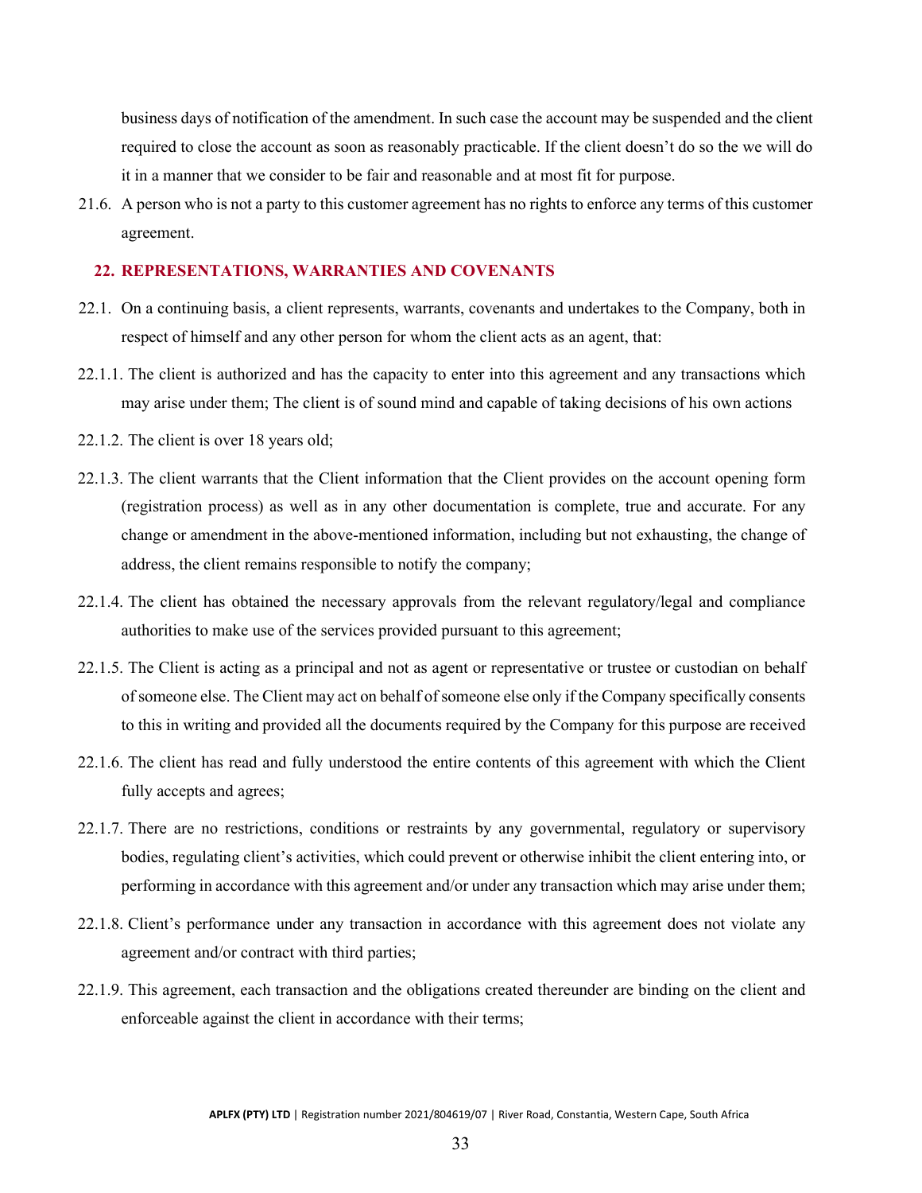business days of notification of the amendment. In such case the account may be suspended and the client required to close the account as soon as reasonably practicable. If the client doesn't do so the we will do it in a manner that we consider to be fair and reasonable and at most fit for purpose.

21.6. A person who is not a party to this customer agreement has no rights to enforce any terms of this customer agreement.

## 22. REPRESENTATIONS, WARRANTIES AND COVENANTS

22.1. On a continuing basis, a client represents, warrants, covenants and undertakes to the Company, both in respect of himself and any other person for whom the client acts as an agent, that:

22.1.1. The client is authorized and has the capacity to enter into this agreement and any transactions which may arise under them; The client is of sound mind and capable of taking decisions of his own actions

22.1.2. The client is over 18 years old;

22.1.3. The client warrants that the Client information that the Client provides on the account opening form (registration process) as well as in any other documentation is complete, true and accurate. For any change or amendment in the above-mentioned information, including but not exhausting, the change of address, the client remains responsible to notify the company;

22.1.4. The client has obtained the necessary approvals from the relevant regulatory/legal and compliance authorities to make use of the services provided pursuant to this agreement;

22.1.5. The Client is acting as a principal and not as agent or representative or trustee or custodian on behalf of someone else. The Client may act on behalf of someone else only if the Company specifically consents to this in writing and provided all the documents required by the Company for this purpose are received

22.1.6. The client has read and fully understood the entire contents of this agreement with which the Client fully accepts and agrees;

22.1.7. There are no restrictions, conditions or restraints by any governmental, regulatory or supervisory bodies, regulating client's activities, which could prevent or otherwise inhibit the client entering into, or performing in accordance with this agreement and/or under any transaction which may arise under them;

22.1.8. Client's performance under any transaction in accordance with this agreement does not violate any agreement and/or contract with third parties;

22.1.9. This agreement, each transaction and the obligations created thereunder are binding on the client and enforceable against the client in accordance with their terms;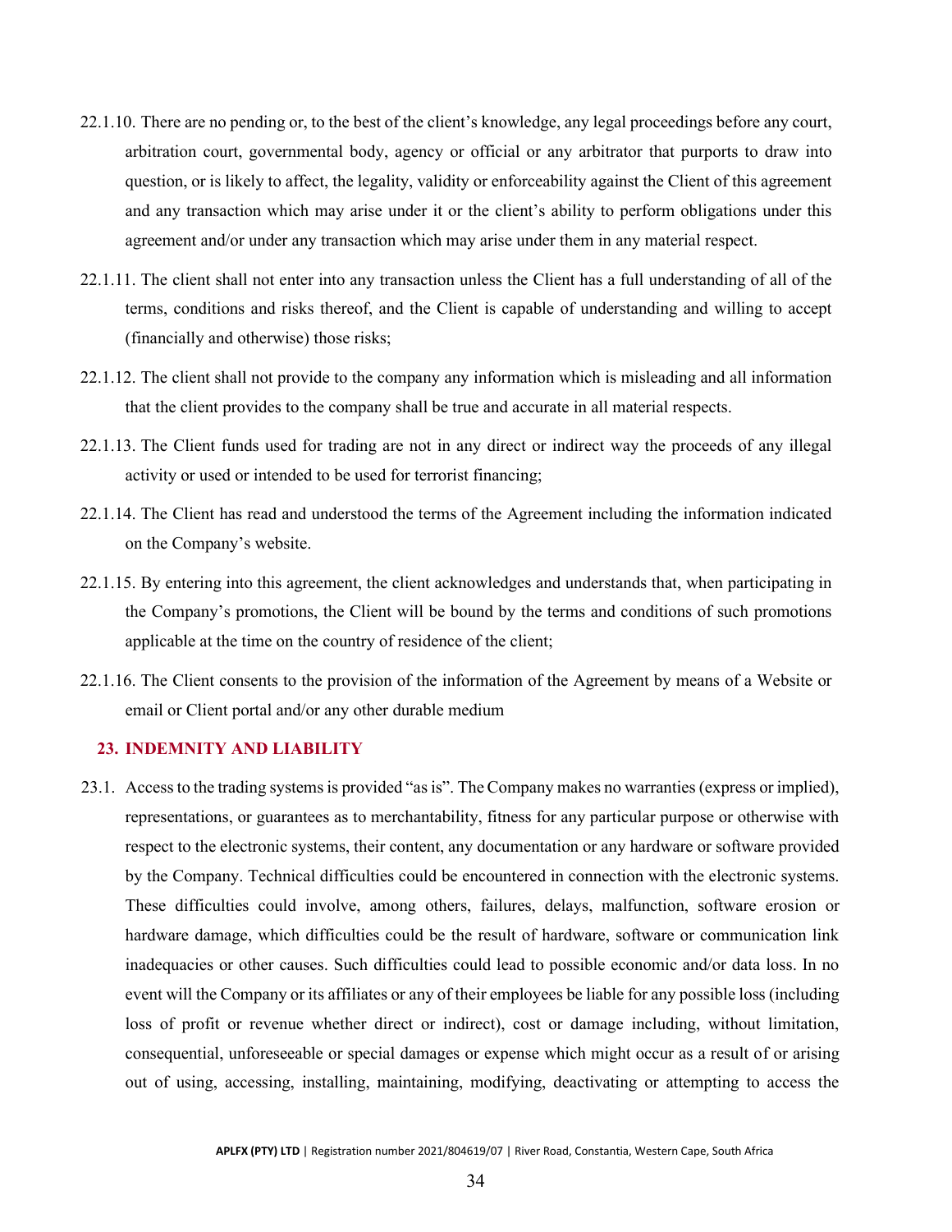22.1.10. There are no pending or, to the best of the client's knowledge, any legal proceedings before any court, arbitration court, governmental body, agency or official or any arbitrator that purports to draw into question, or is likely to affect, the legality, validity or enforceability against the Client of this agreement and any transaction which may arise under it or the client's ability to perform obligations under this agreement and/or under any transaction which may arise under them in any material respect.

22.1.11. The client shall not enter into any transaction unless the Client has a full understanding of all of the terms, conditions and risks thereof, and the Client is capable of understanding and willing to accept (financially and otherwise) those risks;

22.1.12. The client shall not provide to the company any information which is misleading and all information that the client provides to the company shall be true and accurate in all material respects.

22.1.13. The Client funds used for trading are not in any direct or indirect way the proceeds of any illegal activity or used or intended to be used for terrorist financing;

22.1.14. The Client has read and understood the terms of the Agreement including the information indicated on the Company's website.

22.1.15. By entering into this agreement, the client acknowledges and understands that, when participating in the Company's promotions, the Client will be bound by the terms and conditions of such promotions applicable at the time on the country of residence of the client;

22.1.16. The Client consents to the provision of the information of the Agreement by means of a Website or email or Client portal and/or any other durable medium

## 23. INDEMNITY AND LIABILITY

23.1. Access to the trading systems is provided "as is". The Company makes no warranties (express or implied), representations, or guarantees as to merchantability, fitness for any particular purpose or otherwise with respect to the electronic systems, their content, any documentation or any hardware or software provided by the Company. Technical difficulties could be encountered in connection with the electronic systems. These difficulties could involve, among others, failures, delays, malfunction, software erosion or hardware damage, which difficulties could be the result of hardware, software or communication link inadequacies or other causes. Such difficulties could lead to possible economic and/or data loss. In no event will the Company or its affiliates or any of their employees be liable for any possible loss (including loss of profit or revenue whether direct or indirect), cost or damage including, without limitation, consequential, unforeseeable or special damages or expense which might occur as a result of or arising out of using, accessing, installing, maintaining, modifying, deactivating or attempting to access the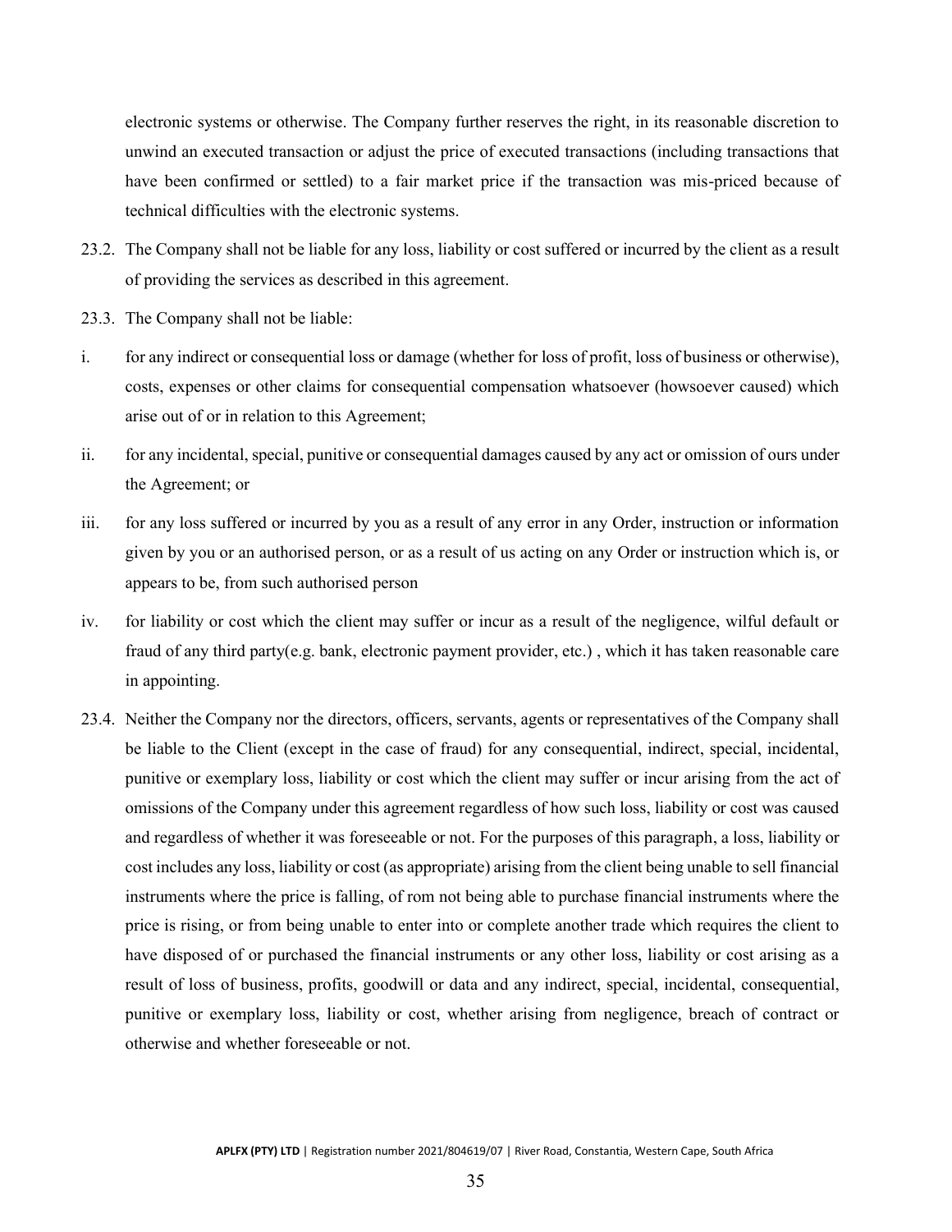electronic systems or otherwise. The Company further reserves the right, in its reasonable discretion to unwind an executed transaction or adjust the price of executed transactions (including transactions that have been confirmed or settled) to a fair market price if the transaction was mis-priced because of technical difficulties with the electronic systems.

23.2. The Company shall not be liable for any loss, liability or cost suffered or incurred by the client as a result of providing the services as described in this agreement.

23.3. The Company shall not be liable:

i. for any indirect or consequential loss or damage (whether for loss of profit, loss of business or otherwise), costs, expenses or other claims for consequential compensation whatsoever (howsoever caused) which arise out of or in relation to this Agreement;

ii. for any incidental, special, punitive or consequential damages caused by any act or omission of ours under the Agreement; or

iii. for any loss suffered or incurred by you as a result of any error in any Order, instruction or information given by you or an authorised person, or as a result of us acting on any Order or instruction which is, or appears to be, from such authorised person

iv. for liability or cost which the client may suffer or incur as a result of the negligence, wilful default or fraud of any third party(e.g. bank, electronic payment provider, etc.) , which it has taken reasonable care in appointing.

23.4. Neither the Company nor the directors, officers, servants, agents or representatives of the Company shall be liable to the Client (except in the case of fraud) for any consequential, indirect, special, incidental, punitive or exemplary loss, liability or cost which the client may suffer or incur arising from the act of omissions of the Company under this agreement regardless of how such loss, liability or cost was caused and regardless of whether it was foreseeable or not. For the purposes of this paragraph, a loss, liability or cost includes any loss, liability or cost (as appropriate) arising from the client being unable to sell financial instruments where the price is falling, of rom not being able to purchase financial instruments where the price is rising, or from being unable to enter into or complete another trade which requires the client to have disposed of or purchased the financial instruments or any other loss, liability or cost arising as a result of loss of business, profits, goodwill or data and any indirect, special, incidental, consequential, punitive or exemplary loss, liability or cost, whether arising from negligence, breach of contract or otherwise and whether foreseeable or not.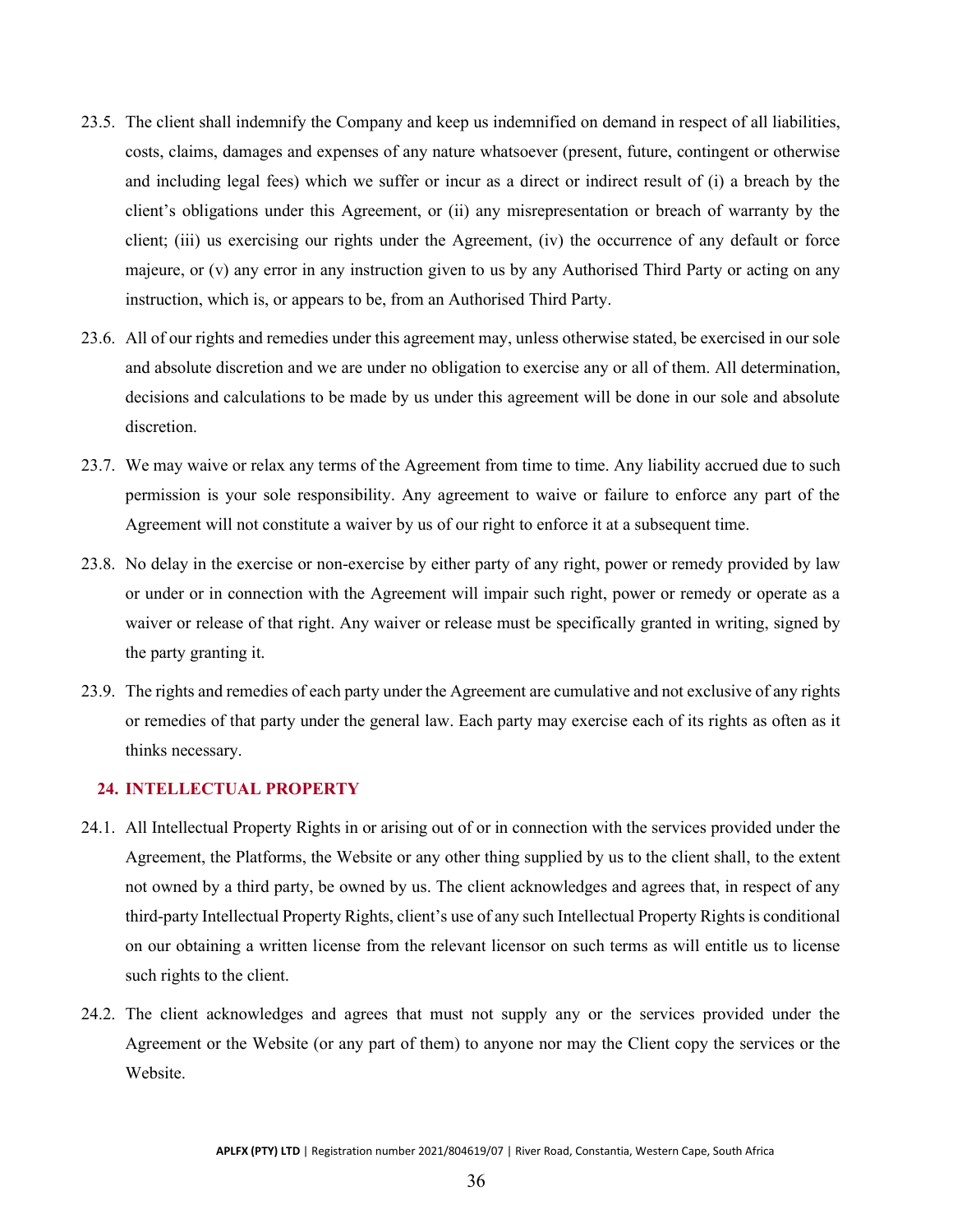23.5. The client shall indemnify the Company and keep us indemnified on demand in respect of all liabilities, costs, claims, damages and expenses of any nature whatsoever (present, future, contingent or otherwise and including legal fees) which we suffer or incur as a direct or indirect result of (i) a breach by the client's obligations under this Agreement, or (ii) any misrepresentation or breach of warranty by the client; (iii) us exercising our rights under the Agreement, (iv) the occurrence of any default or force majeure, or (v) any error in any instruction given to us by any Authorised Third Party or acting on any instruction, which is, or appears to be, from an Authorised Third Party.

23.6. All of our rights and remedies under this agreement may, unless otherwise stated, be exercised in our sole and absolute discretion and we are under no obligation to exercise any or all of them. All determination, decisions and calculations to be made by us under this agreement will be done in our sole and absolute discretion.

23.7. We may waive or relax any terms of the Agreement from time to time. Any liability accrued due to such permission is your sole responsibility. Any agreement to waive or failure to enforce any part of the Agreement will not constitute a waiver by us of our right to enforce it at a subsequent time.

23.8. No delay in the exercise or non-exercise by either party of any right, power or remedy provided by law or under or in connection with the Agreement will impair such right, power or remedy or operate as a waiver or release of that right. Any waiver or release must be specifically granted in writing, signed by the party granting it.

23.9. The rights and remedies of each party under the Agreement are cumulative and not exclusive of any rights or remedies of that party under the general law. Each party may exercise each of its rights as often as it thinks necessary.

## 24. INTELLECTUAL PROPERTY

24.1. All Intellectual Property Rights in or arising out of or in connection with the services provided under the Agreement, the Platforms, the Website or any other thing supplied by us to the client shall, to the extent not owned by a third party, be owned by us. The client acknowledges and agrees that, in respect of any third-party Intellectual Property Rights, client's use of any such Intellectual Property Rights is conditional on our obtaining a written license from the relevant licensor on such terms as will entitle us to license such rights to the client.

24.2. The client acknowledges and agrees that must not supply any or the services provided under the Agreement or the Website (or any part of them) to anyone nor may the Client copy the services or the Website.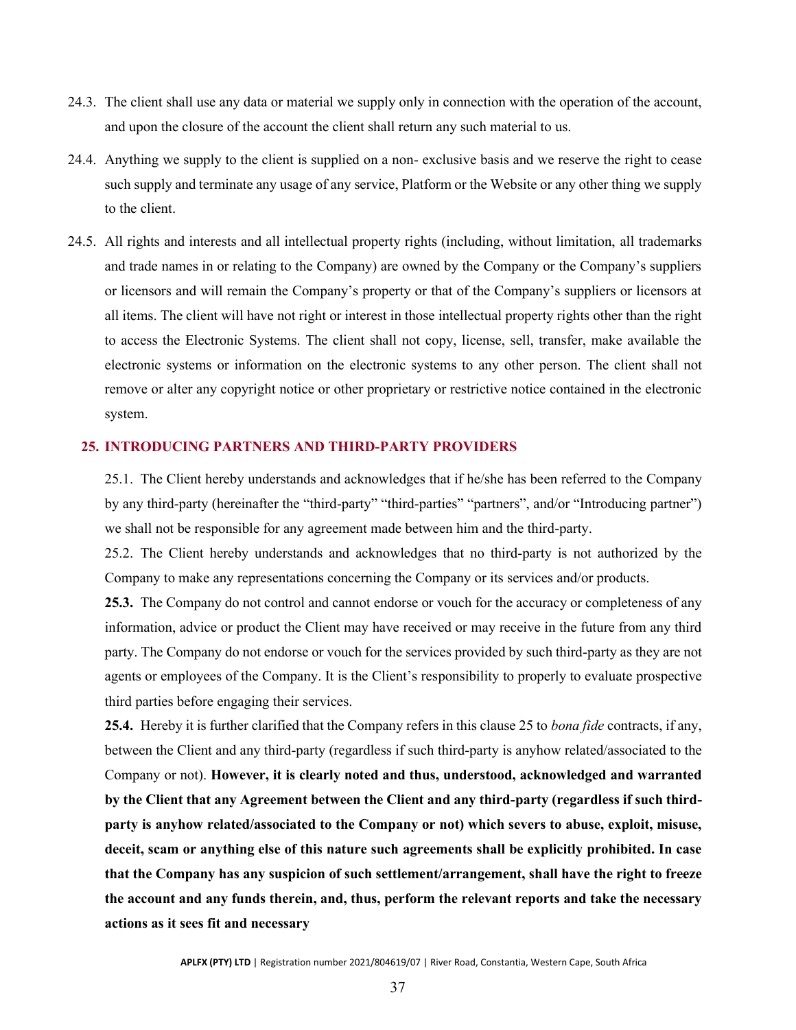24.3. The client shall use any data or material we supply only in connection with the operation of the account, and upon the closure of the account the client shall return any such material to us.

24.4. Anything we supply to the client is supplied on a non- exclusive basis and we reserve the right to cease such supply and terminate any usage of any service, Platform or the Website or any other thing we supply to the client.

24.5. All rights and interests and all intellectual property rights (including, without limitation, all trademarks and trade names in or relating to the Company) are owned by the Company or the Company's suppliers or licensors and will remain the Company's property or that of the Company's suppliers or licensors at all items. The client will have not right or interest in those intellectual property rights other than the right to access the Electronic Systems. The client shall not copy, license, sell, transfer, make available the electronic systems or information on the electronic systems to any other person. The client shall not remove or alter any copyright notice or other proprietary or restrictive notice contained in the electronic system.

## 25. INTRODUCING PARTNERS AND THIRD-PARTY PROVIDERS

25.1. The Client hereby understands and acknowledges that if he/she has been referred to the Company by any third-party (hereinafter the "third-party" "third-parties" "partners", and/or "Introducing partner") we shall not be responsible for any agreement made between him and the third-party.

25.2. The Client hereby understands and acknowledges that no third-party is not authorized by the Company to make any representations concerning the Company or its services and/or products.

**25.3.** The Company do not control and cannot endorse or vouch for the accuracy or completeness of any information, advice or product the Client may have received or may receive in the future from any third party. The Company do not endorse or vouch for the services provided by such third-party as they are not agents or employees of the Company. It is the Client's responsibility to properly to evaluate prospective third parties before engaging their services.

**25.4.** Hereby it is further clarified that the Company refers in this clause 25 to *bona fide* contracts, if any, between the Client and any third-party (regardless if such third-party is anyhow related/associated to the Company or not). **However, it is clearly noted and thus, understood, acknowledged and warranted by the Client that any Agreement between the Client and any third-party (regardless if such third-party is anyhow related/associated to the Company or not) which severs to abuse, exploit, misuse, deceit, scam or anything else of this nature such agreements shall be explicitly prohibited. In case that the Company has any suspicion of such settlement/arrangement, shall have the right to freeze the account and any funds therein, and, thus, perform the relevant reports and take the necessary actions as it sees fit and necessary**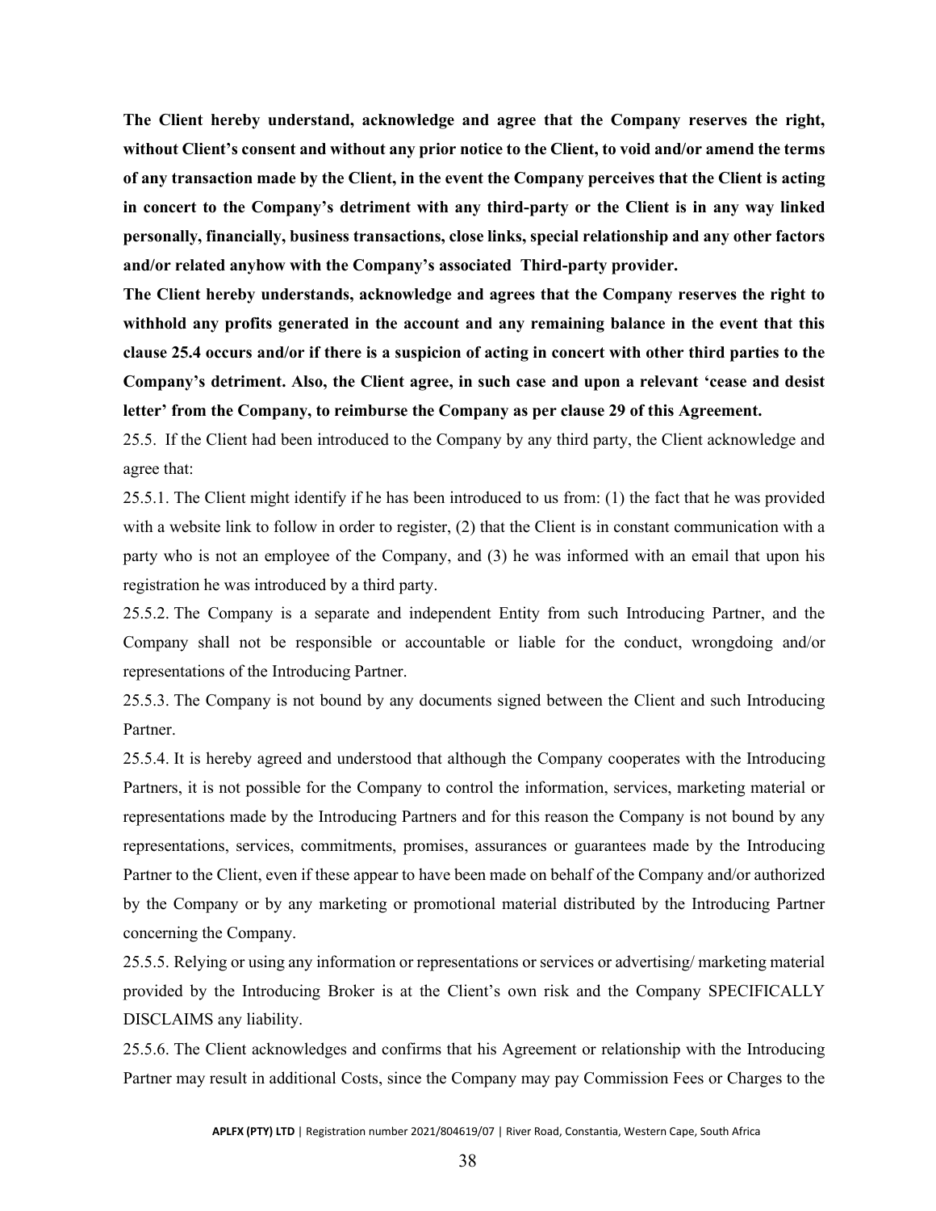**The Client hereby understand, acknowledge and agree that the Company reserves the right, without Client's consent and without any prior notice to the Client, to void and/or amend the terms of any transaction made by the Client, in the event the Company perceives that the Client is acting in concert to the Company's detriment with any third-party or the Client is in any way linked personally, financially, business transactions, close links, special relationship and any other factors and/or related anyhow with the Company's associated Third-party provider.**

**The Client hereby understands, acknowledge and agrees that the Company reserves the right to withhold any profits generated in the account and any remaining balance in the event that this clause 25.4 occurs and/or if there is a suspicion of acting in concert with other third parties to the Company's detriment. Also, the Client agree, in such case and upon a relevant 'cease and desist letter' from the Company, to reimburse the Company as per clause 29 of this Agreement.**

25.5. If the Client had been introduced to the Company by any third party, the Client acknowledge and agree that:

25.5.1. The Client might identify if he has been introduced to us from: (1) the fact that he was provided with a website link to follow in order to register, (2) that the Client is in constant communication with a party who is not an employee of the Company, and (3) he was informed with an email that upon his registration he was introduced by a third party.

25.5.2. The Company is a separate and independent Entity from such Introducing Partner, and the Company shall not be responsible or accountable or liable for the conduct, wrongdoing and/or representations of the Introducing Partner.

25.5.3. The Company is not bound by any documents signed between the Client and such Introducing Partner.

25.5.4. It is hereby agreed and understood that although the Company cooperates with the Introducing Partners, it is not possible for the Company to control the information, services, marketing material or representations made by the Introducing Partners and for this reason the Company is not bound by any representations, services, commitments, promises, assurances or guarantees made by the Introducing Partner to the Client, even if these appear to have been made on behalf of the Company and/or authorized by the Company or by any marketing or promotional material distributed by the Introducing Partner concerning the Company.

25.5.5. Relying or using any information or representations or services or advertising/ marketing material provided by the Introducing Broker is at the Client's own risk and the Company SPECIFICALLY DISCLAIMS any liability.

25.5.6. The Client acknowledges and confirms that his Agreement or relationship with the Introducing Partner may result in additional Costs, since the Company may pay Commission Fees or Charges to the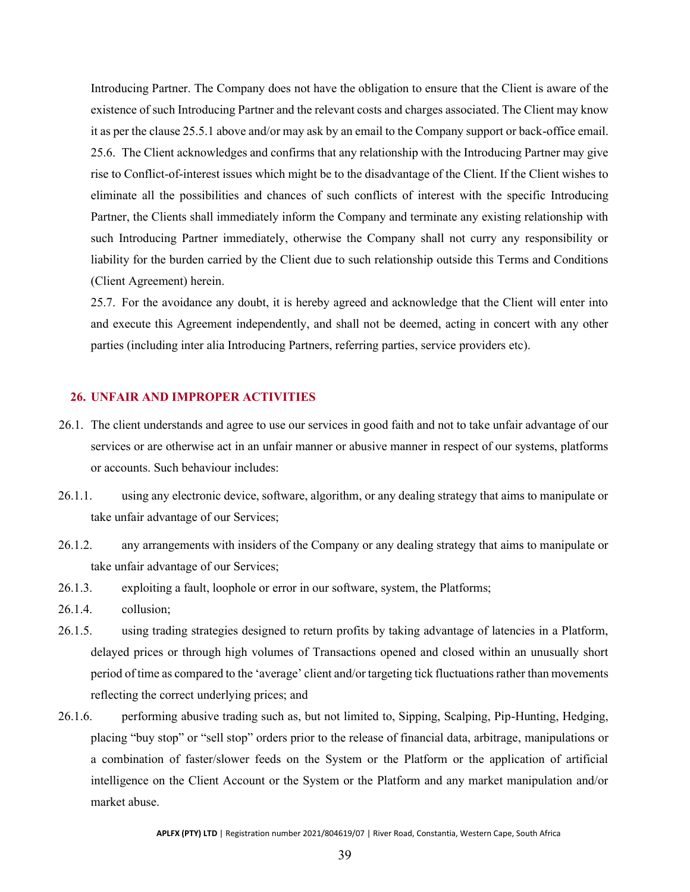Introducing Partner. The Company does not have the obligation to ensure that the Client is aware of the existence of such Introducing Partner and the relevant costs and charges associated. The Client may know it as per the clause 25.5.1 above and/or may ask by an email to the Company support or back-office email.

25.6. The Client acknowledges and confirms that any relationship with the Introducing Partner may give rise to Conflict-of-interest issues which might be to the disadvantage of the Client. If the Client wishes to eliminate all the possibilities and chances of such conflicts of interest with the specific Introducing Partner, the Clients shall immediately inform the Company and terminate any existing relationship with such Introducing Partner immediately, otherwise the Company shall not curry any responsibility or liability for the burden carried by the Client due to such relationship outside this Terms and Conditions (Client Agreement) herein.

25.7. For the avoidance any doubt, it is hereby agreed and acknowledge that the Client will enter into and execute this Agreement independently, and shall not be deemed, acting in concert with any other parties (including inter alia Introducing Partners, referring parties, service providers etc).

## 26. UNFAIR AND IMPROPER ACTIVITIES

26.1. The client understands and agree to use our services in good faith and not to take unfair advantage of our services or are otherwise act in an unfair manner or abusive manner in respect of our systems, platforms or accounts. Such behaviour includes:

26.1.1. using any electronic device, software, algorithm, or any dealing strategy that aims to manipulate or take unfair advantage of our Services;

26.1.2. any arrangements with insiders of the Company or any dealing strategy that aims to manipulate or take unfair advantage of our Services;

26.1.3. exploiting a fault, loophole or error in our software, system, the Platforms;

26.1.4. collusion;

26.1.5. using trading strategies designed to return profits by taking advantage of latencies in a Platform, delayed prices or through high volumes of Transactions opened and closed within an unusually short period of time as compared to the 'average' client and/or targeting tick fluctuations rather than movements reflecting the correct underlying prices; and

26.1.6. performing abusive trading such as, but not limited to, Sipping, Scalping, Pip-Hunting, Hedging, placing "buy stop" or "sell stop" orders prior to the release of financial data, arbitrage, manipulations or a combination of faster/slower feeds on the System or the Platform or the application of artificial intelligence on the Client Account or the System or the Platform and any market manipulation and/or market abuse.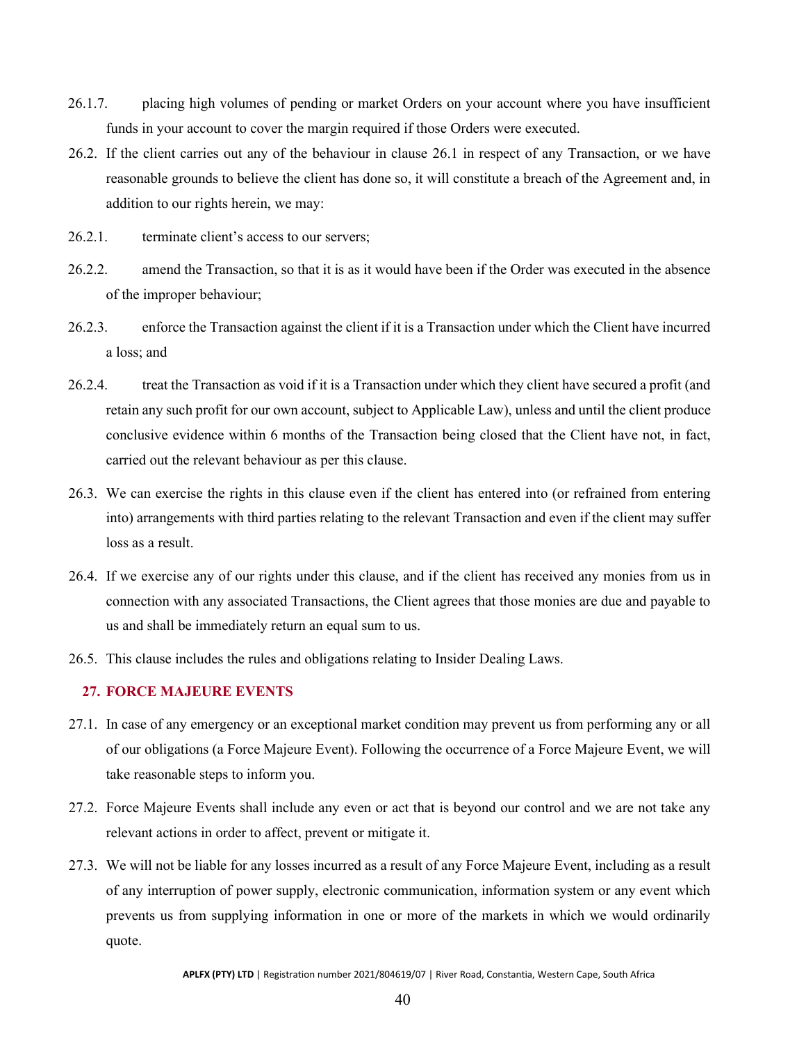26.1.7. placing high volumes of pending or market Orders on your account where you have insufficient funds in your account to cover the margin required if those Orders were executed.

26.2. If the client carries out any of the behaviour in clause 26.1 in respect of any Transaction, or we have reasonable grounds to believe the client has done so, it will constitute a breach of the Agreement and, in addition to our rights herein, we may:

26.2.1. terminate client's access to our servers;

26.2.2. amend the Transaction, so that it is as it would have been if the Order was executed in the absence of the improper behaviour;

26.2.3. enforce the Transaction against the client if it is a Transaction under which the Client have incurred a loss; and

26.2.4. treat the Transaction as void if it is a Transaction under which they client have secured a profit (and retain any such profit for our own account, subject to Applicable Law), unless and until the client produce conclusive evidence within 6 months of the Transaction being closed that the Client have not, in fact, carried out the relevant behaviour as per this clause.

26.3. We can exercise the rights in this clause even if the client has entered into (or refrained from entering into) arrangements with third parties relating to the relevant Transaction and even if the client may suffer loss as a result.

26.4. If we exercise any of our rights under this clause, and if the client has received any monies from us in connection with any associated Transactions, the Client agrees that those monies are due and payable to us and shall be immediately return an equal sum to us.

26.5. This clause includes the rules and obligations relating to Insider Dealing Laws.

## 27. FORCE MAJEURE EVENTS

27.1. In case of any emergency or an exceptional market condition may prevent us from performing any or all of our obligations (a Force Majeure Event). Following the occurrence of a Force Majeure Event, we will take reasonable steps to inform you.

27.2. Force Majeure Events shall include any even or act that is beyond our control and we are not take any relevant actions in order to affect, prevent or mitigate it.

27.3. We will not be liable for any losses incurred as a result of any Force Majeure Event, including as a result of any interruption of power supply, electronic communication, information system or any event which prevents us from supplying information in one or more of the markets in which we would ordinarily quote.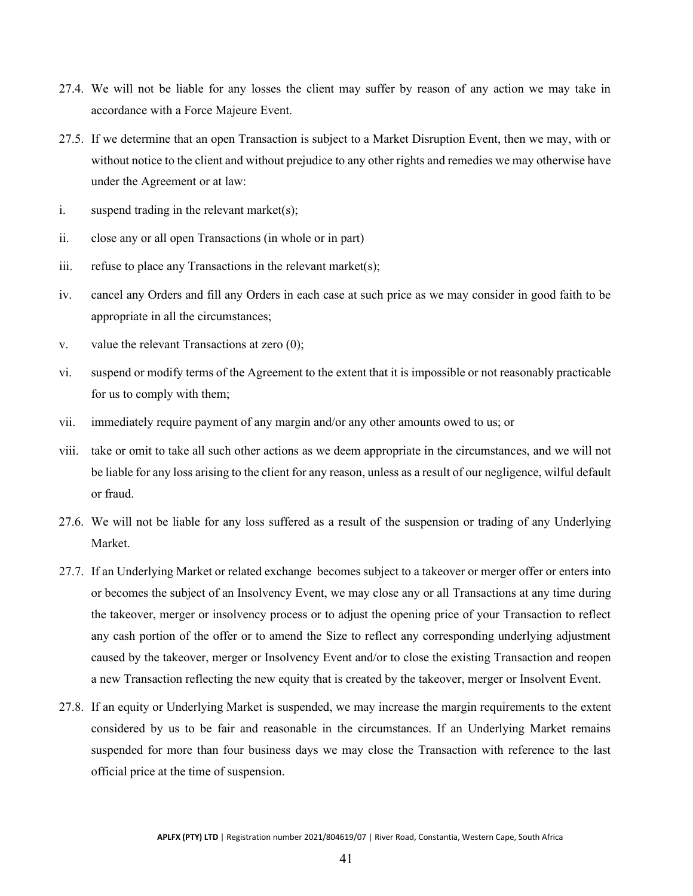27.4. We will not be liable for any losses the client may suffer by reason of any action we may take in accordance with a Force Majeure Event.

27.5. If we determine that an open Transaction is subject to a Market Disruption Event, then we may, with or without notice to the client and without prejudice to any other rights and remedies we may otherwise have under the Agreement or at law:

i. suspend trading in the relevant market(s);

ii. close any or all open Transactions (in whole or in part)

iii. refuse to place any Transactions in the relevant market(s);

iv. cancel any Orders and fill any Orders in each case at such price as we may consider in good faith to be appropriate in all the circumstances;

v. value the relevant Transactions at zero (0);

vi. suspend or modify terms of the Agreement to the extent that it is impossible or not reasonably practicable for us to comply with them;

vii. immediately require payment of any margin and/or any other amounts owed to us; or

viii. take or omit to take all such other actions as we deem appropriate in the circumstances, and we will not be liable for any loss arising to the client for any reason, unless as a result of our negligence, wilful default or fraud.

27.6. We will not be liable for any loss suffered as a result of the suspension or trading of any Underlying Market.

27.7. If an Underlying Market or related exchange becomes subject to a takeover or merger offer or enters into or becomes the subject of an Insolvency Event, we may close any or all Transactions at any time during the takeover, merger or insolvency process or to adjust the opening price of your Transaction to reflect any cash portion of the offer or to amend the Size to reflect any corresponding underlying adjustment caused by the takeover, merger or Insolvency Event and/or to close the existing Transaction and reopen a new Transaction reflecting the new equity that is created by the takeover, merger or Insolvent Event.

27.8. If an equity or Underlying Market is suspended, we may increase the margin requirements to the extent considered by us to be fair and reasonable in the circumstances. If an Underlying Market remains suspended for more than four business days we may close the Transaction with reference to the last official price at the time of suspension.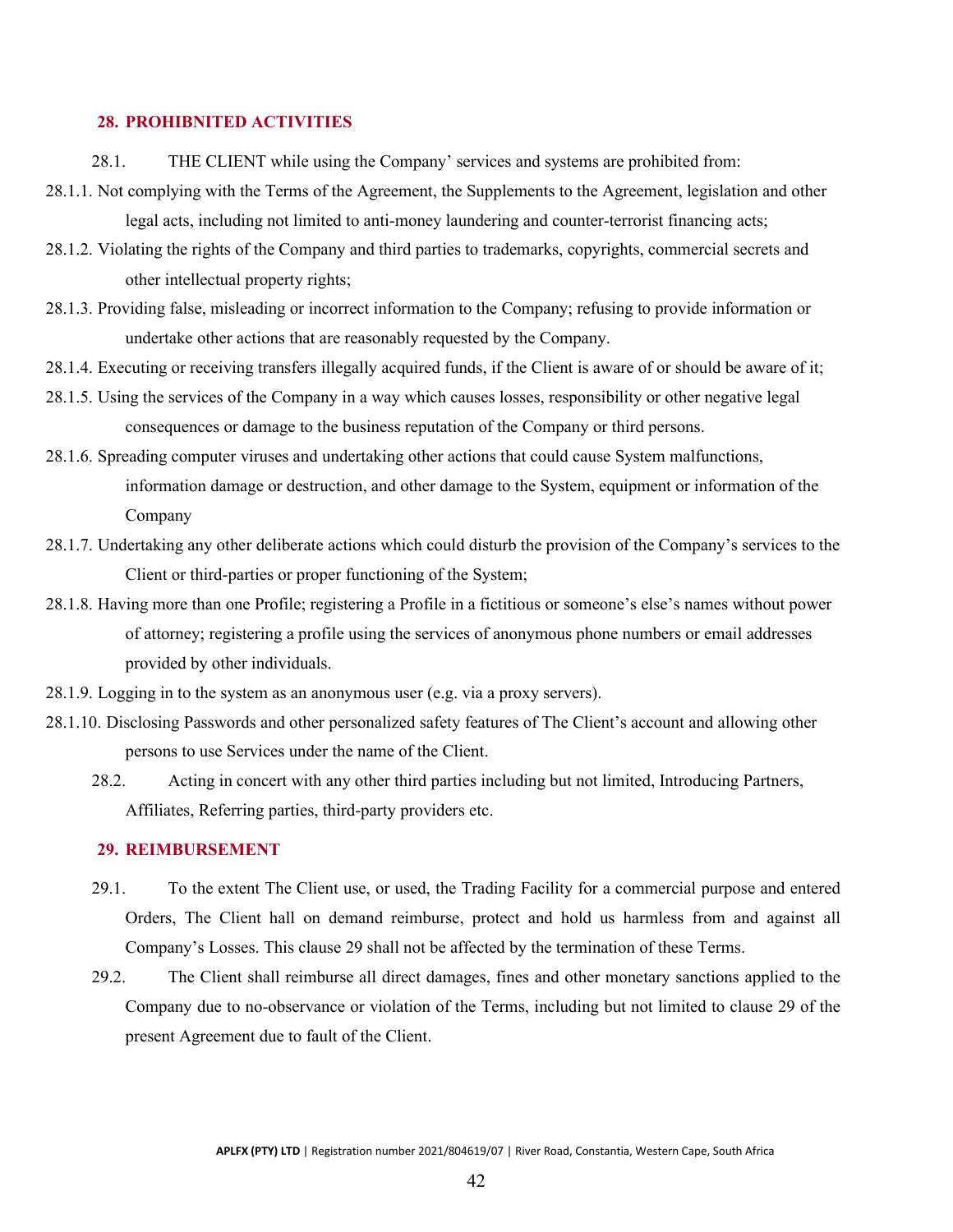## 28. PROHIBNITED ACTIVITIES

28.1. THE CLIENT while using the Company' services and systems are prohibited from:

28.1.1. Not complying with the Terms of the Agreement, the Supplements to the Agreement, legislation and other legal acts, including not limited to anti-money laundering and counter-terrorist financing acts;

28.1.2. Violating the rights of the Company and third parties to trademarks, copyrights, commercial secrets and other intellectual property rights;

28.1.3. Providing false, misleading or incorrect information to the Company; refusing to provide information or undertake other actions that are reasonably requested by the Company.

28.1.4. Executing or receiving transfers illegally acquired funds, if the Client is aware of or should be aware of it;

28.1.5. Using the services of the Company in a way which causes losses, responsibility or other negative legal consequences or damage to the business reputation of the Company or third persons.

28.1.6. Spreading computer viruses and undertaking other actions that could cause System malfunctions, information damage or destruction, and other damage to the System, equipment or information of the Company

28.1.7. Undertaking any other deliberate actions which could disturb the provision of the Company's services to the Client or third-parties or proper functioning of the System;

28.1.8. Having more than one Profile; registering a Profile in a fictitious or someone's else's names without power of attorney; registering a profile using the services of anonymous phone numbers or email addresses provided by other individuals.

28.1.9. Logging in to the system as an anonymous user (e.g. via a proxy servers).

28.1.10. Disclosing Passwords and other personalized safety features of The Client's account and allowing other persons to use Services under the name of the Client.

28.2. Acting in concert with any other third parties including but not limited, Introducing Partners, Affiliates, Referring parties, third-party providers etc.

## 29. REIMBURSEMENT

29.1. To the extent The Client use, or used, the Trading Facility for a commercial purpose and entered Orders, The Client hall on demand reimburse, protect and hold us harmless from and against all Company's Losses. This clause 29 shall not be affected by the termination of these Terms.

29.2. The Client shall reimburse all direct damages, fines and other monetary sanctions applied to the Company due to no-observance or violation of the Terms, including but not limited to clause 29 of the present Agreement due to fault of the Client.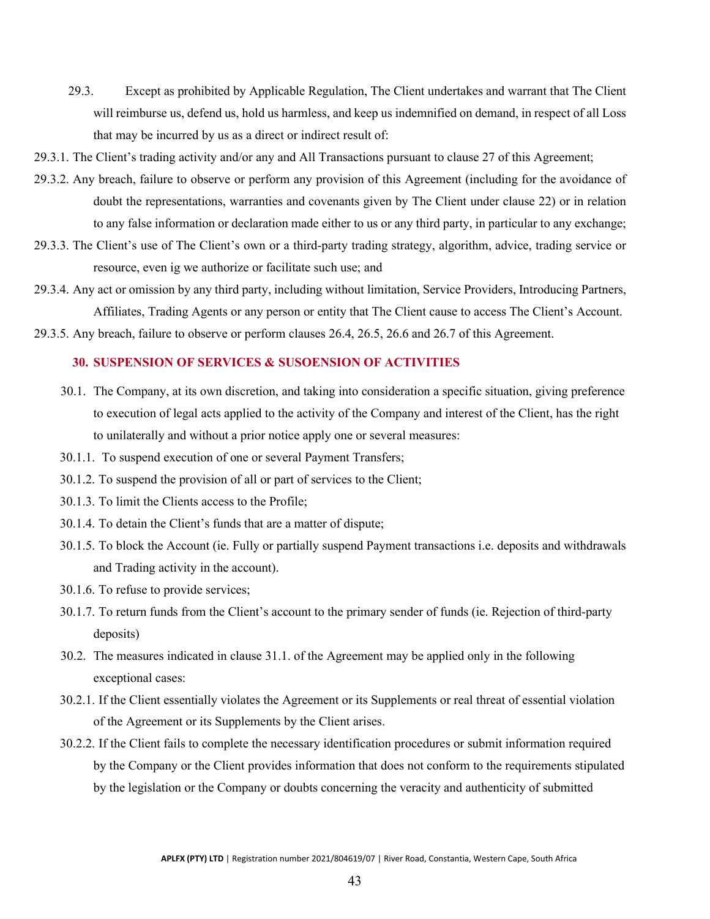29.3. Except as prohibited by Applicable Regulation, The Client undertakes and warrant that The Client will reimburse us, defend us, hold us harmless, and keep us indemnified on demand, in respect of all Loss that may be incurred by us as a direct or indirect result of:

29.3.1. The Client's trading activity and/or any and All Transactions pursuant to clause 27 of this Agreement;

29.3.2. Any breach, failure to observe or perform any provision of this Agreement (including for the avoidance of doubt the representations, warranties and covenants given by The Client under clause 22) or in relation to any false information or declaration made either to us or any third party, in particular to any exchange;

29.3.3. The Client's use of The Client's own or a third-party trading strategy, algorithm, advice, trading service or resource, even ig we authorize or facilitate such use; and

29.3.4. Any act or omission by any third party, including without limitation, Service Providers, Introducing Partners, Affiliates, Trading Agents or any person or entity that The Client cause to access The Client's Account.

29.3.5. Any breach, failure to observe or perform clauses 26.4, 26.5, 26.6 and 26.7 of this Agreement.

## 30. SUSPENSION OF SERVICES & SUSOENSION OF ACTIVITIES

30.1. The Company, at its own discretion, and taking into consideration a specific situation, giving preference to execution of legal acts applied to the activity of the Company and interest of the Client, has the right to unilaterally and without a prior notice apply one or several measures:

30.1.1. To suspend execution of one or several Payment Transfers;

30.1.2. To suspend the provision of all or part of services to the Client;

30.1.3. To limit the Clients access to the Profile;

30.1.4. To detain the Client's funds that are a matter of dispute;

30.1.5. To block the Account (ie. Fully or partially suspend Payment transactions i.e. deposits and withdrawals and Trading activity in the account).

30.1.6. To refuse to provide services;

30.1.7. To return funds from the Client's account to the primary sender of funds (ie. Rejection of third-party deposits)

30.2. The measures indicated in clause 31.1. of the Agreement may be applied only in the following exceptional cases:

30.2.1. If the Client essentially violates the Agreement or its Supplements or real threat of essential violation of the Agreement or its Supplements by the Client arises.

30.2.2. If the Client fails to complete the necessary identification procedures or submit information required by the Company or the Client provides information that does not conform to the requirements stipulated by the legislation or the Company or doubts concerning the veracity and authenticity of submitted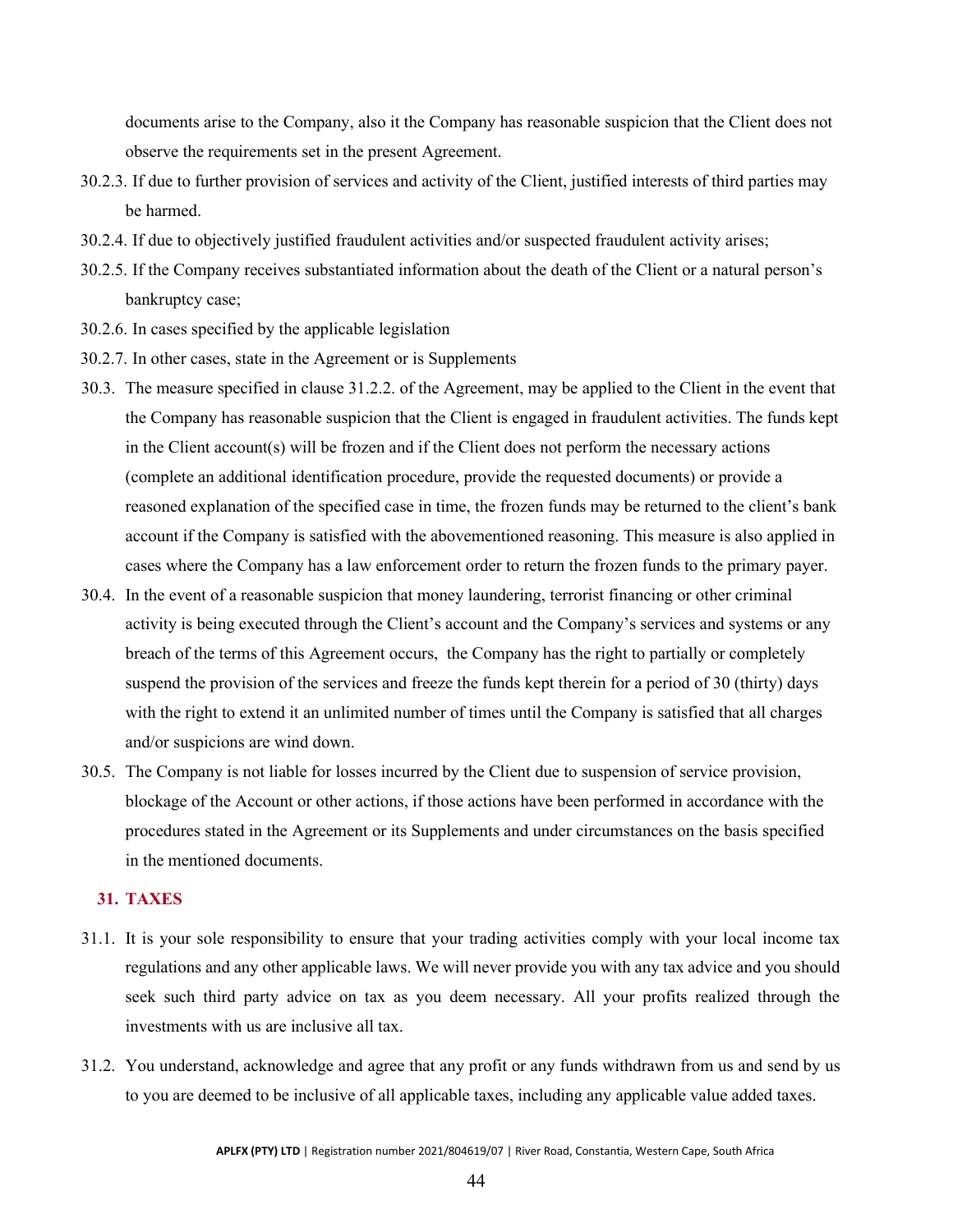documents arise to the Company, also it the Company has reasonable suspicion that the Client does not observe the requirements set in the present Agreement.

30.2.3. If due to further provision of services and activity of the Client, justified interests of third parties may be harmed.

30.2.4. If due to objectively justified fraudulent activities and/or suspected fraudulent activity arises;

30.2.5. If the Company receives substantiated information about the death of the Client or a natural person's bankruptcy case;

30.2.6. In cases specified by the applicable legislation

30.2.7. In other cases, state in the Agreement or is Supplements

30.3. The measure specified in clause 31.2.2. of the Agreement, may be applied to the Client in the event that the Company has reasonable suspicion that the Client is engaged in fraudulent activities. The funds kept in the Client account(s) will be frozen and if the Client does not perform the necessary actions (complete an additional identification procedure, provide the requested documents) or provide a reasoned explanation of the specified case in time, the frozen funds may be returned to the client's bank account if the Company is satisfied with the abovementioned reasoning. This measure is also applied in cases where the Company has a law enforcement order to return the frozen funds to the primary payer.

30.4. In the event of a reasonable suspicion that money laundering, terrorist financing or other criminal activity is being executed through the Client's account and the Company's services and systems or any breach of the terms of this Agreement occurs, the Company has the right to partially or completely suspend the provision of the services and freeze the funds kept therein for a period of 30 (thirty) days with the right to extend it an unlimited number of times until the Company is satisfied that all charges and/or suspicions are wind down.

30.5. The Company is not liable for losses incurred by the Client due to suspension of service provision, blockage of the Account or other actions, if those actions have been performed in accordance with the procedures stated in the Agreement or its Supplements and under circumstances on the basis specified in the mentioned documents.

## 31. TAXES

31.1. It is your sole responsibility to ensure that your trading activities comply with your local income tax regulations and any other applicable laws. We will never provide you with any tax advice and you should seek such third party advice on tax as you deem necessary. All your profits realized through the investments with us are inclusive all tax.

31.2. You understand, acknowledge and agree that any profit or any funds withdrawn from us and send by us to you are deemed to be inclusive of all applicable taxes, including any applicable value added taxes.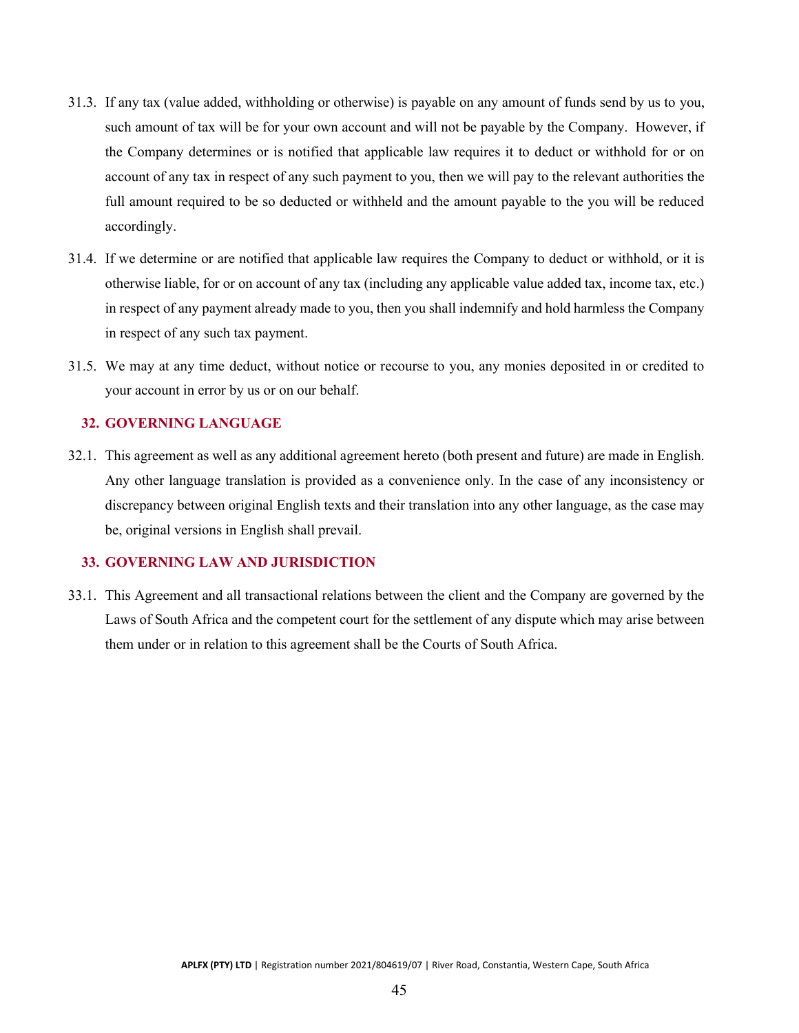31.3. If any tax (value added, withholding or otherwise) is payable on any amount of funds send by us to you, such amount of tax will be for your own account and will not be payable by the Company. However, if the Company determines or is notified that applicable law requires it to deduct or withhold for or on account of any tax in respect of any such payment to you, then we will pay to the relevant authorities the full amount required to be so deducted or withheld and the amount payable to the you will be reduced accordingly.

31.4. If we determine or are notified that applicable law requires the Company to deduct or withhold, or it is otherwise liable, for or on account of any tax (including any applicable value added tax, income tax, etc.) in respect of any payment already made to you, then you shall indemnify and hold harmless the Company in respect of any such tax payment.

31.5. We may at any time deduct, without notice or recourse to you, any monies deposited in or credited to your account in error by us or on our behalf.

## 32. GOVERNING LANGUAGE

32.1. This agreement as well as any additional agreement hereto (both present and future) are made in English. Any other language translation is provided as a convenience only. In the case of any inconsistency or discrepancy between original English texts and their translation into any other language, as the case may be, original versions in English shall prevail.

## 33. GOVERNING LAW AND JURISDICTION

33.1. This Agreement and all transactional relations between the client and the Company are governed by the Laws of South Africa and the competent court for the settlement of any dispute which may arise between them under or in relation to this agreement shall be the Courts of South Africa.